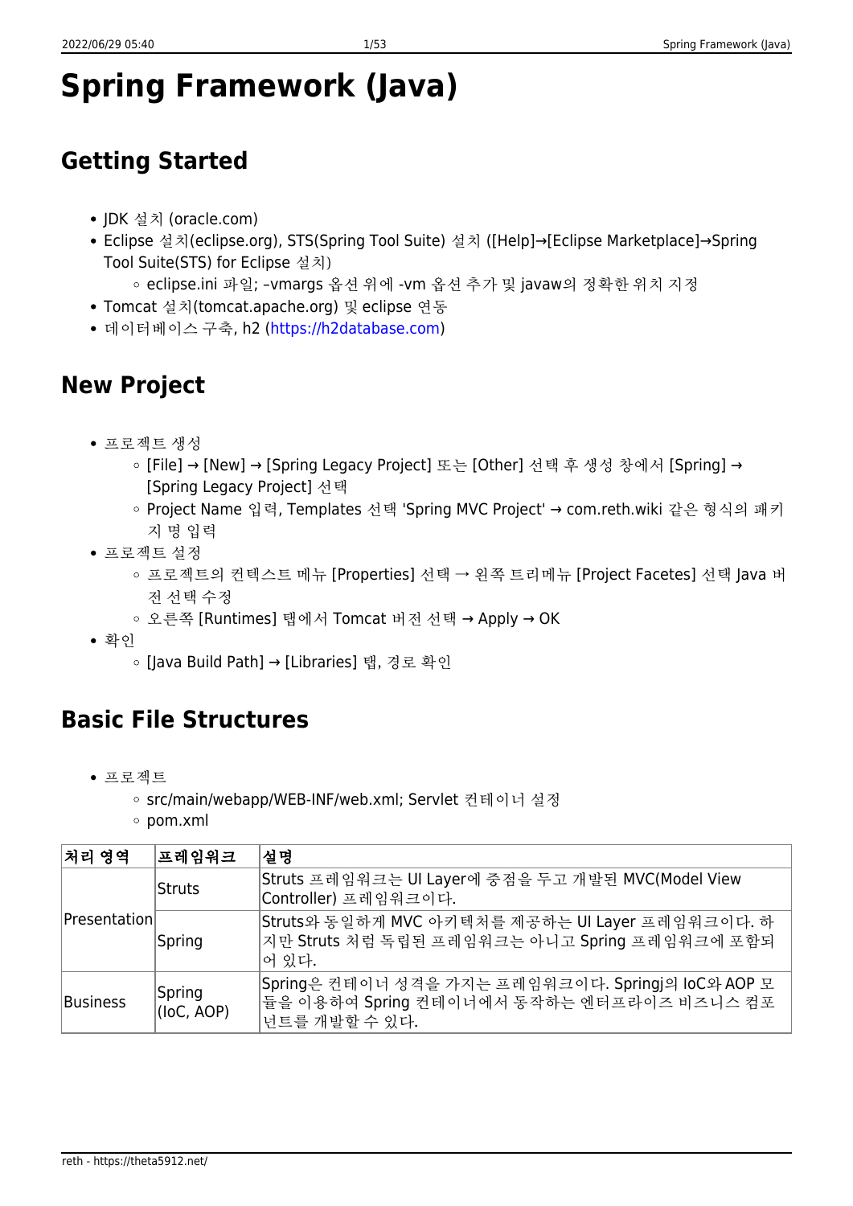# Spring Framework (Java)

## Getting Started

- JDK 설치 (oracle.com)
- Eclipse 설치(eclipse.org), STS(Spring Tool Suite) 설치 ([Help]→[Eclipse Marketplace]→Spring Tool Suite(STS) for Eclipse 설치)
  - eclipse.ini 파일; –vmargs 옵션 위에 -vm 옵션 추가 및 javaw의 정확한 위치 지정
- Tomcat 설치(tomcat.apache.org) 및 eclipse 연동
- 데이터베이스 구축, h2 (https://h2database.com)

## New Project

- 프로젝트 생성
  - [File] → [New] → [Spring Legacy Project] 또는 [Other] 선택 후 생성 창에서 [Spring] → [Spring Legacy Project] 선택
  - Project Name 입력, Templates 선택 'Spring MVC Project' → com.reth.wiki 같은 형식의 패키지 명 입력
- 프로젝트 설정
  - 프로젝트의 컨텍스트 메뉴 [Properties] 선택 → 왼쪽 트리메뉴 [Project Facetes] 선택 Java 버전 선택 수정
  - 오른쪽 [Runtimes] 탭에서 Tomcat 버전 선택 → Apply → OK
- 확인
  - [Java Build Path] → [Libraries] 탭, 경로 확인

## Basic File Structures

- 프로젝트
  - src/main/webapp/WEB-INF/web.xml; Servlet 컨테이너 설정
  - pom.xml

| 처리 영역 | 프레임워크 | 설명 |
|---|---|---|
| Presentation | Struts | Struts 프레임워크는 UI Layer에 중점을 두고 개발된 MVC(Model View Controller) 프레임워크이다. |
| | Spring | Struts와 동일하게 MVC 아키텍처를 제공하는 UI Layer 프레임워크이다. 하지만 Struts 처럼 독립된 프레임워크는 아니고 Spring 프레임워크에 포함되어 있다. |
| Business | Spring (IoC, AOP) | Spring은 컨테이너 성격을 가지는 프레임워크이다. Springj의 IoC와 AOP 모듈을 이용하여 Spring 컨테이너에서 동작하는 엔터프라이즈 비즈니스 컴포넌트를 개발할 수 있다. |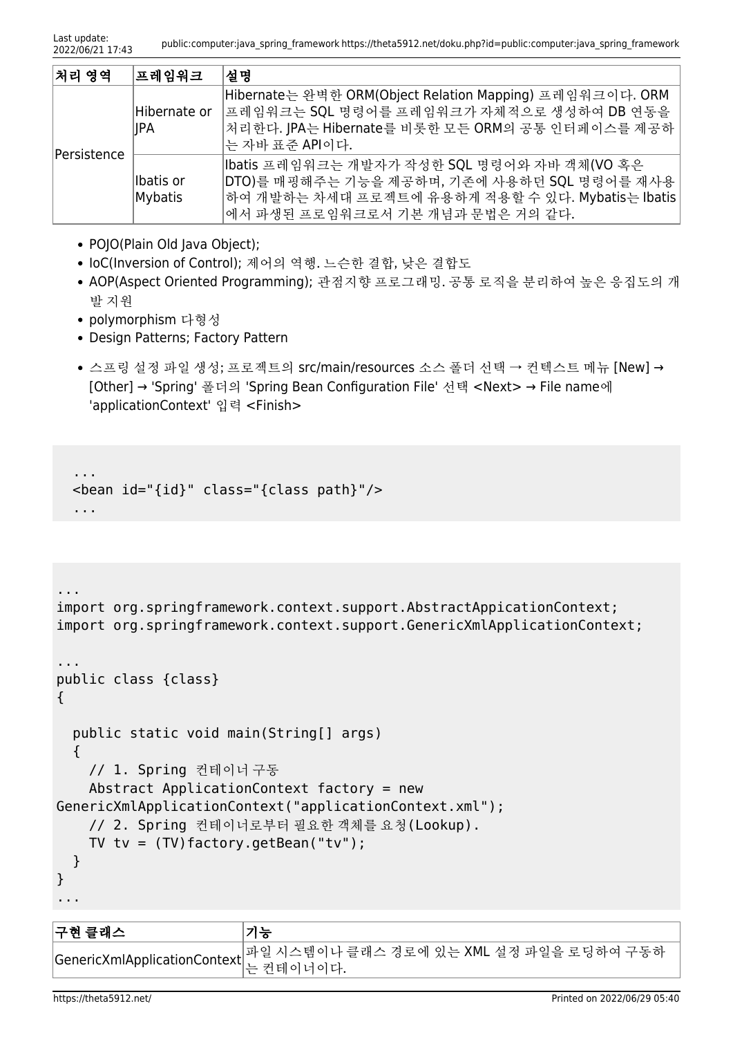| 처리 영역 | 프레임워크 | 설명 |
| --- | --- | --- |
| Persistence | Hibernate or JPA | Hibernate는 완벽한 ORM(Object Relation Mapping) 프레임워크이다. ORM 프레임워크는 SQL 명령어를 프레임워크가 자체적으로 생성하여 DB 연동을 처리한다. JPA는 Hibernate를 비롯한 모든 ORM의 공통 인터페이스를 제공하는 자바 표준 API이다. |
| | Ibatis or Mybatis | Ibatis 프레임워크는 개발자가 작성한 SQL 명령어와 자바 객체(VO 혹은 DTO)를 매핑해주는 기능을 제공하며, 기존에 사용하던 SQL 명령어를 재사용하여 개발하는 차세대 프로젝트에 유용하게 적용할 수 있다. Mybatis는 Ibatis에서 파생된 프로임워크로서 기본 개념과 문법은 거의 같다. |

- POJO(Plain Old Java Object);
- IoC(Inversion of Control); 제어의 역행. 느슨한 결합, 낮은 결합도
- AOP(Aspect Oriented Programming); 관점지향 프로그래밍. 공통 로직을 분리하여 높은 응집도의 개발 지원
- polymorphism 다형성
- Design Patterns; Factory Pattern

- 스프링 설정 파일 생성; 프로젝트의 src/main/resources 소스 폴더 선택 → 컨텍스트 메뉴 [New] → [Other] → 'Spring' 폴더의 'Spring Bean Configuration File' 선택 <Next> → File name에 'applicationContext' 입력 <Finish>

```
  ...
  <bean id="{id}" class="{class path}"/>
  ...
```

```
...
import org.springframework.context.support.AbstractAppicationContext;
import org.springframework.context.support.GenericXmlApplicationContext;

...
public class {class}
{

  public static void main(String[] args)
  {
    // 1. Spring 컨테이너 구동
    Abstract ApplicationContext factory = new
GenericXmlApplicationContext("applicationContext.xml");
    // 2. Spring 컨테이너로부터 필요한 객체를 요청(Lookup).
    TV tv = (TV)factory.getBean("tv");
  }
}
...
```

| 구현 클래스 | 기능 |
| --- | --- |
| GenericXmlApplicationContext | 파일 시스템이나 클래스 경로에 있는 XML 설정 파일을 로딩하여 구동하는 컨테이너이다. |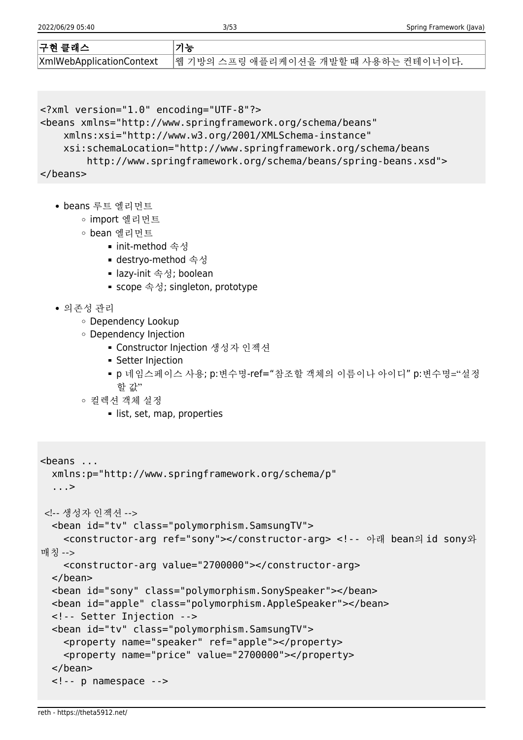| 구현 클래스 | 기능 |
| --- | --- |
| XmlWebApplicationContext | 웹 기방의 스프링 애플리케이션을 개발할 때 사용하는 컨테이너이다. |

```
<?xml version="1.0" encoding="UTF-8"?>
<beans xmlns="http://www.springframework.org/schema/beans"
    xmlns:xsi="http://www.w3.org/2001/XMLSchema-instance"
    xsi:schemaLocation="http://www.springframework.org/schema/beans
        http://www.springframework.org/schema/beans/spring-beans.xsd">
</beans>
```

- beans 루트 엘리먼트
  - import 엘리먼트
  - bean 엘리먼트
    - init-method 속성
    - destryo-method 속성
    - lazy-init 속성; boolean
    - scope 속성; singleton, prototype
- 의존성 관리
  - Dependency Lookup
  - Dependency Injection
    - Constructor Injection 생성자 인젝션
    - Setter Injection
    - p 네임스페이스 사용; p:변수명-ref="참조할 객체의 이름이나 아이디" p:변수명="설정할 값"
  - 컬렉션 객체 설정
    - list, set, map, properties

```
<beans ...
  xmlns:p="http://www.springframework.org/schema/p"
  ...>

 <!-- 생성자 인젝션 -->
  <bean id="tv" class="polymorphism.SamsungTV">
    <constructor-arg ref="sony"></constructor-arg> <!-- 아래 bean의 id sony와 매칭 -->
    <constructor-arg value="2700000"></constructor-arg>
  </bean>
  <bean id="sony" class="polymorphism.SonySpeaker"></bean>
  <bean id="apple" class="polymorphism.AppleSpeaker"></bean>
  <!-- Setter Injection -->
  <bean id="tv" class="polymorphism.SamsungTV">
    <property name="speaker" ref="apple"></property>
    <property name="price" value="2700000"></property>
  </bean>
  <!-- p namespace -->
```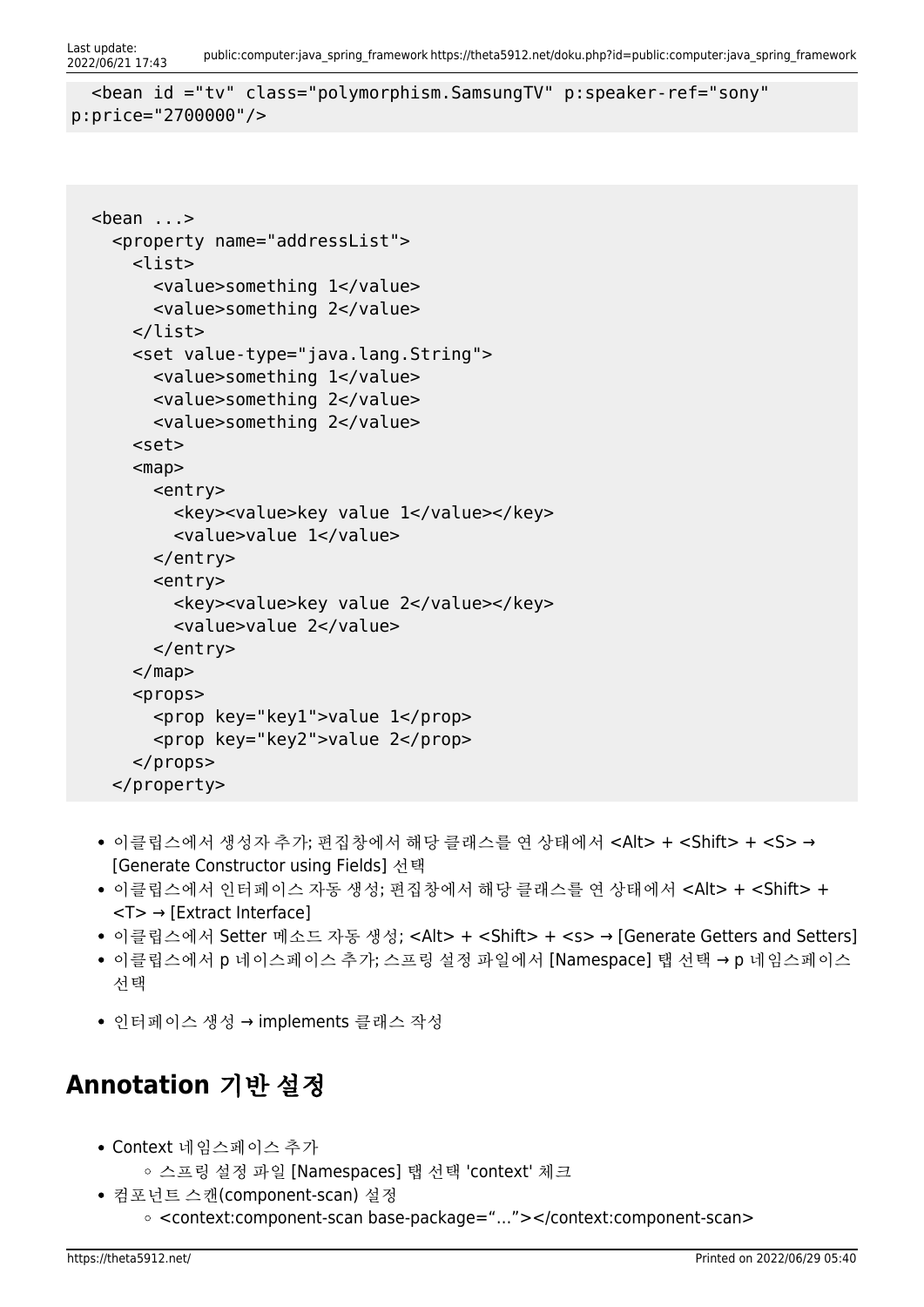```
<bean id ="tv" class="polymorphism.SamsungTV" p:speaker-ref="sony"
p:price="2700000"/>
```

```
<bean ...>
  <property name="addressList">
    <list>
      <value>something 1</value>
      <value>something 2</value>
    </list>
    <set value-type="java.lang.String">
      <value>something 1</value>
      <value>something 2</value>
      <value>something 2</value>
    <set>
    <map>
      <entry>
        <key><value>key value 1</value></key>
        <value>value 1</value>
      </entry>
      <entry>
        <key><value>key value 2</value></key>
        <value>value 2</value>
      </entry>
    </map>
    <props>
      <prop key="key1">value 1</prop>
      <prop key="key2">value 2</prop>
    </props>
  </property>
```

- 이클립스에서 생성자 추가; 편집창에서 해당 클래스를 연 상태에서 <Alt> + <Shift> + <S> → [Generate Constructor using Fields] 선택
- 이클립스에서 인터페이스 자동 생성; 편집창에서 해당 클래스를 연 상태에서 <Alt> + <Shift> + <T> → [Extract Interface]
- 이클립스에서 Setter 메소드 자동 생성; <Alt> + <Shift> + <s> → [Generate Getters and Setters]
- 이클립스에서 p 네이스페이스 추가; 스프링 설정 파일에서 [Namespace] 탭 선택 → p 네임스페이스 선택

- 인터페이스 생성 → implements 클래스 작성

## Annotation 기반 설정

- Context 네임스페이스 추가
  - 스프링 설정 파일 [Namespaces] 탭 선택 'context' 체크
- 컴포넌트 스캔(component-scan) 설정
  - <context:component-scan base-package="…"></context:component-scan>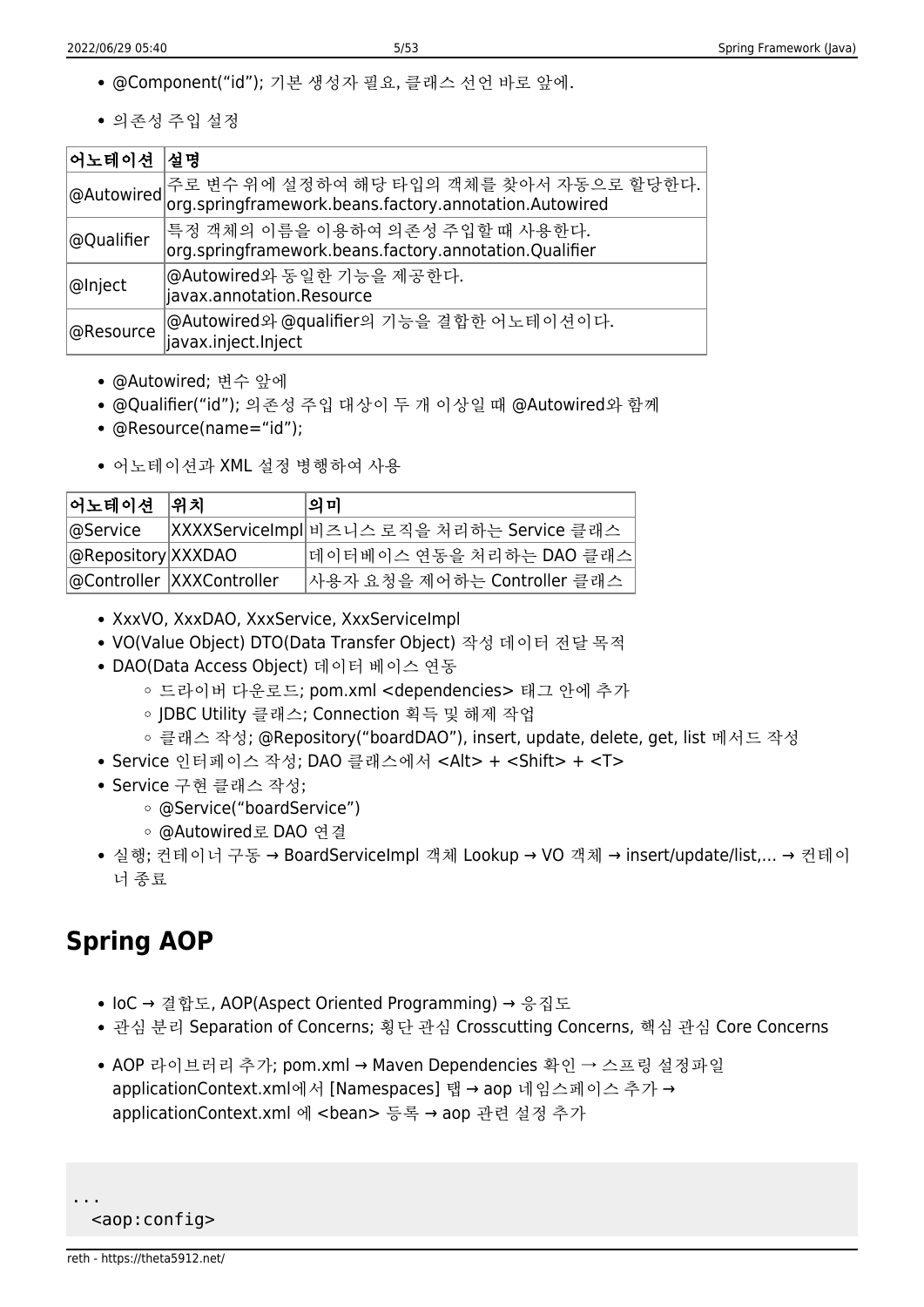- @Component("id"); 기본 생성자 필요, 클래스 선언 바로 앞에.

- 의존성 주입 설정

| 어노테이션 | 설명 |
|---|---|
| @Autowired | 주로 변수 위에 설정하여 해당 타입의 객체를 찾아서 자동으로 할당한다. org.springframework.beans.factory.annotation.Autowired |
| @Qualifier | 특정 객체의 이름을 이용하여 의존성 주입할 때 사용한다. org.springframework.beans.factory.annotation.Qualifier |
| @Inject | @Autowired와 동일한 기능을 제공한다. javax.annotation.Resource |
| @Resource | @Autowired와 @qualifier의 기능을 결합한 어노테이션이다. javax.inject.Inject |

- @Autowired; 변수 앞에
- @Qualifier("id"); 의존성 주입 대상이 두 개 이상일 때 @Autowired와 함께
- @Resource(name="id");

- 어노테이션과 XML 설정 병행하여 사용

| 어노테이션 | 위치 | 의미 |
|---|---|---|
| @Service | XXXXServiceImpl | 비즈니스 로직을 처리하는 Service 클래스 |
| @Repository | XXXDAO | 데이터베이스 연동을 처리하는 DAO 클래스 |
| @Controller | XXXController | 사용자 요청을 제어하는 Controller 클래스 |

- XxxVO, XxxDAO, XxxService, XxxServiceImpl
- VO(Value Object) DTO(Data Transfer Object) 작성 데이터 전달 목적
- DAO(Data Access Object) 데이터 베이스 연동
  - 드라이버 다운로드; pom.xml <dependencies> 태그 안에 추가
  - JDBC Utility 클래스; Connection 획득 및 해제 작업
  - 클래스 작성; @Repository("boardDAO"), insert, update, delete, get, list 메서드 작성
- Service 인터페이스 작성; DAO 클래스에서 <Alt> + <Shift> + <T>
- Service 구현 클래스 작성;
  - @Service("boardService")
  - @Autowired로 DAO 연결
- 실행; 컨테이너 구동 → BoardServiceImpl 객체 Lookup → VO 객체 → insert/update/list,… → 컨테이너 종료

## Spring AOP

- IoC → 결합도, AOP(Aspect Oriented Programming) → 응집도
- 관심 분리 Separation of Concerns; 횡단 관심 Crosscutting Concerns, 핵심 관심 Core Concerns

- AOP 라이브러리 추가; pom.xml → Maven Dependencies 확인 → 스프링 설정파일 applicationContext.xml에서 [Namespaces] 탭 → aop 네임스페이스 추가 → applicationContext.xml 에 <bean> 등록 → aop 관련 설정 추가

```
...
  <aop:config>
```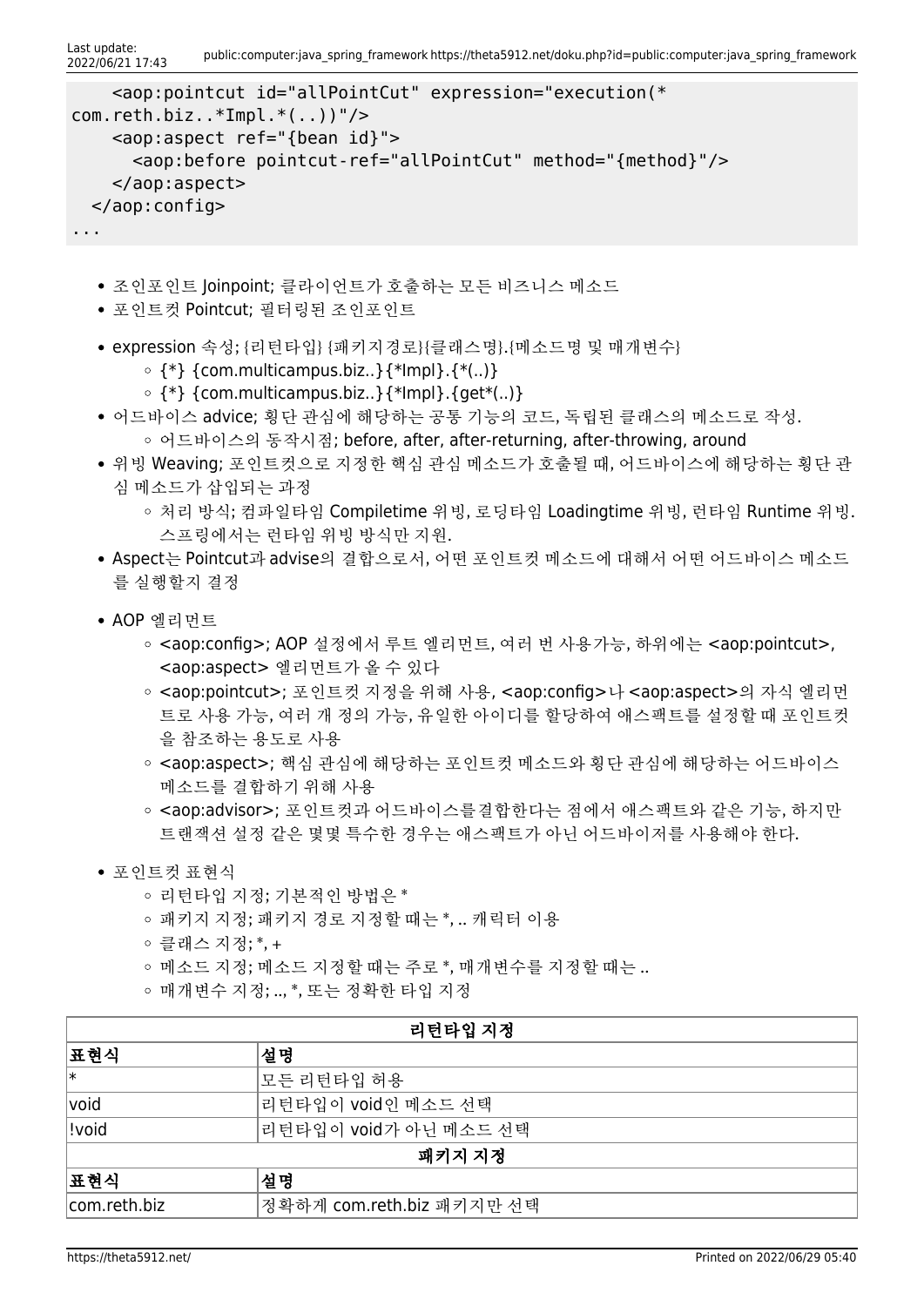```
    <aop:pointcut id="allPointCut" expression="execution(*
com.reth.biz..*Impl.*(..))"/>
    <aop:aspect ref="{bean id}">
      <aop:before pointcut-ref="allPointCut" method="{method}"/>
    </aop:aspect>
  </aop:config>
...
```

- 조인포인트 Joinpoint; 클라이언트가 호출하는 모든 비즈니스 메소드
- 포인트컷 Pointcut; 필터링된 조인포인트

- expression 속성; {리턴타입} {패키지경로}{클래스명}.{메소드명 및 매개변수}
    - {*} {com.multicampus.biz..}{*Impl}.{*(..)}
    - {*} {com.multicampus.biz..}{*Impl}.{get*(..)}
- 어드바이스 advice; 횡단 관심에 해당하는 공통 기능의 코드, 독립된 클래스의 메소드로 작성.
    - 어드바이스의 동작시점; before, after, after-returning, after-throwing, around
- 위빙 Weaving; 포인트컷으로 지정한 핵심 관심 메소드가 호출될 때, 어드바이스에 해당하는 횡단 관심 메소드가 삽입되는 과정
    - 처리 방식; 컴파일타임 Compiletime 위빙, 로딩타임 Loadingtime 위빙, 런타임 Runtime 위빙. 스프링에서는 런타임 위빙 방식만 지원.
- Aspect는 Pointcut과 advise의 결합으로서, 어떤 포인트컷 메소드에 대해서 어떤 어드바이스 메소드를 실행할지 결정

- AOP 엘리먼트
    - <aop:config>; AOP 설정에서 루트 엘리먼트, 여러 번 사용가능, 하위에는 <aop:pointcut>, <aop:aspect> 엘리먼트가 올 수 있다
    - <aop:pointcut>; 포인트컷 지정을 위해 사용, <aop:config>나 <aop:aspect>의 자식 엘리먼트로 사용 가능, 여러 개 정의 가능, 유일한 아이디를 할당하여 애스팩트를 설정할 때 포인트컷을 참조하는 용도로 사용
    - <aop:aspect>; 핵심 관심에 해당하는 포인트컷 메소드와 횡단 관심에 해당하는 어드바이스 메소드를 결합하기 위해 사용
    - <aop:advisor>; 포인트컷과 어드바이스를결합한다는 점에서 애스팩트와 같은 기능, 하지만 트랜잭션 설정 같은 몇몇 특수한 경우는 애스팩트가 아닌 어드바이저를 사용해야 한다.

- 포인트컷 표현식
    - 리턴타입 지정; 기본적인 방법은 *
    - 패키지 지정; 패키지 경로 지정할 때는 *, .. 캐릭터 이용
    - 클래스 지정; *, +
    - 메소드 지정; 메소드 지정할 때는 주로 *, 매개변수를 지정할 때는 ..
    - 매개변수 지정; .., *, 또는 정확한 타입 지정

| **리턴타입 지정** | |
|---|---|
| **표현식** | **설명** |
| * | 모든 리턴타입 허용 |
| void | 리턴타입이 void인 메소드 선택 |
| !void | 리턴타입이 void가 아닌 메소드 선택 |
| **패키지 지정** | |
| **표현식** | **설명** |
| com.reth.biz | 정확하게 com.reth.biz 패키지만 선택 |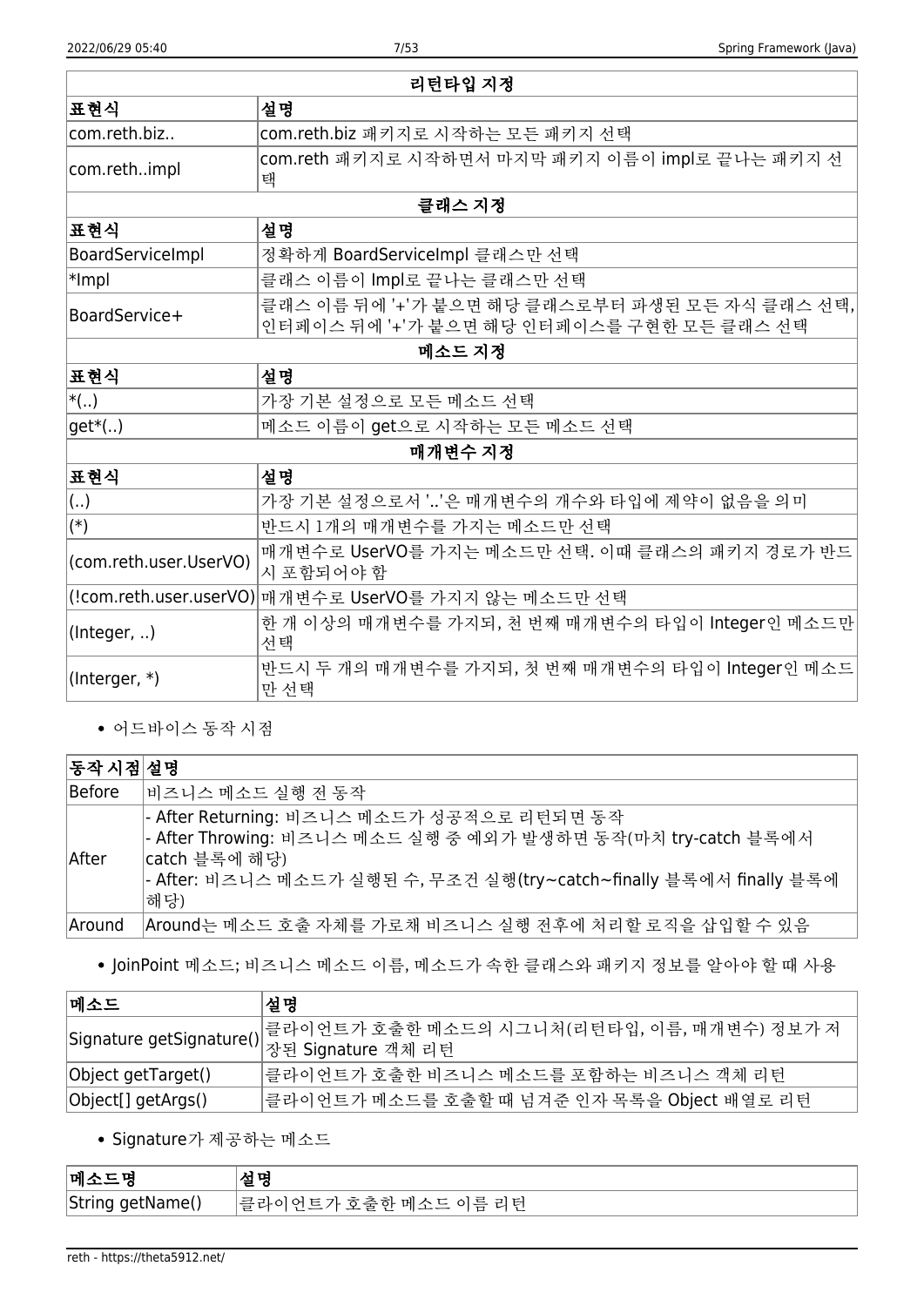| 리턴타입 지정 | |
|---|---|
| **표현식** | **설명** |
| com.reth.biz.. | com.reth.biz 패키지로 시작하는 모든 패키지 선택 |
| com.reth..impl | com.reth 패키지로 시작하면서 마지막 패키지 이름이 impl로 끝나는 패키지 선택 |
| **클래스 지정** | |
| **표현식** | **설명** |
| BoardServiceImpl | 정확하게 BoardServiceImpl 클래스만 선택 |
| *Impl | 클래스 이름이 Impl로 끝나는 클래스만 선택 |
| BoardService+ | 클래스 이름 뒤에 '+'가 붙으면 해당 클래스로부터 파생된 모든 자식 클래스 선택, 인터페이스 뒤에 '+'가 붙으면 해당 인터페이스를 구현한 모든 클래스 선택 |
| **메소드 지정** | |
| **표현식** | **설명** |
| *(..) | 가장 기본 설정으로 모든 메소드 선택 |
| get*(..) | 메소드 이름이 get으로 시작하는 모든 메소드 선택 |
| **매개변수 지정** | |
| **표현식** | **설명** |
| (..) | 가장 기본 설정으로서 '..'은 매개변수의 개수와 타입에 제약이 없음을 의미 |
| (*) | 반드시 1개의 매개변수를 가지는 메소드만 선택 |
| (com.reth.user.UserVO) | 매개변수로 UserVO를 가지는 메소드만 선택. 이때 클래스의 패키지 경로가 반드시 포함되어야 함 |
| (!com.reth.user.userVO) | 매개변수로 UserVO를 가지지 않는 메소드만 선택 |
| (Integer, ..) | 한 개 이상의 매개변수를 가지되, 천 번째 매개변수의 타입이 Integer인 메소드만 선택 |
| (Interger, *) | 반드시 두 개의 매개변수를 가지되, 첫 번째 매개변수의 타입이 Integer인 메소드만 선택 |

- 어드바이스 동작 시점

| 동작 시점 | 설명 |
|---|---|
| Before | 비즈니스 메소드 실행 전 동작 |
| After | - After Returning: 비즈니스 메소드가 성공적으로 리턴되면 동작<br>- After Throwing: 비즈니스 메소드 실행 중 예외가 발생하면 동작(마치 try-catch 블록에서 catch 블록에 해당)<br>- After: 비즈니스 메소드가 실행된 수, 무조건 실행(try~catch~finally 블록에서 finally 블록에 해당) |
| Around | Around는 메소드 호출 자체를 가로채 비즈니스 실행 전후에 처리할 로직을 삽입할 수 있음 |

- JoinPoint 메소드; 비즈니스 메소드 이름, 메소드가 속한 클래스와 패키지 정보를 알아야 할 때 사용

| 메소드 | 설명 |
|---|---|
| Signature getSignature() | 클라이언트가 호출한 메소드의 시그니처(리턴타입, 이름, 매개변수) 정보가 저장된 Signature 객체 리턴 |
| Object getTarget() | 클라이언트가 호출한 비즈니스 메소드를 포함하는 비즈니스 객체 리턴 |
| Object[] getArgs() | 클라이언트가 메소드를 호출할 때 넘겨준 인자 목록을 Object 배열로 리턴 |

- Signature가 제공하는 메소드

| 메소드명 | 설명 |
|---|---|
| String getName() | 클라이언트가 호출한 메소드 이름 리턴 |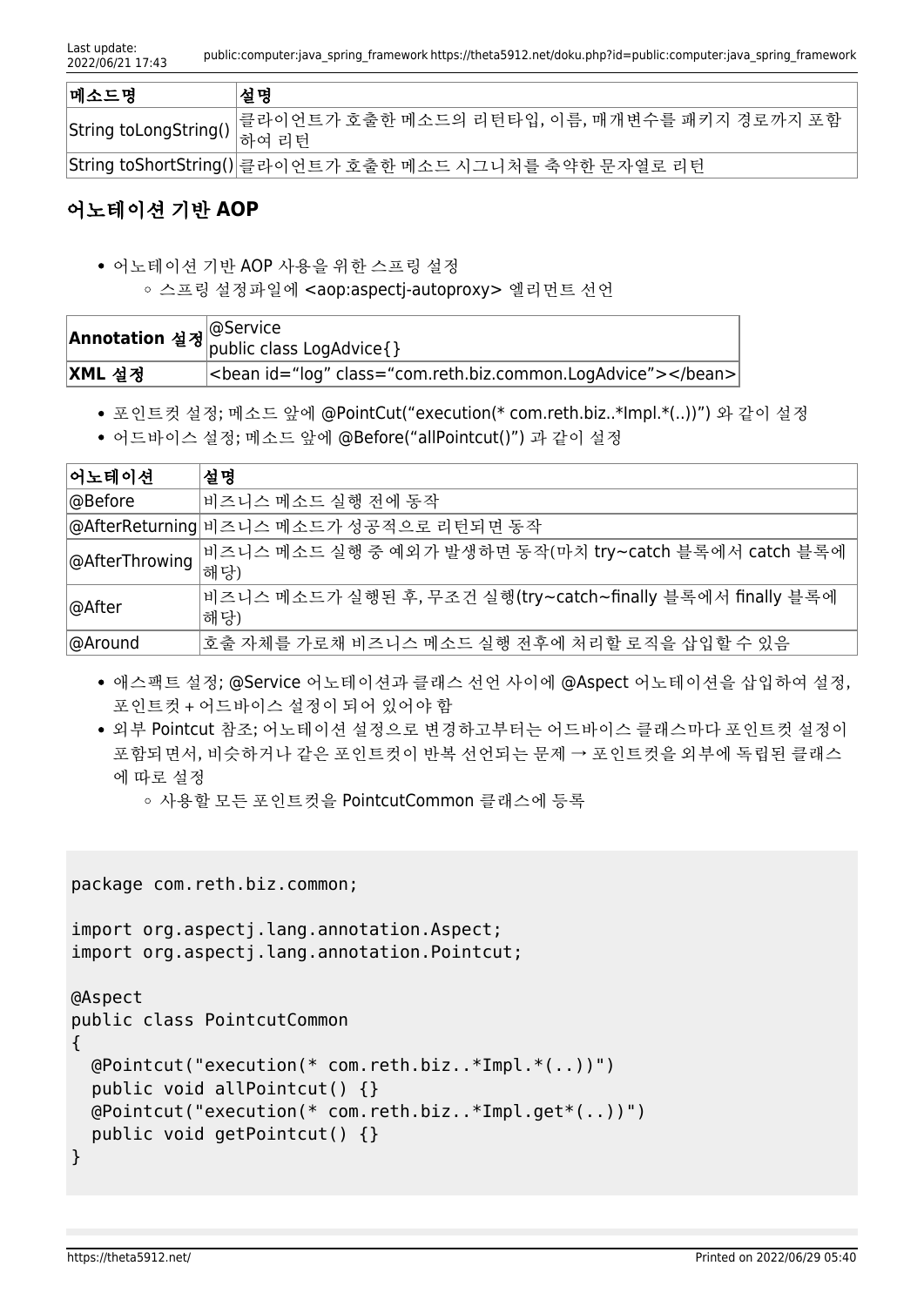| 메소드명 | 설명 |
| --- | --- |
| String toLongString() | 클라이언트가 호출한 메소드의 리턴타입, 이름, 매개변수를 패키지 경로까지 포함하여 리턴 |
| String toShortString() | 클라이언트가 호출한 메소드 시그니처를 축약한 문자열로 리턴 |

## 어노테이션 기반 AOP

- 어노테이션 기반 AOP 사용을 위한 스프링 설정
  - 스프링 설정파일에 <aop:aspectj-autoproxy> 엘리먼트 선언

| **Annotation 설정** | @Service<br>public class LogAdvice{} |
| --- | --- |
| **XML 설정** | <bean id="log" class="com.reth.biz.common.LogAdvice"></bean> |

- 포인트컷 설정; 메소드 앞에 @PointCut("execution(* com.reth.biz..*Impl.*(..))") 와 같이 설정
- 어드바이스 설정; 메소드 앞에 @Before("allPointcut()") 과 같이 설정

| 어노테이션 | 설명 |
| --- | --- |
| @Before | 비즈니스 메소드 실행 전에 동작 |
| @AfterReturning | 비즈니스 메소드가 성공적으로 리턴되면 동작 |
| @AfterThrowing | 비즈니스 메소드 실행 중 예외가 발생하면 동작(마치 try~catch 블록에서 catch 블록에 해당) |
| @After | 비즈니스 메소드가 실행된 후, 무조건 실행(try~catch~finally 블록에서 finally 블록에 해당) |
| @Around | 호출 자체를 가로채 비즈니스 메소드 실행 전후에 처리할 로직을 삽입할 수 있음 |

- 애스팩트 설정; @Service 어노테이션과 클래스 선언 사이에 @Aspect 어노테이션을 삽입하여 설정, 포인트컷 + 어드바이스 설정이 되어 있어야 함
- 외부 Pointcut 참조; 어노테이션 설정으로 변경하고부터는 어드바이스 클래스마다 포인트컷 설정이 포함되면서, 비슷하거나 같은 포인트컷이 반복 선언되는 문제 → 포인트컷을 외부에 독립된 클래스에 따로 설정
  - 사용할 모든 포인트컷을 PointcutCommon 클래스에 등록

```
package com.reth.biz.common;

import org.aspectj.lang.annotation.Aspect;
import org.aspectj.lang.annotation.Pointcut;

@Aspect
public class PointcutCommon
{
  @Pointcut("execution(* com.reth.biz..*Impl.*(..))")
  public void allPointcut() {}
  @Pointcut("execution(* com.reth.biz..*Impl.get*(..))")
  public void getPointcut() {}
}
```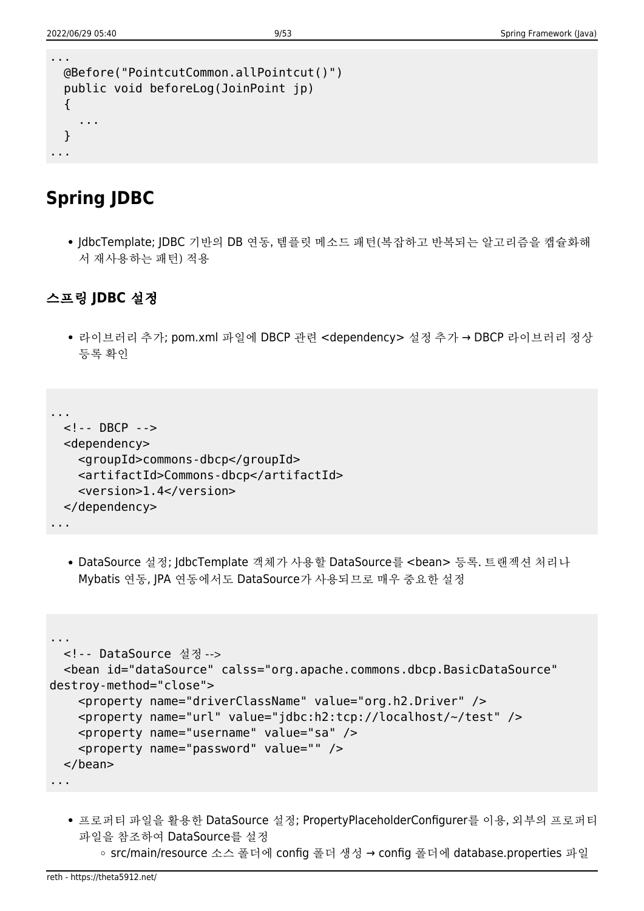```
...
  @Before("PointcutCommon.allPointcut()")
  public void beforeLog(JoinPoint jp)
  {
    ...
  }
...
```

## Spring JDBC

- JdbcTemplate; JDBC 기반의 DB 연동, 템플릿 메소드 패턴(복잡하고 반복되는 알고리즘을 캡슐화해서 재사용하는 패턴) 적용

### 스프링 JDBC 설정

- 라이브러리 추가; pom.xml 파일에 DBCP 관련 <dependency> 설정 추가 → DBCP 라이브러리 정상 등록 확인

```
...
  <!-- DBCP -->
  <dependency>
    <groupId>commons-dbcp</groupId>
    <artifactId>Commons-dbcp</artifactId>
    <version>1.4</version>
  </dependency>
...
```

- DataSource 설정; JdbcTemplate 객체가 사용할 DataSource를 <bean> 등록. 트랜잭션 처리나 Mybatis 연동, JPA 연동에서도 DataSource가 사용되므로 매우 중요한 설정

```
...
  <!-- DataSource 설정 -->
  <bean id="dataSource" calss="org.apache.commons.dbcp.BasicDataSource"
destroy-method="close">
    <property name="driverClassName" value="org.h2.Driver" />
    <property name="url" value="jdbc:h2:tcp://localhost/~/test" />
    <property name="username" value="sa" />
    <property name="password" value="" />
  </bean>
...
```

- 프로퍼티 파일을 활용한 DataSource 설정; PropertyPlaceholderConfigurer를 이용, 외부의 프로퍼티 파일을 참조하여 DataSource를 설정
  - src/main/resource 소스 폴더에 config 폴더 생성 → config 폴더에 database.properties 파일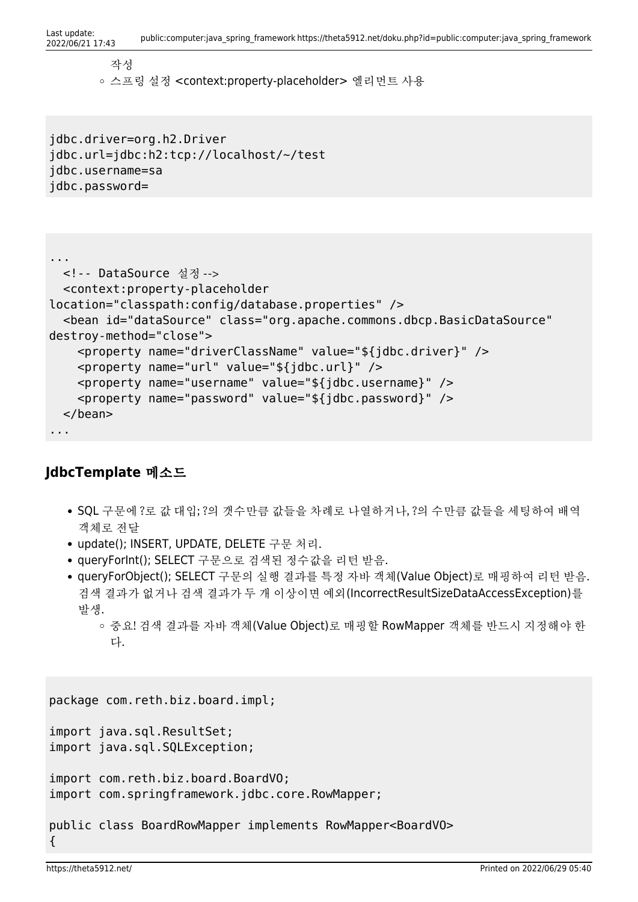작성
- 스프링 설정 <context:property-placeholder> 엘리먼트 사용

```
jdbc.driver=org.h2.Driver
jdbc.url=jdbc:h2:tcp://localhost/~/test
jdbc.username=sa
jdbc.password=
```

```
...
  <!-- DataSource 설정 -->
  <context:property-placeholder
location="classpath:config/database.properties" />
  <bean id="dataSource" class="org.apache.commons.dbcp.BasicDataSource"
destroy-method="close">
    <property name="driverClassName" value="${jdbc.driver}" />
    <property name="url" value="${jdbc.url}" />
    <property name="username" value="${jdbc.username}" />
    <property name="password" value="${jdbc.password}" />
  </bean>
...
```

### JdbcTemplate 메소드

- SQL 구문에 ?로 값 대입; ?의 갯수만큼 값들을 차례로 나열하거나, ?의 수만큼 값들을 세팅하여 배역 객체로 전달
- update(); INSERT, UPDATE, DELETE 구문 처리.
- queryForInt(); SELECT 구문으로 검색된 정수값을 리턴 받음.
- queryForObject(); SELECT 구문의 실행 결과를 특정 자바 객체(Value Object)로 매핑하여 리턴 받음. 검색 결과가 없거나 검색 결과가 두 개 이상이면 예외(IncorrectResultSizeDataAccessException)를 발생.
  - 중요! 검색 결과를 자바 객체(Value Object)로 매핑할 RowMapper 객체를 반드시 지정해야 한다.

```
package com.reth.biz.board.impl;

import java.sql.ResultSet;
import java.sql.SQLException;

import com.reth.biz.board.BoardVO;
import com.springframework.jdbc.core.RowMapper;

public class BoardRowMapper implements RowMapper<BoardVO>
{
```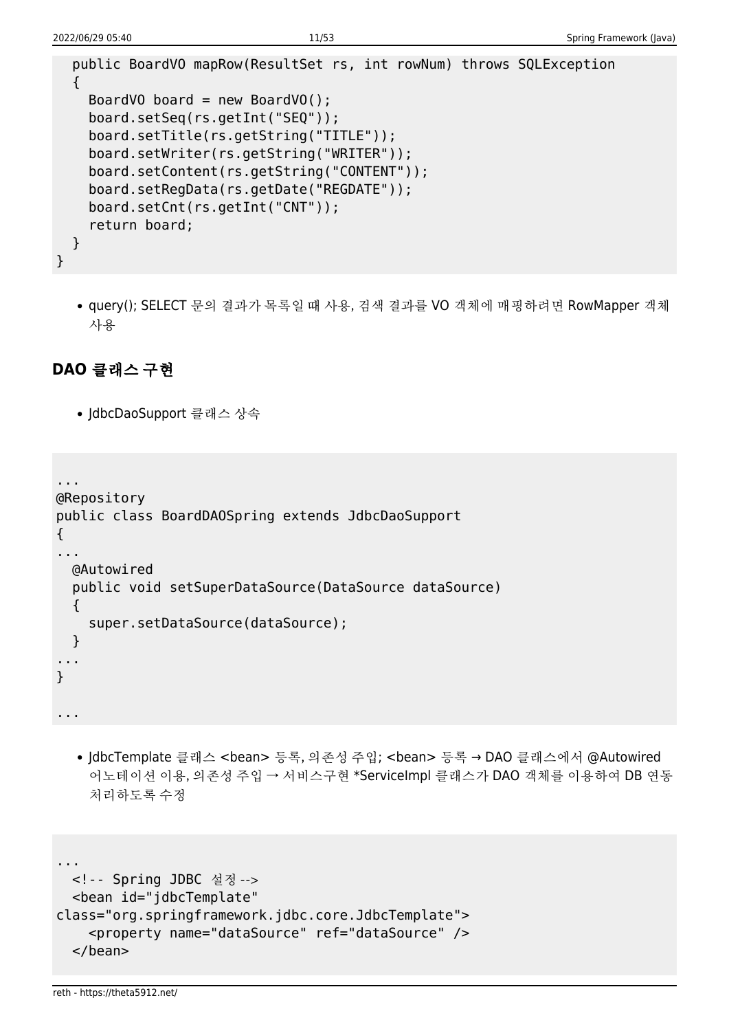```
  public BoardVO mapRow(ResultSet rs, int rowNum) throws SQLException
  {
    BoardVO board = new BoardVO();
    board.setSeq(rs.getInt("SEQ"));
    board.setTitle(rs.getString("TITLE"));
    board.setWriter(rs.getString("WRITER"));
    board.setContent(rs.getString("CONTENT"));
    board.setRegData(rs.getDate("REGDATE"));
    board.setCnt(rs.getInt("CNT"));
    return board;
  }
}
```

- query(); SELECT 문의 결과가 목록일 때 사용, 검색 결과를 VO 객체에 매핑하려면 RowMapper 객체 사용

## DAO 클래스 구현

- JdbcDaoSupport 클래스 상속

```
...
@Repository
public class BoardDAOSpring extends JdbcDaoSupport
{
...
  @Autowired
  public void setSuperDataSource(DataSource dataSource)
  {
    super.setDataSource(dataSource);
  }
...
}

...
```

- JdbcTemplate 클래스 <bean> 등록, 의존성 주입; <bean> 등록 → DAO 클래스에서 @Autowired 어노테이션 이용, 의존성 주입 → 서비스구현 *ServiceImpl 클래스가 DAO 객체를 이용하여 DB 연동 처리하도록 수정

```
...
  <!-- Spring JDBC 설정 -->
  <bean id="jdbcTemplate"
class="org.springframework.jdbc.core.JdbcTemplate">
    <property name="dataSource" ref="dataSource" />
  </bean>
```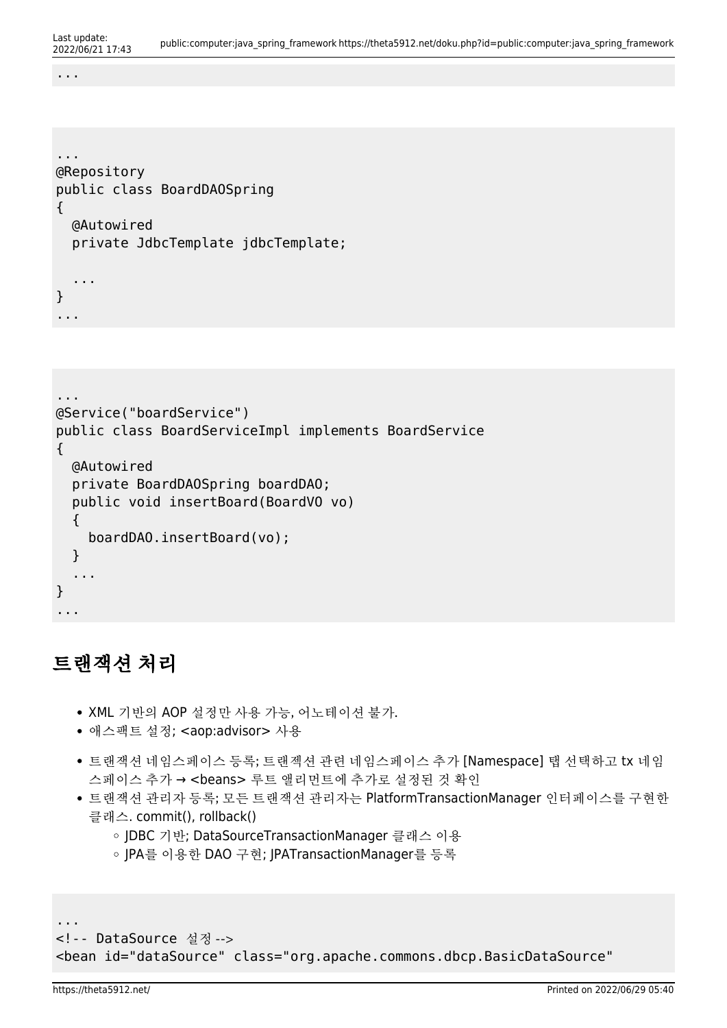```
...
```

```
...
@Repository
public class BoardDAOSpring
{
  @Autowired
  private JdbcTemplate jdbcTemplate;

  ...
}
...
```

```
...
@Service("boardService")
public class BoardServiceImpl implements BoardService
{
  @Autowired
  private BoardDAOSpring boardDAO;
  public void insertBoard(BoardVO vo)
  {
    boardDAO.insertBoard(vo);
  }
  ...
}
...
```

## 트랜잭션 처리

- XML 기반의 AOP 설정만 사용 가능, 어노테이션 불가.
- 애스팩트 설정; <aop:advisor> 사용

- 트랜잭션 네임스페이스 등록; 트랜잭션 관련 네임스페이스 추가 [Namespace] 탭 선택하고 tx 네임스페이스 추가 → <beans> 루트 앨리먼트에 추가로 설정된 것 확인
- 트랜잭션 관리자 등록; 모든 트랜잭션 관리자는 PlatformTransactionManager 인터페이스를 구현한 클래스. commit(), rollback()
  - JDBC 기반; DataSourceTransactionManager 클래스 이용
  - JPA를 이용한 DAO 구현; JPATransactionManager를 등록

```
...
<!-- DataSource 설정 -->
<bean id="dataSource" class="org.apache.commons.dbcp.BasicDataSource"
```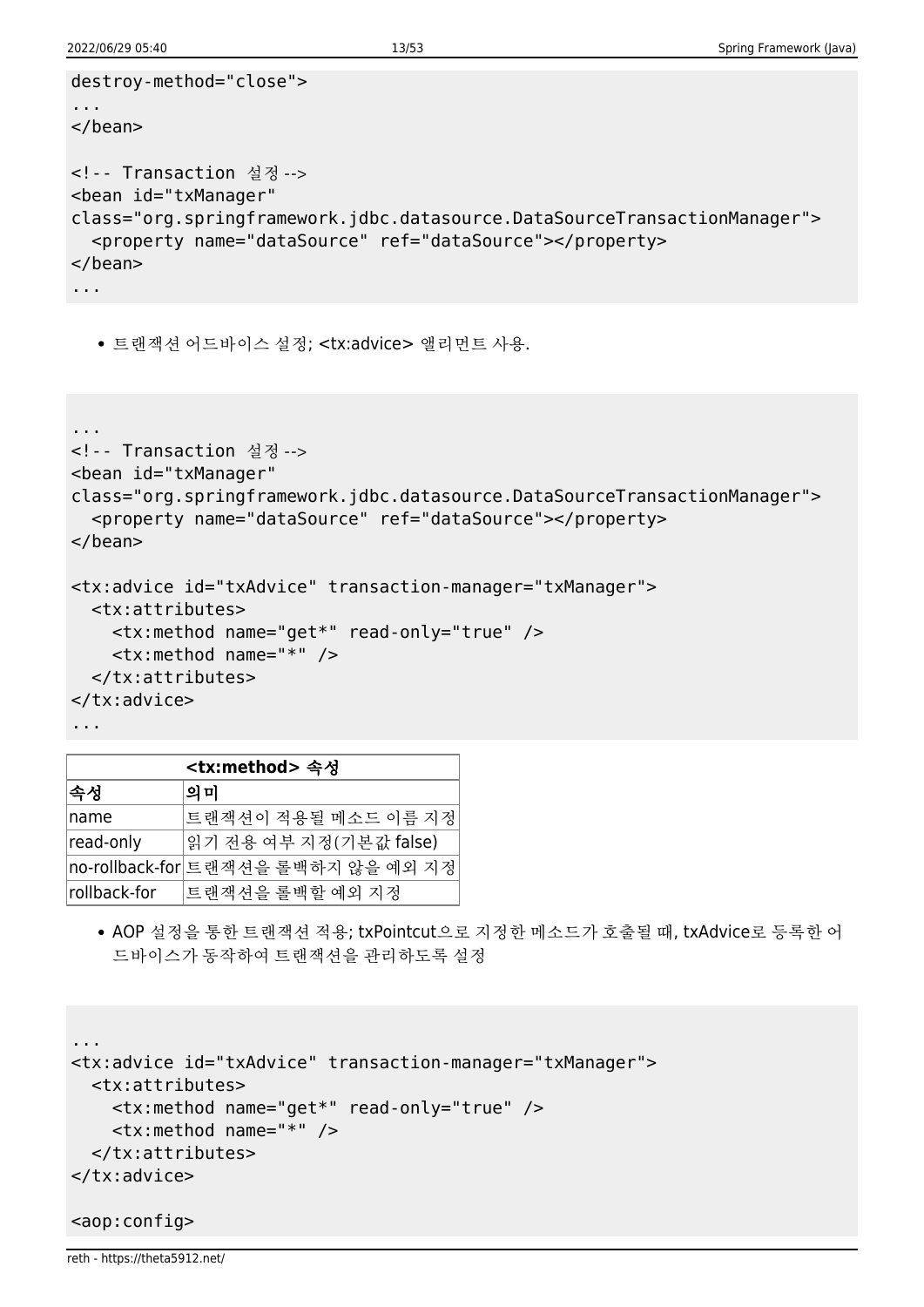```
destroy-method="close">
...
</bean>

<!-- Transaction 설정 -->
<bean id="txManager"
class="org.springframework.jdbc.datasource.DataSourceTransactionManager">
  <property name="dataSource" ref="dataSource"></property>
</bean>
...
```

- 트랜잭션 어드바이스 설정; <tx:advice> 앨리먼트 사용.

```
...
<!-- Transaction 설정 -->
<bean id="txManager"
class="org.springframework.jdbc.datasource.DataSourceTransactionManager">
  <property name="dataSource" ref="dataSource"></property>
</bean>

<tx:advice id="txAdvice" transaction-manager="txManager">
  <tx:attributes>
    <tx:method name="get*" read-only="true" />
    <tx:method name="*" />
  </tx:attributes>
</tx:advice>
...
```

| <tx:method> 속성 | |
|---|---|
| **속성** | **의미** |
| name | 트랜잭션이 적용될 메소드 이름 지정 |
| read-only | 읽기 전용 여부 지정(기본값 false) |
| no-rollback-for | 트랜잭션을 롤백하지 않을 예외 지정 |
| rollback-for | 트랜잭션을 롤백할 예외 지정 |

- AOP 설정을 통한 트랜잭션 적용; txPointcut으로 지정한 메소드가 호출될 때, txAdvice로 등록한 어드바이스가 동작하여 트랜잭션을 관리하도록 설정

```
...
<tx:advice id="txAdvice" transaction-manager="txManager">
  <tx:attributes>
    <tx:method name="get*" read-only="true" />
    <tx:method name="*" />
  </tx:attributes>
</tx:advice>

<aop:config>
```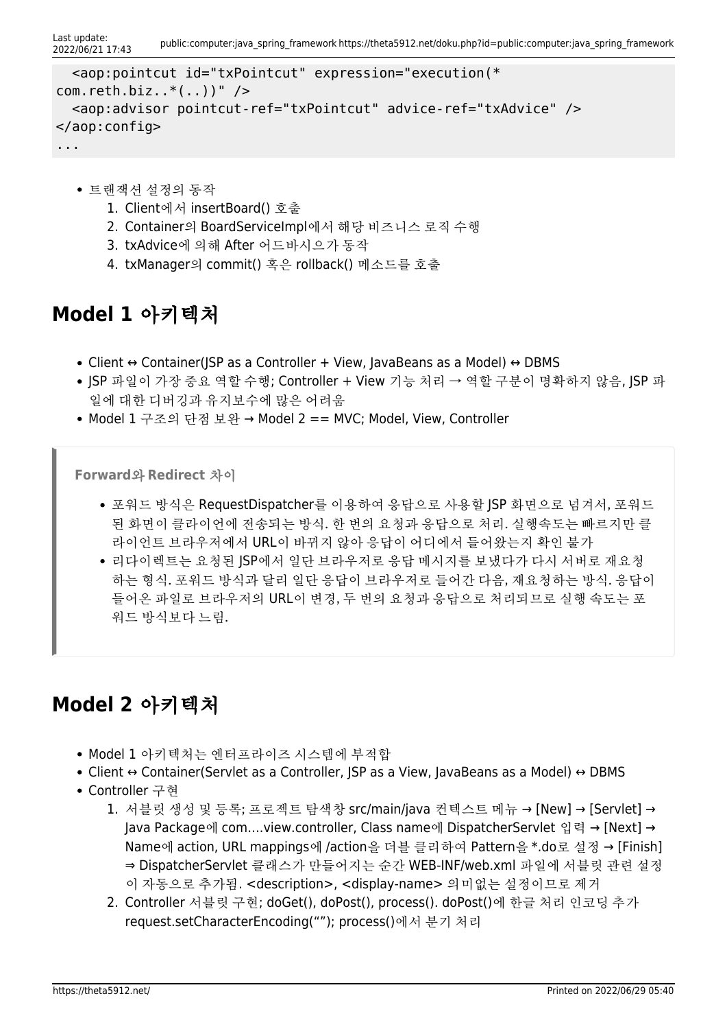```
  <aop:pointcut id="txPointcut" expression="execution(*
com.reth.biz..*(..))" />
  <aop:advisor pointcut-ref="txPointcut" advice-ref="txAdvice" />
</aop:config>
...
```

- 트랜잭션 설정의 동작
  1. Client에서 insertBoard() 호출
  2. Container의 BoardServiceImpl에서 해당 비즈니스 로직 수행
  3. txAdvice에 의해 After 어드바이스가 동작
  4. txManager의 commit() 혹은 rollback() 메소드를 호출

## Model 1 아키텍처

- Client ↔ Container(JSP as a Controller + View, JavaBeans as a Model) ↔ DBMS
- JSP 파일이 가장 중요 역할 수행; Controller + View 기능 처리 → 역할 구분이 명확하지 않음, JSP 파일에 대한 디버깅과 유지보수에 많은 어려움
- Model 1 구조의 단점 보완 → Model 2 == MVC; Model, View, Controller

> **Forward와 Redirect 차이**
>
> - 포워드 방식은 RequestDispatcher를 이용하여 응답으로 사용할 JSP 화면으로 넘겨서, 포워드된 화면이 클라이언에 전송되는 방식. 한 번의 요청과 응답으로 처리. 실행속도는 빠르지만 클라이언트 브라우저에서 URL이 바뀌지 않아 응답이 어디에서 들어왔는지 확인 불가
> - 리다이렉트는 요청된 JSP에서 일단 브라우저로 응답 메시지를 보냈다가 다시 서버로 재요청하는 형식. 포워드 방식과 달리 일단 응답이 브라우저로 들어간 다음, 재요청하는 방식. 응답이 들어온 파일로 브라우저의 URL이 변경, 두 번의 요청과 응답으로 처리되므로 실행 속도는 포워드 방식보다 느림.

## Model 2 아키텍처

- Model 1 아키텍처는 엔터프라이즈 시스템에 부적합
- Client ↔ Container(Servlet as a Controller, JSP as a View, JavaBeans as a Model) ↔ DBMS
- Controller 구현
  1. 서블릿 생성 및 등록; 프로젝트 탐색창 src/main/java 컨텍스트 메뉴 → [New] → [Servlet] → Java Package에 com….view.controller, Class name에 DispatcherServlet 입력 → [Next] → Name에 action, URL mappings에 /action을 더블 클릭하여 Pattern을 *.do로 설정 → [Finish] ⇒ DispatcherServlet 클래스가 만들어지는 순간 WEB-INF/web.xml 파일에 서블릿 관련 설정이 자동으로 추가됨. <description>, <display-name> 의미없는 설정이므로 제거
  2. Controller 서블릿 구현; doGet(), doPost(), process(). doPost()에 한글 처리 인코딩 추가 request.setCharacterEncoding(“”); process()에서 분기 처리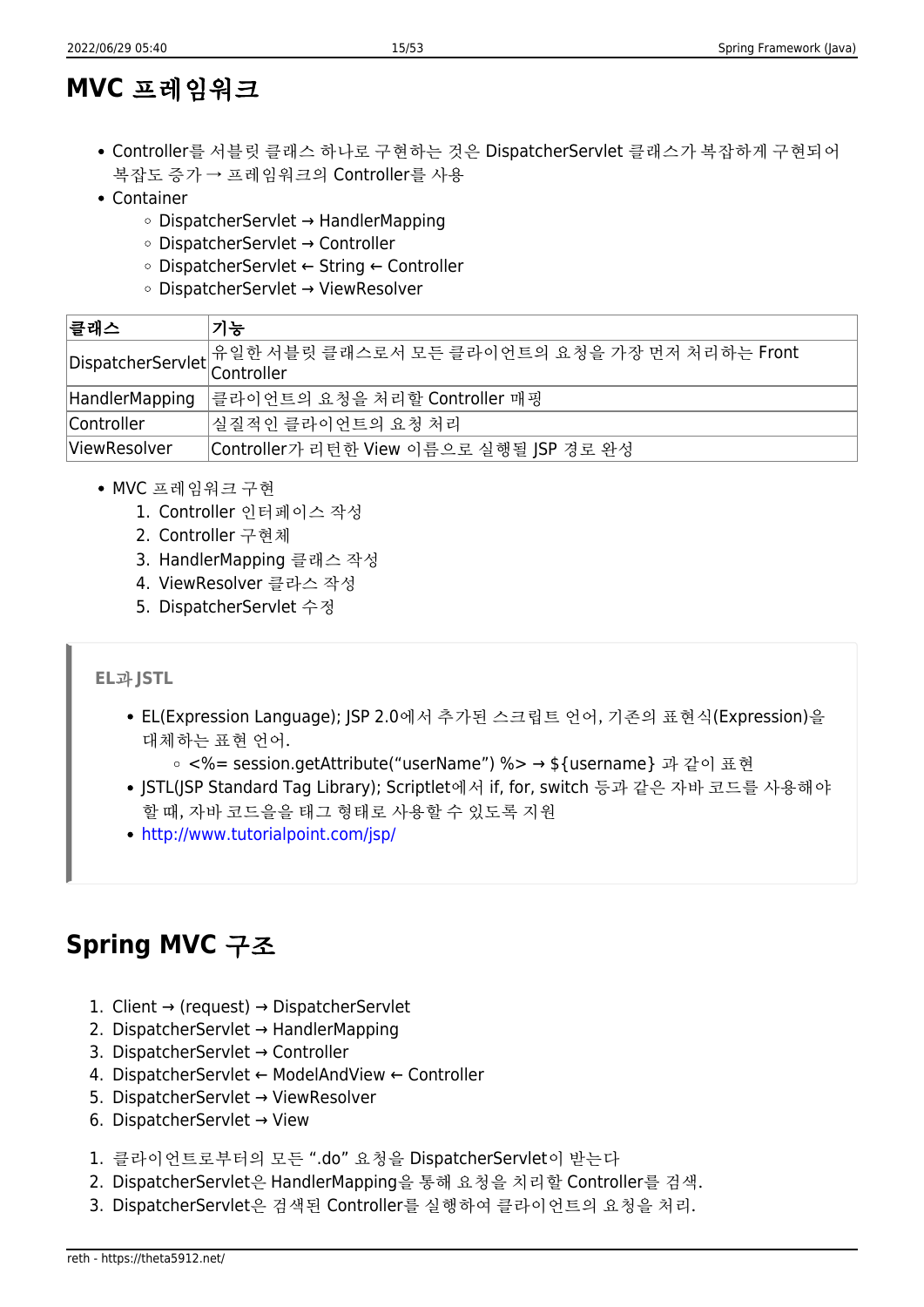# MVC 프레임워크

- Controller를 서블릿 클래스 하나로 구현하는 것은 DispatcherServlet 클래스가 복잡하게 구현되어 복잡도 증가 → 프레임워크의 Controller를 사용
- Container
  - DispatcherServlet → HandlerMapping
  - DispatcherServlet → Controller
  - DispatcherServlet ← String ← Controller
  - DispatcherServlet → ViewResolver

| 클래스 | 기능 |
|---|---|
| DispatcherServlet | 유일한 서블릿 클래스로서 모든 클라이언트의 요청을 가장 먼저 처리하는 Front Controller |
| HandlerMapping | 클라이언트의 요청을 처리할 Controller 매핑 |
| Controller | 실질적인 클라이언트의 요청 처리 |
| ViewResolver | Controller가 리턴한 View 이름으로 실행될 JSP 경로 완성 |

- MVC 프레임워크 구현
  1. Controller 인터페이스 작성
  2. Controller 구현체
  3. HandlerMapping 클래스 작성
  4. ViewResolver 클라스 작성
  5. DispatcherServlet 수정

> **EL과 JSTL**
>
> - EL(Expression Language); JSP 2.0에서 추가된 스크립트 언어, 기존의 표현식(Expression)을 대체하는 표현 언어.
>   - <%= session.getAttribute("userName") %> → ${username} 과 같이 표현
> - JSTL(JSP Standard Tag Library); Scriptlet에서 if, for, switch 등과 같은 자바 코드를 사용해야 할 때, 자바 코드을을 태그 형태로 사용할 수 있도록 지원
> - http://www.tutorialpoint.com/jsp/

# Spring MVC 구조

1. Client → (request) → DispatcherServlet
2. DispatcherServlet → HandlerMapping
3. DispatcherServlet → Controller
4. DispatcherServlet ← ModelAndView ← Controller
5. DispatcherServlet → ViewResolver
6. DispatcherServlet → View

1. 클라이언트로부터의 모든 ".do" 요청을 DispatcherServlet이 받는다
2. DispatcherServlet은 HandlerMapping을 통해 요청을 처리할 Controller를 검색.
3. DispatcherServlet은 검색된 Controller를 실행하여 클라이언트의 요청을 처리.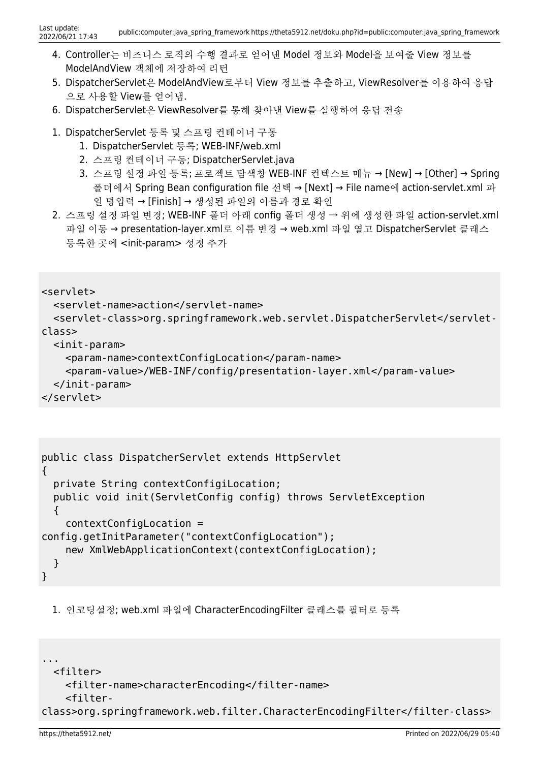4. Controller는 비즈니스 로직의 수행 결과로 얻어낸 Model 정보와 Model을 보여줄 View 정보를 ModelAndView 객체에 저장하여 리턴
5. DispatcherServlet은 ModelAndView로부터 View 정보를 추출하고, ViewResolver를 이용하여 응답으로 사용할 View를 얻어냄.
6. DispatcherServlet은 ViewResolver를 통해 찾아낸 View를 실행하여 응답 전송

1. DispatcherServlet 등록 및 스프링 컨테이너 구동
    1. DispatcherServlet 등록; WEB-INF/web.xml
    2. 스프링 컨테이너 구동; DispatcherServlet.java
    3. 스프링 설정 파일 등록; 프로젝트 탐색창 WEB-INF 컨텍스트 메뉴 → [New] → [Other] → Spring 폴더에서 Spring Bean configuration file 선택 → [Next] → File name에 action-servlet.xml 파일 명입력 → [Finish] → 생성된 파일의 이름과 경로 확인
2. 스프링 설정 파일 변경; WEB-INF 폴더 아래 config 폴더 생성 → 위에 생성한 파일 action-servlet.xml 파일 이동 → presentation-layer.xml로 이름 변경 → web.xml 파일 열고 DispatcherServlet 클래스 등록한 곳에 <init-param> 성정 추가

```
<servlet>
  <servlet-name>action</servlet-name>
  <servlet-class>org.springframework.web.servlet.DispatcherServlet</servlet-class>
  <init-param>
    <param-name>contextConfigLocation</param-name>
    <param-value>/WEB-INF/config/presentation-layer.xml</param-value>
  </init-param>
</servlet>
```

```
public class DispatcherServlet extends HttpServlet
{
  private String contextConfigiLocation;
  public void init(ServletConfig config) throws ServletException
  {
    contextConfigLocation =
config.getInitParameter("contextConfigLocation");
    new XmlWebApplicationContext(contextConfigLocation);
  }
}
```

1. 인코딩설정; web.xml 파일에 CharacterEncodingFilter 클래스를 필터로 등록

```
...
  <filter>
    <filter-name>characterEncoding</filter-name>
    <filter-class>org.springframework.web.filter.CharacterEncodingFilter</filter-class>
```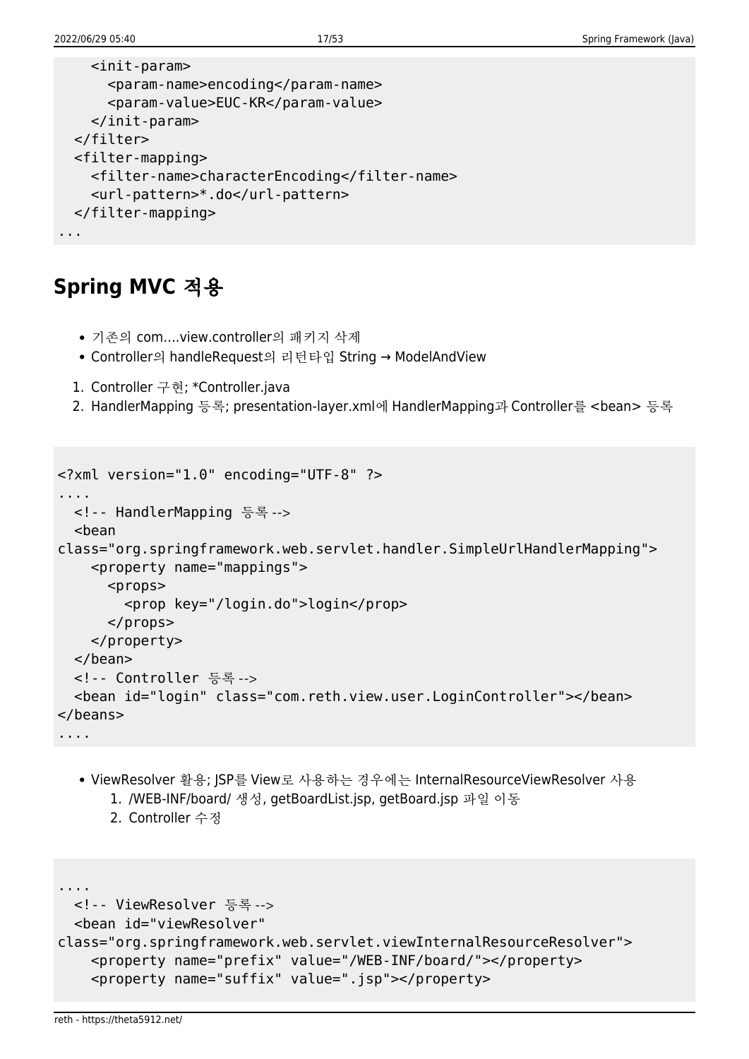```
    <init-param>
      <param-name>encoding</param-name>
      <param-value>EUC-KR</param-value>
    </init-param>
  </filter>
  <filter-mapping>
    <filter-name>characterEncoding</filter-name>
    <url-pattern>*.do</url-pattern>
  </filter-mapping>
...
```

## Spring MVC 적용

- 기존의 com....view.controller의 패키지 삭제
- Controller의 handleRequest의 리턴타입 String → ModelAndView

1. Controller 구현; *Controller.java
2. HandlerMapping 등록; presentation-layer.xml에 HandlerMapping과 Controller를 <bean> 등록

```
<?xml version="1.0" encoding="UTF-8" ?>
....
  <!-- HandlerMapping 등록 -->
  <bean
class="org.springframework.web.servlet.handler.SimpleUrlHandlerMapping">
    <property name="mappings">
      <props>
        <prop key="/login.do">login</prop>
      </props>
    </property>
  </bean>
  <!-- Controller 등록 -->
  <bean id="login" class="com.reth.view.user.LoginController"></bean>
</beans>
....
```

- ViewResolver 활용; JSP를 View로 사용하는 경우에는 InternalResourceViewResolver 사용
  1. /WEB-INF/board/ 생성, getBoardList.jsp, getBoard.jsp 파일 이동
  2. Controller 수정

```
....
  <!-- ViewResolver 등록 -->
  <bean id="viewResolver"
class="org.springframework.web.servlet.viewInternalResourceResolver">
    <property name="prefix" value="/WEB-INF/board/"></property>
    <property name="suffix" value=".jsp"></property>
```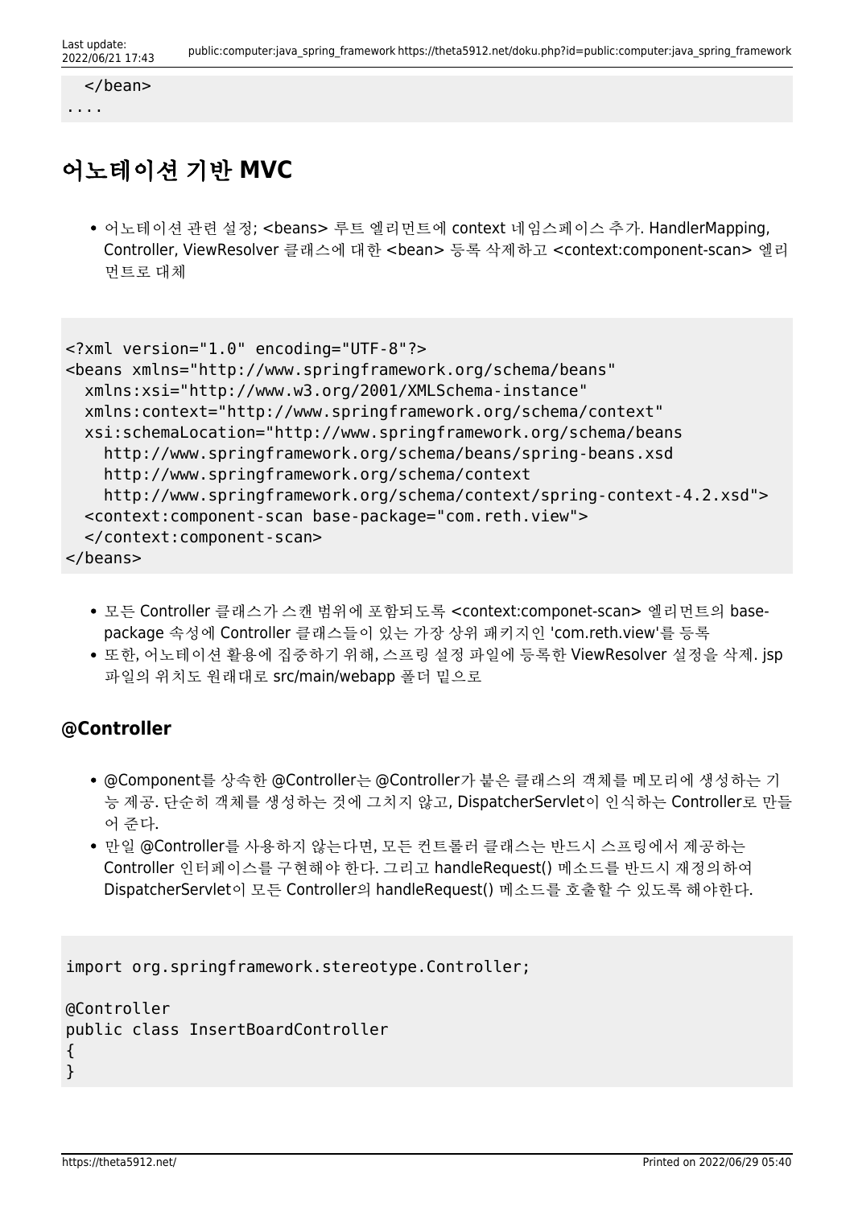```
  </bean>
....
```

# 어노테이션 기반 MVC

- 어노테이션 관련 설정; <beans> 루트 엘리먼트에 context 네임스페이스 추가. HandlerMapping, Controller, ViewResolver 클래스에 대한 <bean> 등록 삭제하고 <context:component-scan> 엘리먼트로 대체

```
<?xml version="1.0" encoding="UTF-8"?>
<beans xmlns="http://www.springframework.org/schema/beans"
  xmlns:xsi="http://www.w3.org/2001/XMLSchema-instance"
  xmlns:context="http://www.springframework.org/schema/context"
  xsi:schemaLocation="http://www.springframework.org/schema/beans
    http://www.springframework.org/schema/beans/spring-beans.xsd
    http://www.springframework.org/schema/context
    http://www.springframework.org/schema/context/spring-context-4.2.xsd">
  <context:component-scan base-package="com.reth.view">
  </context:component-scan>
</beans>
```

- 모든 Controller 클래스가 스캔 범위에 포함되도록 <context:componet-scan> 엘리먼트의 base-package 속성에 Controller 클래스들이 있는 가장 상위 패키지인 'com.reth.view'를 등록
- 또한, 어노테이션 활용에 집중하기 위해, 스프링 설정 파일에 등록한 ViewResolver 설정을 삭제. jsp 파일의 위치도 원래대로 src/main/webapp 폴더 밑으로

## @Controller

- @Component를 상속한 @Controller는 @Controller가 붙은 클래스의 객체를 메모리에 생성하는 기능 제공. 단순히 객체를 생성하는 것에 그치지 않고, DispatcherServlet이 인식하는 Controller로 만들어 준다.
- 만일 @Controller를 사용하지 않는다면, 모든 컨트롤러 클래스는 반드시 스프링에서 제공하는 Controller 인터페이스를 구현해야 한다. 그리고 handleRequest() 메소드를 반드시 재정의하여 DispatcherServlet이 모든 Controller의 handleRequest() 메소드를 호출할 수 있도록 해야한다.

```
import org.springframework.stereotype.Controller;

@Controller
public class InsertBoardController
{
}
```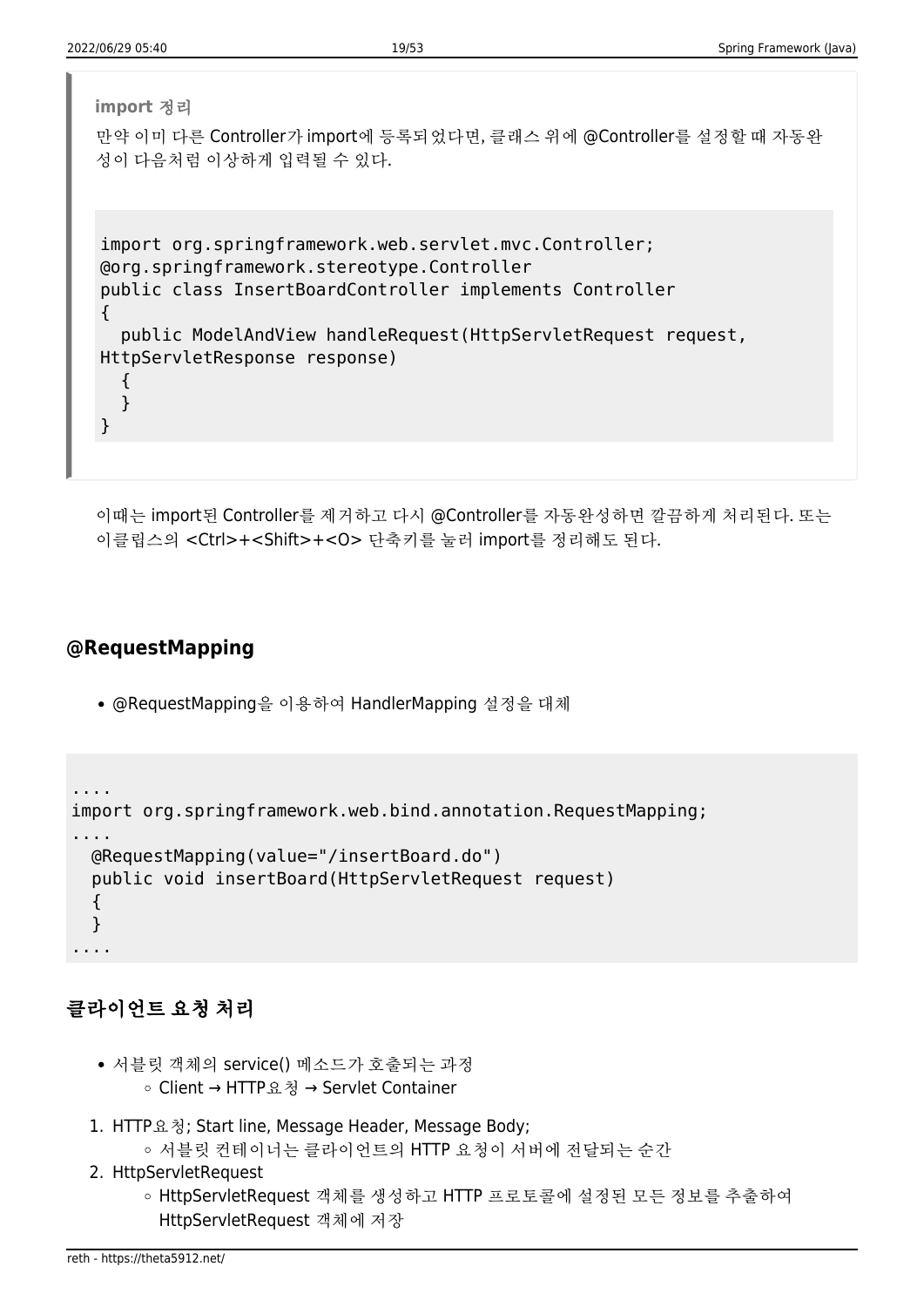> **import 정리**
>
> 만약 이미 다른 Controller가 import에 등록되었다면, 클래스 위에 @Controller를 설정할 때 자동완성이 다음처럼 이상하게 입력될 수 있다.
>
> ```
> import org.springframework.web.servlet.mvc.Controller;
> @org.springframework.stereotype.Controller
> public class InsertBoardController implements Controller
> {
>   public ModelAndView handleRequest(HttpServletRequest request,
> HttpServletResponse response)
>   {
>   }
> }
> ```

이때는 import된 Controller를 제거하고 다시 @Controller를 자동완성하면 깔끔하게 처리된다. 또는 이클립스의 <Ctrl>+<Shift>+<O> 단축키를 눌러 import를 정리해도 된다.

## @RequestMapping

- @RequestMapping을 이용하여 HandlerMapping 설정을 대체

```
....
import org.springframework.web.bind.annotation.RequestMapping;
....
  @RequestMapping(value="/insertBoard.do")
  public void insertBoard(HttpServletRequest request)
  {
  }
....
```

## 클라이언트 요청 처리

- 서블릿 객체의 service() 메소드가 호출되는 과정
  - Client → HTTP요청 → Servlet Container

1. HTTP요청; Start line, Message Header, Message Body;
   - 서블릿 컨테이너는 클라이언트의 HTTP 요청이 서버에 전달되는 순간
2. HttpServletRequest
   - HttpServletRequest 객체를 생성하고 HTTP 프로토콜에 설정된 모든 정보를 추출하여 HttpServletRequest 객체에 저장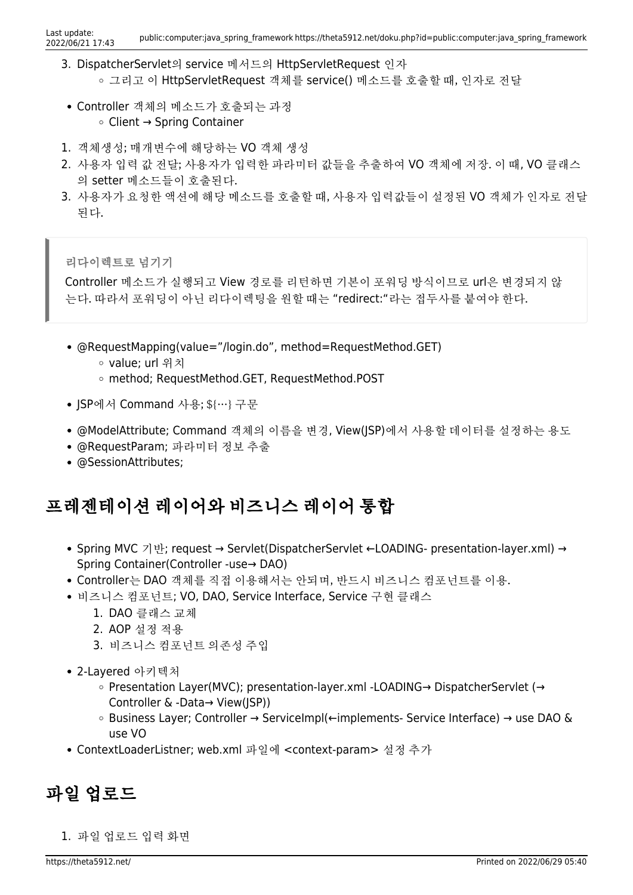3. DispatcherServlet의 service 메서드의 HttpServletRequest 인자
    - 그리고 이 HttpServletRequest 객체를 service() 메소드를 호출할 때, 인자로 전달

- Controller 객체의 메소드가 호출되는 과정
    - Client → Spring Container

1. 객체생성; 매개변수에 해당하는 VO 객체 생성
2. 사용자 입력 값 전달; 사용자가 입력한 파라미터 값들을 추출하여 VO 객체에 저장. 이 때, VO 클래스의 setter 메소드들이 호출된다.
3. 사용자가 요청한 액션에 해당 메소드를 호출할 때, 사용자 입력값들이 설정된 VO 객체가 인자로 전달된다.

> **리다이렉트로 넘기기**
>
> Controller 메소드가 실행되고 View 경로를 리턴하면 기본이 포워딩 방식이므로 url은 변경되지 않는다. 따라서 포워딩이 아닌 리다이렉팅을 원할 때는 "redirect:"라는 접두사를 붙여야 한다.

- @RequestMapping(value="/login.do", method=RequestMethod.GET)
    - value; url 위치
    - method; RequestMethod.GET, RequestMethod.POST

- JSP에서 Command 사용; ${…} 구문

- @ModelAttribute; Command 객체의 이름을 변경, View(JSP)에서 사용할 데이터를 설정하는 용도
- @RequestParam; 파라미터 정보 추출
- @SessionAttributes;

## 프레젠테이션 레이어와 비즈니스 레이어 통합

- Spring MVC 기반; request → Servlet(DispatcherServlet ←LOADING- presentation-layer.xml) → Spring Container(Controller -use→ DAO)
- Controller는 DAO 객체를 직접 이용해서는 안되며, 반드시 비즈니스 컴포넌트를 이용.
- 비즈니스 컴포넌트; VO, DAO, Service Interface, Service 구현 클래스
    1. DAO 클래스 교체
    2. AOP 설정 적용
    3. 비즈니스 컴포넌트 의존성 주입

- 2-Layered 아키텍처
    - Presentation Layer(MVC); presentation-layer.xml -LOADING→ DispatcherServlet (→ Controller & -Data→ View(JSP))
    - Business Layer; Controller → ServiceImpl(←implements- Service Interface) → use DAO & use VO
- ContextLoaderListner; web.xml 파일에 <context-param> 설정 추가

## 파일 업로드

1. 파일 업로드 입력 화면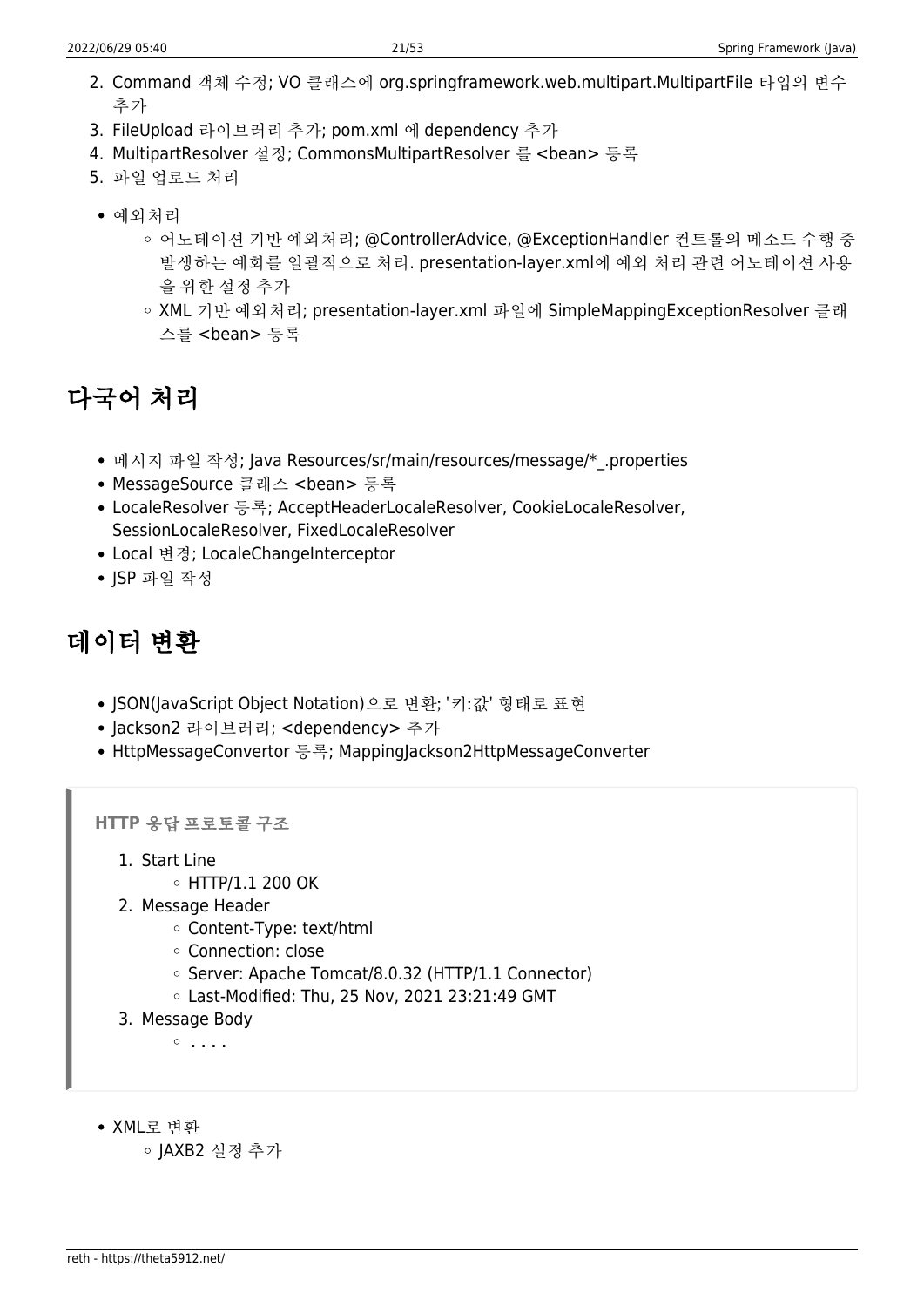2. Command 객체 수정; VO 클래스에 org.springframework.web.multipart.MultipartFile 타입의 변수 추가
3. FileUpload 라이브러리 추가; pom.xml 에 dependency 추가
4. MultipartResolver 설정; CommonsMultipartResolver 를 <bean> 등록
5. 파일 업로드 처리

- 예외처리
  - 어노테이션 기반 예외처리; @ControllerAdvice, @ExceptionHandler 컨트롤의 메소드 수행 중 발생하는 예회를 일괄적으로 처리. presentation-layer.xml에 예외 처리 관련 어노테이션 사용을 위한 설정 추가
  - XML 기반 예외처리; presentation-layer.xml 파일에 SimpleMappingExceptionResolver 클래스를 <bean> 등록

# 다국어 처리

- 메시지 파일 작성; Java Resources/sr/main/resources/message/*_.properties
- MessageSource 클래스 <bean> 등록
- LocaleResolver 등록; AcceptHeaderLocaleResolver, CookieLocaleResolver, SessionLocaleResolver, FixedLocaleResolver
- Local 변경; LocaleChangeInterceptor
- JSP 파일 작성

# 데이터 변환

- JSON(JavaScript Object Notation)으로 변환; '키:값' 형태로 표현
- Jackson2 라이브러리; <dependency> 추가
- HttpMessageConvertor 등록; MappingJackson2HttpMessageConverter

> **HTTP 응답 프로토콜 구조**
>
> 1. Start Line
>    - HTTP/1.1 200 OK
> 2. Message Header
>    - Content-Type: text/html
>    - Connection: close
>    - Server: Apache Tomcat/8.0.32 (HTTP/1.1 Connector)
>    - Last-Modified: Thu, 25 Nov, 2021 23:21:49 GMT
> 3. Message Body
>    - . . . .

- XML로 변환
  - JAXB2 설정 추가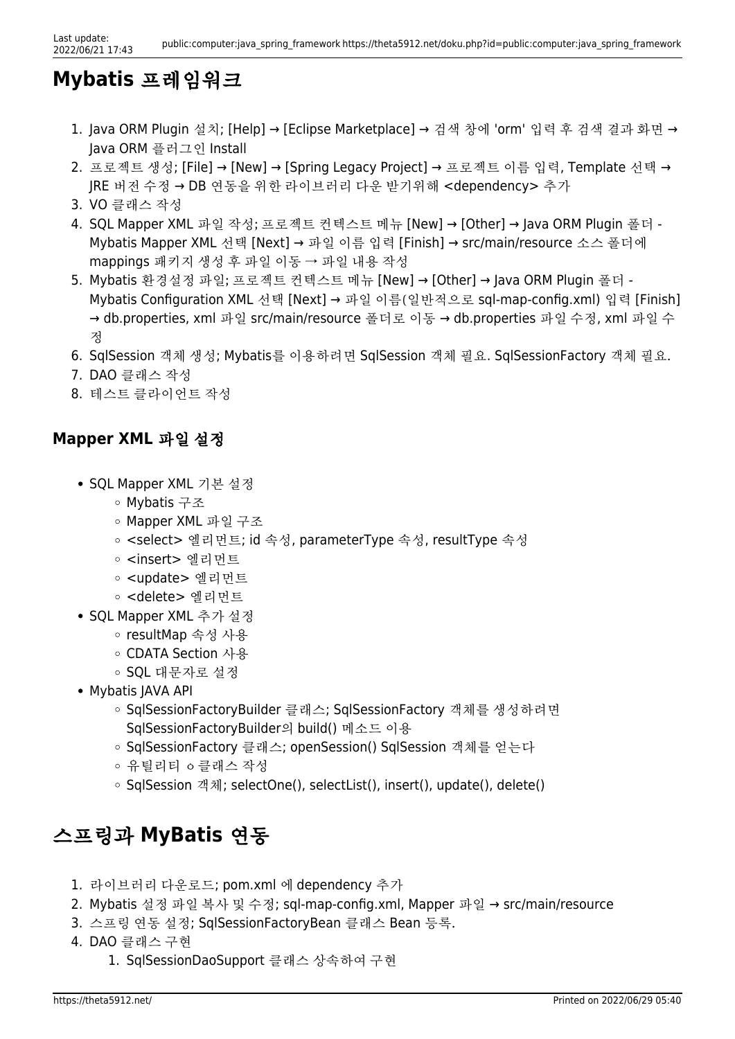# Mybatis 프레임워크

1. Java ORM Plugin 설치; [Help] → [Eclipse Marketplace] → 검색 창에 'orm' 입력 후 검색 결과 화면 → Java ORM 플러그인 Install
2. 프로젝트 생성; [File] → [New] → [Spring Legacy Project] → 프로젝트 이름 입력, Template 선택 → JRE 버전 수정 → DB 연동을 위한 라이브러리 다운 받기위해 <dependency> 추가
3. VO 클래스 작성
4. SQL Mapper XML 파일 작성; 프로젝트 컨텍스트 메뉴 [New] → [Other] → Java ORM Plugin 폴더 - Mybatis Mapper XML 선택 [Next] → 파일 이름 입력 [Finish] → src/main/resource 소스 폴더에 mappings 패키지 생성 후 파일 이동 → 파일 내용 작성
5. Mybatis 환경설정 파일; 프로젝트 컨텍스트 메뉴 [New] → [Other] → Java ORM Plugin 폴더 - Mybatis Configuration XML 선택 [Next] → 파일 이름(일반적으로 sql-map-config.xml) 입력 [Finish] → db.properties, xml 파일 src/main/resource 폴더로 이동 → db.properties 파일 수정, xml 파일 수정
6. SqlSession 객체 생성; Mybatis를 이용하려면 SqlSession 객체 필요. SqlSessionFactory 객체 필요.
7. DAO 클래스 작성
8. 테스트 클라이언트 작성

## Mapper XML 파일 설정

- SQL Mapper XML 기본 설정
  - Mybatis 구조
  - Mapper XML 파일 구조
  - <select> 엘리먼트; id 속성, parameterType 속성, resultType 속성
  - <insert> 엘리먼트
  - <update> 엘리먼트
  - <delete> 엘리먼트
- SQL Mapper XML 추가 설정
  - resultMap 속성 사용
  - CDATA Section 사용
  - SQL 대문자로 설정
- Mybatis JAVA API
  - SqlSessionFactoryBuilder 클래스; SqlSessionFactory 객체를 생성하려면 SqlSessionFactoryBuilder의 build() 메소드 이용
  - SqlSessionFactory 클래스; openSession() SqlSession 객체를 얻는다
  - 유틸리티 ㅇ 클래스 작성
  - SqlSession 객체; selectOne(), selectList(), insert(), update(), delete()

# 스프링과 MyBatis 연동

1. 라이브러리 다운로드; pom.xml 에 dependency 추가
2. Mybatis 설정 파일 복사 및 수정; sql-map-config.xml, Mapper 파일 → src/main/resource
3. 스프링 연동 설정; SqlSessionFactoryBean 클래스 Bean 등록.
4. DAO 클래스 구현
   1. SqlSessionDaoSupport 클래스 상속하여 구현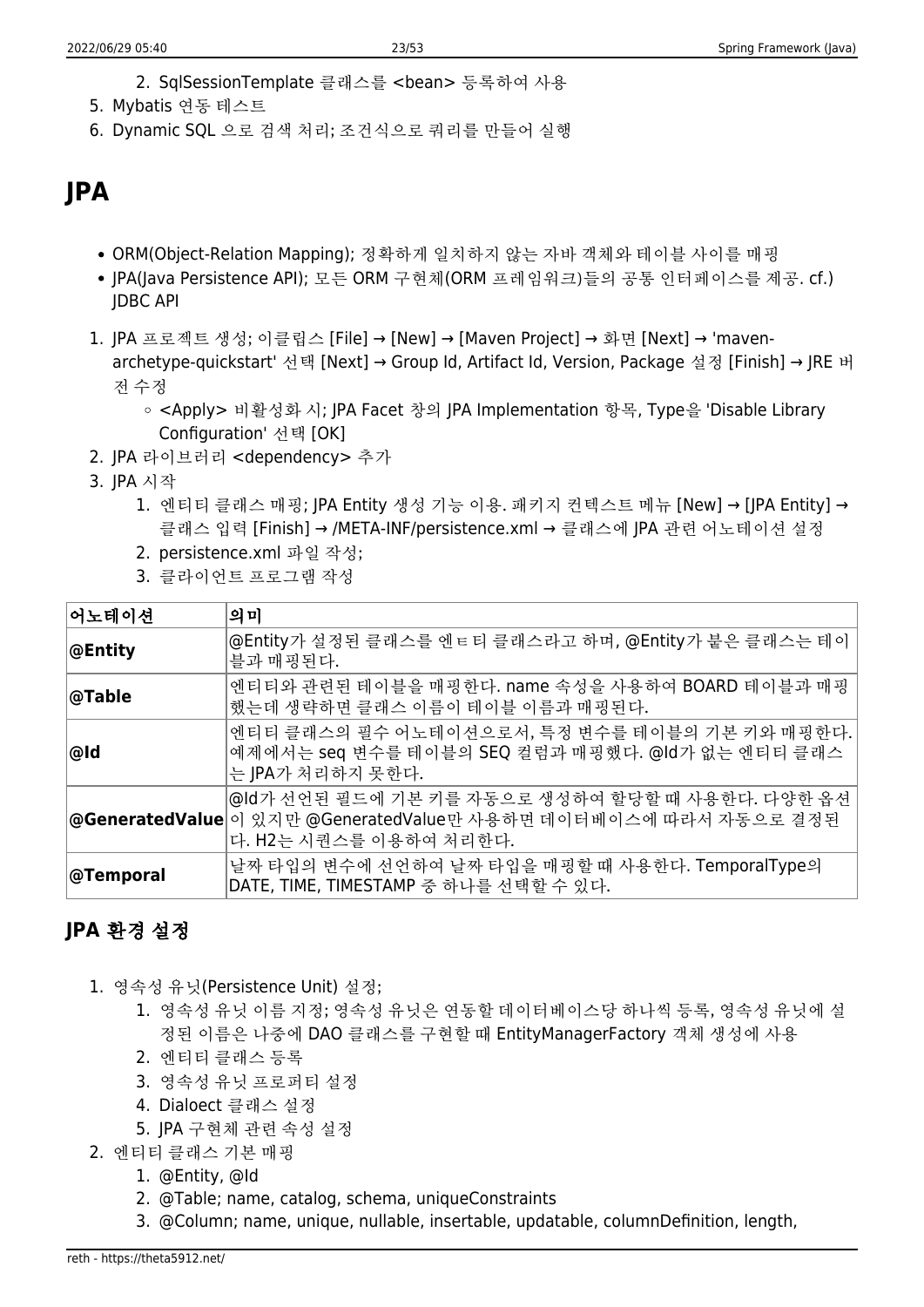2. SqlSessionTemplate 클래스를 <bean> 등록하여 사용
5. Mybatis 연동 테스트
6. Dynamic SQL 으로 검색 처리; 조건식으로 쿼리를 만들어 실행

# JPA

- ORM(Object-Relation Mapping); 정확하게 일치하지 않는 자바 객체와 테이블 사이를 매핑
- JPA(Java Persistence API); 모든 ORM 구현체(ORM 프레임워크)들의 공통 인터페이스를 제공. cf.) JDBC API

1. JPA 프로젝트 생성; 이클립스 [File] → [New] → [Maven Project] → 화면 [Next] → 'maven-archetype-quickstart' 선택 [Next] → Group Id, Artifact Id, Version, Package 설정 [Finish] → JRE 버전 수정
   - <Apply> 비활성화 시; JPA Facet 창의 JPA Implementation 항목, Type을 'Disable Library Configuration' 선택 [OK]
2. JPA 라이브러리 <dependency> 추가
3. JPA 시작
   1. 엔티티 클래스 매핑; JPA Entity 생성 기능 이용. 패키지 컨텍스트 메뉴 [New] → [JPA Entity] → 클래스 입력 [Finish] → /META-INF/persistence.xml → 클래스에 JPA 관련 어노테이션 설정
   2. persistence.xml 파일 작성;
   3. 클라이언트 프로그램 작성

| 어노테이션 | 의미 |
| --- | --- |
| **@Entity** | @Entity가 설정된 클래스를 엔ㅌ티 클래스라고 하며, @Entity가 붙은 클래스는 테이블과 매핑된다. |
| **@Table** | 엔티티와 관련된 테이블을 매핑한다. name 속성을 사용하여 BOARD 테이블과 매핑했는데 생략하면 클래스 이름이 테이블 이름과 매핑된다. |
| **@Id** | 엔티티 클래스의 필수 어노테이션으로서, 특정 변수를 테이블의 기본 키와 매핑한다. 예제에서는 seq 변수를 테이블의 SEQ 컬럼과 매핑했다. @Id가 없는 엔티티 클래스는 JPA가 처리하지 못한다. |
| **@GeneratedValue** | @Id가 선언된 필드에 기본 키를 자동으로 생성하여 할당할 때 사용한다. 다양한 옵션이 있지만 @GeneratedValue만 사용하면 데이터베이스에 따라서 자동으로 결정된다. H2는 시퀀스를 이용하여 처리한다. |
| **@Temporal** | 날짜 타입의 변수에 선언하여 날짜 타입을 매핑할 때 사용한다. TemporalType의 DATE, TIME, TIMESTAMP 중 하나를 선택할 수 있다. |

## JPA 환경 설정

1. 영속성 유닛(Persistence Unit) 설정;
   1. 영속성 유닛 이름 지정; 영속성 유닛은 연동할 데이터베이스당 하나씩 등록, 영속성 유닛에 설정된 이름은 나중에 DAO 클래스를 구현할 때 EntityManagerFactory 객체 생성에 사용
   2. 엔티티 클래스 등록
   3. 영속성 유닛 프로퍼티 설정
   4. Dialoect 클래스 설정
   5. JPA 구현체 관련 속성 설정
2. 엔티티 클래스 기본 매핑
   1. @Entity, @Id
   2. @Table; name, catalog, schema, uniqueConstraints
   3. @Column; name, unique, nullable, insertable, updatable, columnDefinition, length,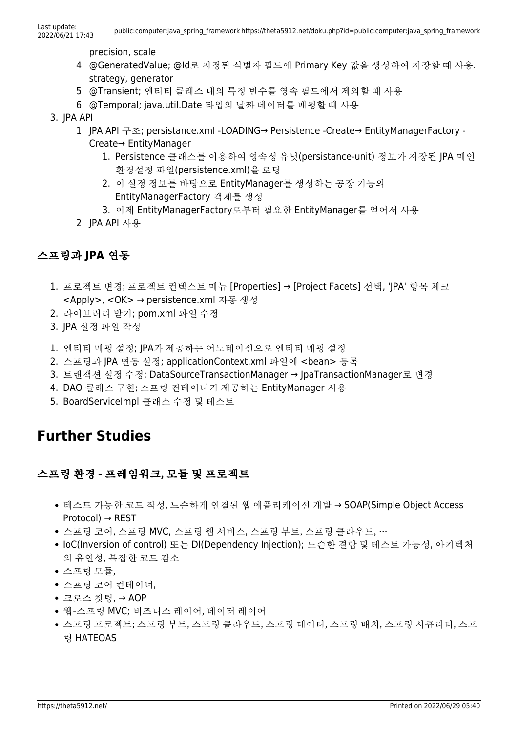precision, scale

4. @GeneratedValue; @Id로 지정된 식별자 필드에 Primary Key 값을 생성하여 저장할 때 사용. strategy, generator
5. @Transient; 엔티티 클래스 내의 특정 변수를 영속 필드에서 제외할 때 사용
6. @Temporal; java.util.Date 타입의 날짜 데이터를 매핑할 때 사용

3. JPA API
   1. JPA API 구조; persistance.xml -LOADING→ Persistence -Create→ EntityManagerFactory -Create→ EntityManager
      1. Persistence 클래스를 이용하여 영속성 유닛(persistance-unit) 정보가 저장된 JPA 메인 환경설정 파일(persistence.xml)을 로딩
      2. 이 설정 정보를 바탕으로 EntityManager를 생성하는 공장 기능의 EntityManagerFactory 객체를 생성
      3. 이제 EntityManagerFactory로부터 필요한 EntityManager를 얻어서 사용
   2. JPA API 사용

### 스프링과 JPA 연동

1. 프로젝트 변경; 프로젝트 컨텍스트 메뉴 [Properties] → [Project Facets] 선택, 'JPA' 항목 체크 <Apply>, <OK> → persistence.xml 자동 생성
2. 라이브러리 받기; pom.xml 파일 수정
3. JPA 설정 파일 작성

1. 엔티티 매핑 설정; JPA가 제공하는 어노테이션으로 엔티티 매핑 설정
2. 스프링과 JPA 연동 설정; applicationContext.xml 파일에 <bean> 등록
3. 트랜잭션 설정 수정; DataSourceTransactionManager → JpaTransactionManager로 변경
4. DAO 클래스 구현; 스프링 컨테이너가 제공하는 EntityManager 사용
5. BoardServiceImpl 클래스 수정 및 테스트

## Further Studies

### 스프링 환경 - 프레임워크, 모듈 및 프로젝트

- 테스트 가능한 코드 작성, 느슨하게 연결된 웹 애플리케이션 개발 → SOAP(Simple Object Access Protocol) → REST
- 스프링 코어, 스프링 MVC, 스프링 웹 서비스, 스프링 부트, 스프링 클라우드, …
- IoC(Inversion of control) 또는 DI(Dependency Injection); 느슨한 결합 및 테스트 가능성, 아키텍처의 유연성, 복잡한 코드 감소
- 스프링 모듈,
- 스프링 코어 컨테이너,
- 크로스 컷팅, → AOP
- 웹-스프링 MVC; 비즈니스 레이어, 데이터 레이어
- 스프링 프로젝트; 스프링 부트, 스프링 클라우드, 스프링 데이터, 스프링 배치, 스프링 시큐리티, 스프링 HATEOAS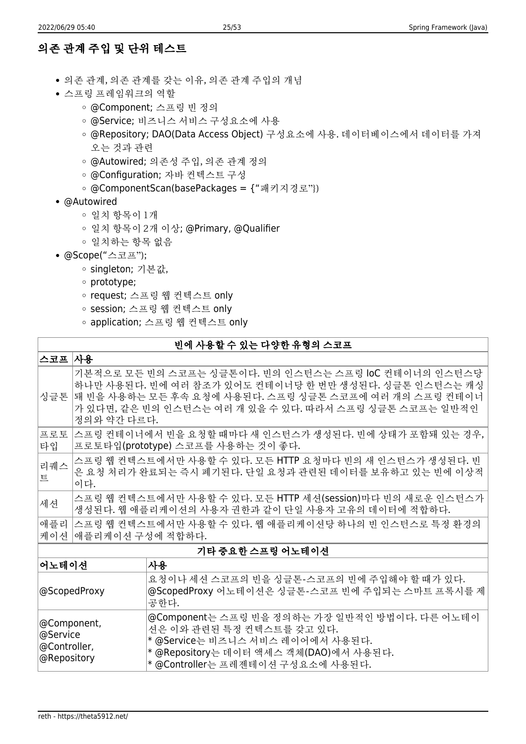## 의존 관계 주입 및 단위 테스트

- 의존 관계, 의존 관계를 갖는 이유, 의존 관계 주입의 개념
- 스프링 프레임워크의 역할
  - @Component; 스프링 빈 정의
  - @Service; 비즈니스 서비스 구성요소에 사용
  - @Repository; DAO(Data Access Object) 구성요소에 사용. 데이터베이스에서 데이터를 가져오는 것과 관련
  - @Autowired; 의존성 주입, 의존 관계 정의
  - @Configuration; 자바 컨텍스트 구성
  - @ComponentScan(basePackages = {"패키지경로"})
- @Autowired
  - 일치 항목이 1개
  - 일치 항목이 2개 이상; @Primary, @Qualifier
  - 일치하는 항목 없음
- @Scope("스코프");
  - singleton; 기본값,
  - prototype;
  - request; 스프링 웹 컨텍스트 only
  - session; 스프링 웹 컨텍스트 only
  - application; 스프링 웹 컨텍스트 only

**빈에 사용할 수 있는 다양한 유형의 스코프**

| 스코프 | 사용 |
|---|---|
| 싱글톤 | 기본적으로 모든 빈의 스코프는 싱글톤이다. 빈의 인스턴스는 스프링 IoC 컨테이너의 인스턴스당 하나만 사용된다. 빈에 여러 참조가 있어도 컨테이너당 한 번만 생성된다. 싱글톤 인스턴스는 캐싱돼 빈을 사용하는 모든 후속 요청에 사용된다. 스프링 싱글톤 스코프에 여러 개의 스프링 컨테이너가 있다면, 같은 빈의 인스턴스는 여러 개 있을 수 있다. 따라서 스프링 싱글톤 스코프는 일반적인 정의와 약간 다르다. |
| 프로토타입 | 스프링 컨테이너에서 빈을 요청할 때마다 새 인스턴스가 생성된다. 빈에 상태가 포함돼 있는 경우, 프로토타입(prototype) 스코프를 사용하는 것이 좋다. |
| 리퀘스트 | 스프링 웹 컨텍스트에서만 사용할 수 있다. 모든 HTTP 요청마다 빈의 새 인스턴스가 생성된다. 빈은 요청 처리가 완료되는 즉시 폐기된다. 단일 요청과 관련된 데이터를 보유하고 있는 빈에 이상적이다. |
| 세션 | 스프링 웹 컨텍스트에서만 사용할 수 있다. 모든 HTTP 세션(session)마다 빈의 새로운 인스턴스가 생성된다. 웹 애플리케이션의 사용자 권한과 같이 단일 사용자 고유의 데이터에 적합하다. |
| 애플리케이션 | 스프링 웹 컨텍스트에서만 사용할 수 있다. 웹 애플리케이션당 하나의 빈 인스턴스로 특정 환경의 애플리케이션 구성에 적합하다. |

**기타 중요한 스프링 어노테이션**

| 어노테이션 | 사용 |
|---|---|
| @ScopedProxy | 요청이나 세션 스코프의 빈을 싱글톤-스코프의 빈에 주입해야 할 때가 있다. @ScopedProxy 어노테이션은 싱글톤-스코프 빈에 주입되는 스마트 프록시를 제공한다. |
| @Component, @Service @Controller, @Repository | @Component는 스프링 빈을 정의하는 가장 일반적인 방법이다. 다른 어노테이션은 이와 관련된 특정 컨텍스트를 갖고 있다.<br>* @Service는 비즈니스 서비스 레이어에서 사용된다.<br>* @Repository는 데이터 액세스 객체(DAO)에서 사용된다.<br>* @Controller는 프레젠테이션 구성요소에 사용된다. |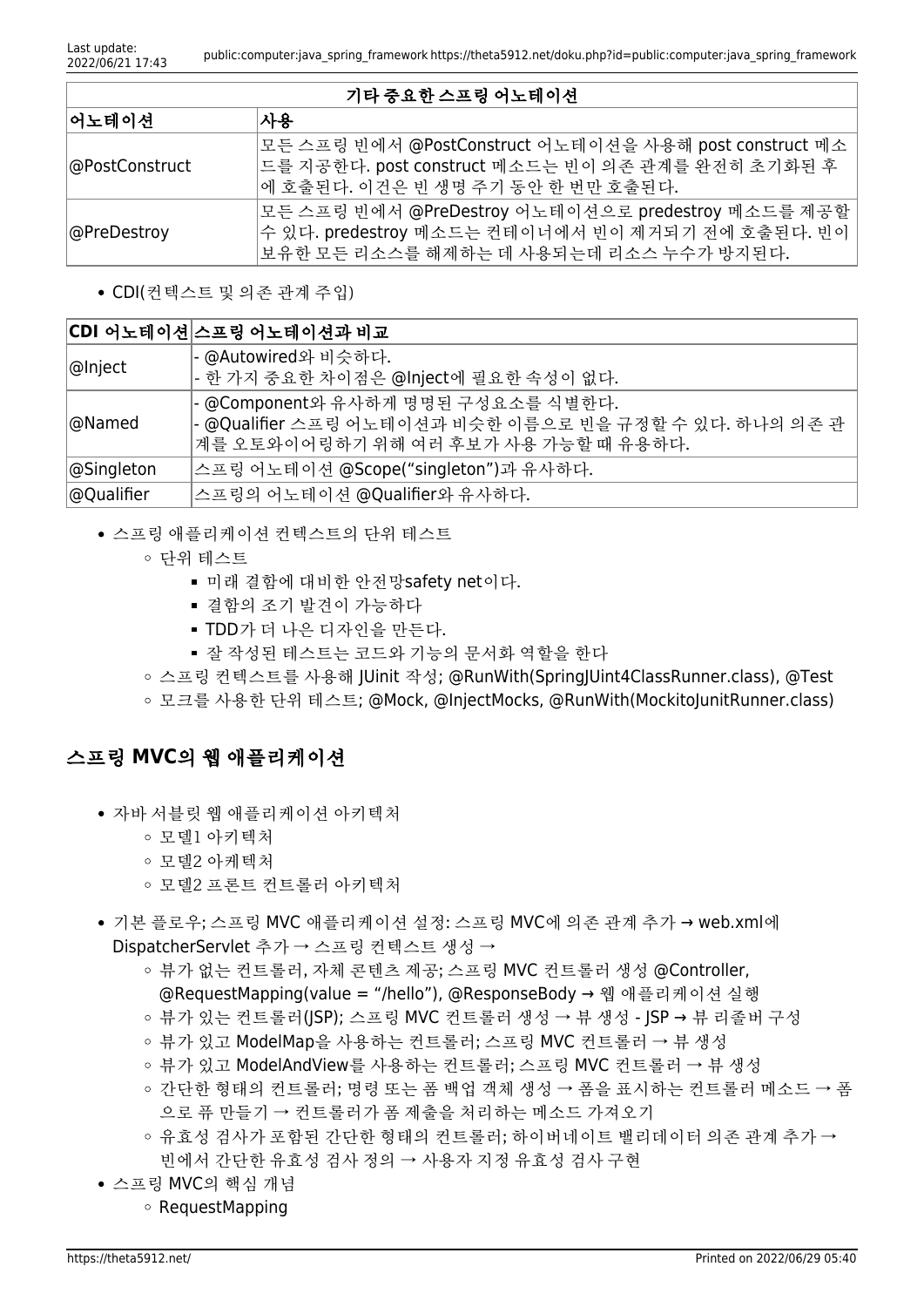| 기타 중요한 스프링 어노테이션 | |
|---|---|
| 어노테이션 | 사용 |
| @PostConstruct | 모든 스프링 빈에서 @PostConstruct 어노테이션을 사용해 post construct 메소드를 지공한다. post construct 메소드는 빈이 의존 관계를 완전히 초기화된 후에 호출된다. 이건은 빈 생명 주기 동안 한 번만 호출된다. |
| @PreDestroy | 모든 스프링 빈에서 @PreDestroy 어노테이션으로 predestroy 메소드를 제공할 수 있다. predestroy 메소드는 컨테이너에서 빈이 제거되기 전에 호출된다. 빈이 보유한 모든 리소스를 해제하는 데 사용되는데 리소스 누수가 방지된다. |

- CDI(컨텍스트 및 의존 관계 주입)

| CDI 어노테이션 | 스프링 어노테이션과 비교 |
|---|---|
| @Inject | - @Autowired와 비슷하다.<br>- 한 가지 중요한 차이점은 @Inject에 필요한 속성이 없다. |
| @Named | - @Component와 유사하게 명명된 구성요소를 식별한다.<br>- @Qualifier 스프링 어노테이션과 비슷한 이름으로 빈을 규정할 수 있다. 하나의 의존 관계를 오토와이어링하기 위해 여러 후보가 사용 가능할 때 유용하다. |
| @Singleton | 스프링 어노테이션 @Scope("singleton")과 유사하다. |
| @Qualifier | 스프링의 어노테이션 @Qualifier와 유사하다. |

- 스프링 애플리케이션 컨텍스트의 단위 테스트
  - 단위 테스트
    - 미래 결함에 대비한 안전망safety net이다.
    - 결함의 조기 발견이 가능하다
    - TDD가 더 나은 디자인을 만든다.
    - 잘 작성된 테스트는 코드와 기능의 문서화 역할을 한다
  - 스프링 컨텍스트를 사용해 JUinit 작성; @RunWith(SpringJUint4ClassRunner.class), @Test
  - 모크를 사용한 단위 테스트; @Mock, @InjectMocks, @RunWith(MockitoJunitRunner.class)

## 스프링 MVC의 웹 애플리케이션

- 자바 서블릿 웹 애플리케이션 아키텍처
  - 모델1 아키텍처
  - 모델2 아케텍처
  - 모델2 프론트 컨트롤러 아키텍처
- 기본 플로우; 스프링 MVC 애플리케이션 설정: 스프링 MVC에 의존 관계 추가 → web.xml에 DispatcherServlet 추가 → 스프링 컨텍스트 생성 →
  - 뷰가 없는 컨트롤러, 자체 콘텐츠 제공; 스프링 MVC 컨트롤러 생성 @Controller, @RequestMapping(value = "/hello"), @ResponseBody → 웹 애플리케이션 실행
  - 뷰가 있는 컨트롤러(JSP); 스프링 MVC 컨트롤러 생성 → 뷰 생성 - JSP → 뷰 리졸버 구성
  - 뷰가 있고 ModelMap을 사용하는 컨트롤러; 스프링 MVC 컨트롤러 → 뷰 생성
  - 뷰가 있고 ModelAndView를 사용하는 컨트롤러; 스프링 MVC 컨트롤러 → 뷰 생성
  - 간단한 형태의 컨트롤러; 명령 또는 폼 백업 객체 생성 → 폼을 표시하는 컨트롤러 메소드 → 폼으로 퓨 만들기 → 컨트롤러가 폼 제출을 처리하는 메소드 가져오기
  - 유효성 검사가 포함된 간단한 형태의 컨트롤러; 하이버네이트 벨리데이터 의존 관계 추가 → 빈에서 간단한 유효성 검사 정의 → 사용자 지정 유효성 검사 구현
- 스프링 MVC의 핵심 개념
  - RequestMapping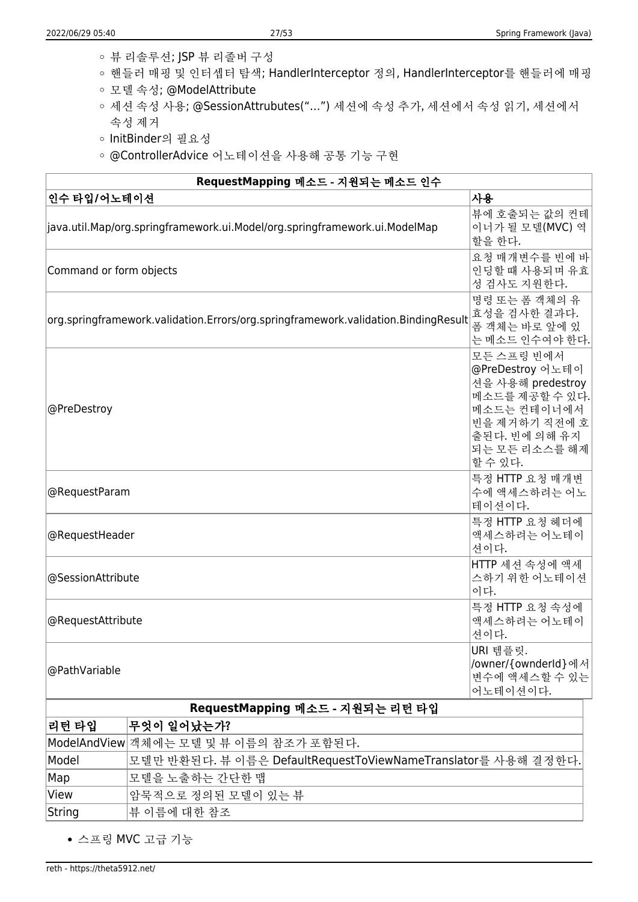- 뷰 리솔루션; JSP 뷰 리졸버 구성
- 핸들러 매핑 및 인터셉터 탐색; HandlerInterceptor 정의, HandlerInterceptor를 핸들러에 매핑
- 모델 속성; @ModelAttribute
- 세션 속성 사용; @SessionAttrubutes(“…”) 세션에 속성 추가, 세션에서 속성 읽기, 세션에서 속성 제거
- InitBinder의 필요성
- @ControllerAdvice 어노테이션을 사용해 공통 기능 구현

| **RequestMapping 메소드 - 지원되는 메소드 인수** | |
|---|---|
| **인수 타입/어노테이션** | **사용** |
| java.util.Map/org.springframework.ui.Model/org.springframework.ui.ModelMap | 뷰에 호출되는 값의 컨테이너가 될 모델(MVC) 역할을 한다. |
| Command or form objects | 요청 매개변수를 빈에 바인딩할 때 사용되며 유효성 검사도 지원한다. |
| org.springframework.validation.Errors/org.springframework.validation.BindingResult | 명령 또는 폼 객체의 유효성을 검사한 결과다. 폼 객체는 바로 앞에 있는 메소드 인수여야 한다. |
| @PreDestroy | 모든 스프링 빈에서 @PreDestroy 어노테이션을 사용해 predestroy 메소드를 제공할 수 있다. 메소드는 컨테이너에서 빈을 제거하기 직전에 호출된다. 빈에 의해 유지되는 모든 리소스를 해제할 수 있다. |
| @RequestParam | 특정 HTTP 요청 매개변수에 액세스하려는 어노테이션이다. |
| @RequestHeader | 특정 HTTP 요청 헤더에 액세스하려는 어노테이션이다. |
| @SessionAttribute | HTTP 세션 속성에 액세스하기 위한 어노테이션이다. |
| @RequestAttribute | 특정 HTTP 요청 속성에 액세스하려는 어노테이션이다. |
| @PathVariable | URI 템플릿. /owner/{ownderId}에서 변수에 액세스할 수 있는 어노테이션이다. |

| **RequestMapping 메소드 - 지원되는 리턴 타입** | |
|---|---|
| **리턴 타입** | **무엇이 일어났는가?** |
| ModelAndView | 객체에는 모델 및 뷰 이름의 참조가 포함된다. |
| Model | 모델만 반환된다. 뷰 이름은 DefaultRequestToViewNameTranslator를 사용해 결정한다. |
| Map | 모델을 노출하는 간단한 맵 |
| View | 암묵적으로 정의된 모델이 있는 뷰 |
| String | 뷰 이름에 대한 참조 |

- 스프링 MVC 고급 기능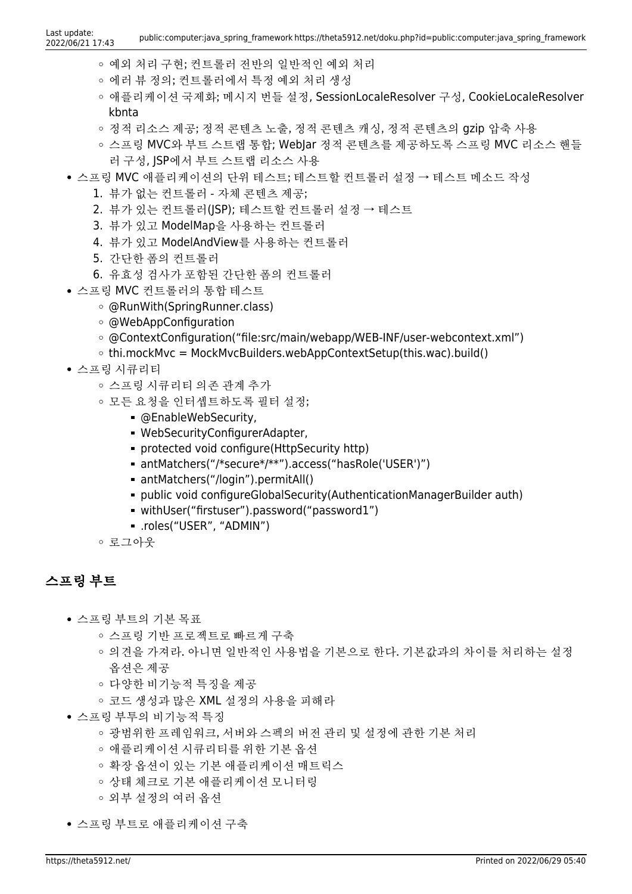- 예외 처리 구현; 컨트롤러 전반의 일반적인 예외 처리
  - 에러 뷰 정의; 컨트롤러에서 특정 예외 처리 생성
  - 애플리케이션 국제화; 메시지 번들 설정, SessionLocaleResolver 구성, CookieLocaleResolver kbnta
  - 정적 리소스 제공; 정적 콘텐츠 노출, 정적 콘텐츠 캐싱, 정적 콘텐츠의 gzip 압축 사용
  - 스프링 MVC와 부트 스트랩 통합; WebJar 정적 콘텐츠를 제공하도록 스프링 MVC 리소스 핸들러 구성, JSP에서 부트 스트랩 리소스 사용
- 스프링 MVC 애플리케이션의 단위 테스트; 테스트할 컨트롤러 설정 → 테스트 메소드 작성
  1. 뷰가 없는 컨트롤러 - 자체 콘텐츠 제공;
  2. 뷰가 있는 컨트롤러(JSP); 테스트할 컨트롤러 설정 → 테스트
  3. 뷰가 있고 ModelMap을 사용하는 컨트롤러
  4. 뷰가 있고 ModelAndView를 사용하는 컨트롤러
  5. 간단한 폼의 컨트롤러
  6. 유효성 검사가 포함된 간단한 폼의 컨트롤러
- 스프링 MVC 컨트롤러의 통합 테스트
  - @RunWith(SpringRunner.class)
  - @WebAppConfiguration
  - @ContextConfiguration("file:src/main/webapp/WEB-INF/user-webcontext.xml")
  - thi.mockMvc = MockMvcBuilders.webAppContextSetup(this.wac).build()
- 스프링 시큐리티
  - 스프링 시큐리티 의존 관계 추가
  - 모든 요청을 인터셉트하도록 필터 설정;
    - @EnableWebSecurity,
    - WebSecurityConfigurerAdapter,
    - protected void configure(HttpSecurity http)
    - antMatchers("/*secure*/**").access("hasRole('USER')")
    - antMatchers("/login").permitAll()
    - public void configureGlobalSecurity(AuthenticationManagerBuilder auth)
    - withUser("firstuser").password("password1")
    - .roles("USER", "ADMIN")
  - 로그아웃

## 스프링 부트

- 스프링 부트의 기본 목표
  - 스프링 기반 프로젝트로 빠르게 구축
  - 의견을 가져라. 아니면 일반적인 사용법을 기본으로 한다. 기본값과의 차이를 처리하는 설정 옵션은 제공
  - 다양한 비기능적 특징을 제공
  - 코드 생성과 많은 XML 설정의 사용을 피해라
- 스프링 부투의 비기능적 특징
  - 광범위한 프레임워크, 서버와 스펙의 버전 관리 및 설정에 관한 기본 처리
  - 애플리케이션 시큐리티를 위한 기본 옵션
  - 확장 옵션이 있는 기본 애플리케이션 매트릭스
  - 상태 체크로 기본 애플리케이션 모니터링
  - 외부 설정의 여러 옵션

- 스프링 부트로 애플리케이션 구축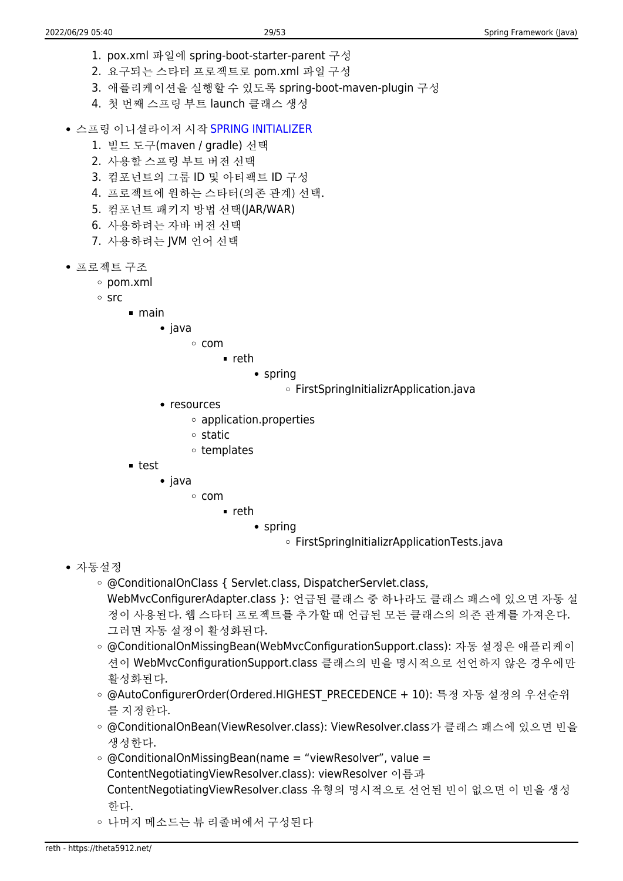1. pox.xml 파일에 spring-boot-starter-parent 구성
2. 요구되는 스타터 프로젝트로 pom.xml 파일 구성
3. 애플리케이션을 실행할 수 있도록 spring-boot-maven-plugin 구성
4. 첫 번째 스프링 부트 launch 클래스 생성

- 스프링 이니셜라이저 시작 SPRING INITIALIZER
  1. 빌드 도구(maven / gradle) 선택
  2. 사용할 스프링 부트 버전 선택
  3. 컴포넌트의 그룹 ID 및 아티팩트 ID 구성
  4. 프로젝트에 원하는 스타터(의존 관계) 선택.
  5. 컴포넌트 패키지 방법 선택(JAR/WAR)
  6. 사용하려는 자바 버전 선택
  7. 사용하려는 JVM 언어 선택

- 프로젝트 구조
  - pom.xml
  - src
    - main
      - java
        - com
          - reth
            - spring
              - FirstSpringInitializrApplication.java
      - resources
        - application.properties
        - static
        - templates
    - test
      - java
        - com
          - reth
            - spring
              - FirstSpringInitializrApplicationTests.java

- 자동설정
  - @ConditionalOnClass { Servlet.class, DispatcherServlet.class, WebMvcConfigurerAdapter.class }: 언급된 클래스 중 하나라도 클래스 패스에 있으면 자동 설정이 사용된다. 웹 스타터 프로젝트를 추가할 때 언급된 모든 클래스의 의존 관계를 가져온다. 그러면 자동 설정이 활성화된다.
  - @ConditionalOnMissingBean(WebMvcConfigurationSupport.class): 자동 설정은 애플리케이션이 WebMvcConfigurationSupport.class 클래스의 빈을 명시적으로 선언하지 않은 경우에만 활성화된다.
  - @AutoConfigurerOrder(Ordered.HIGHEST_PRECEDENCE + 10): 특정 자동 설정의 우선순위를 지정한다.
  - @ConditionalOnBean(ViewResolver.class): ViewResolver.class가 클래스 패스에 있으면 빈을 생성한다.
  - @ConditionalOnMissingBean(name = "viewResolver", value = ContentNegotiatingViewResolver.class): viewResolver 이름과 ContentNegotiatingViewResolver.class 유형의 명시적으로 선언된 빈이 없으면 이 빈을 생성한다.
  - 나머지 메소드는 뷰 리졸버에서 구성된다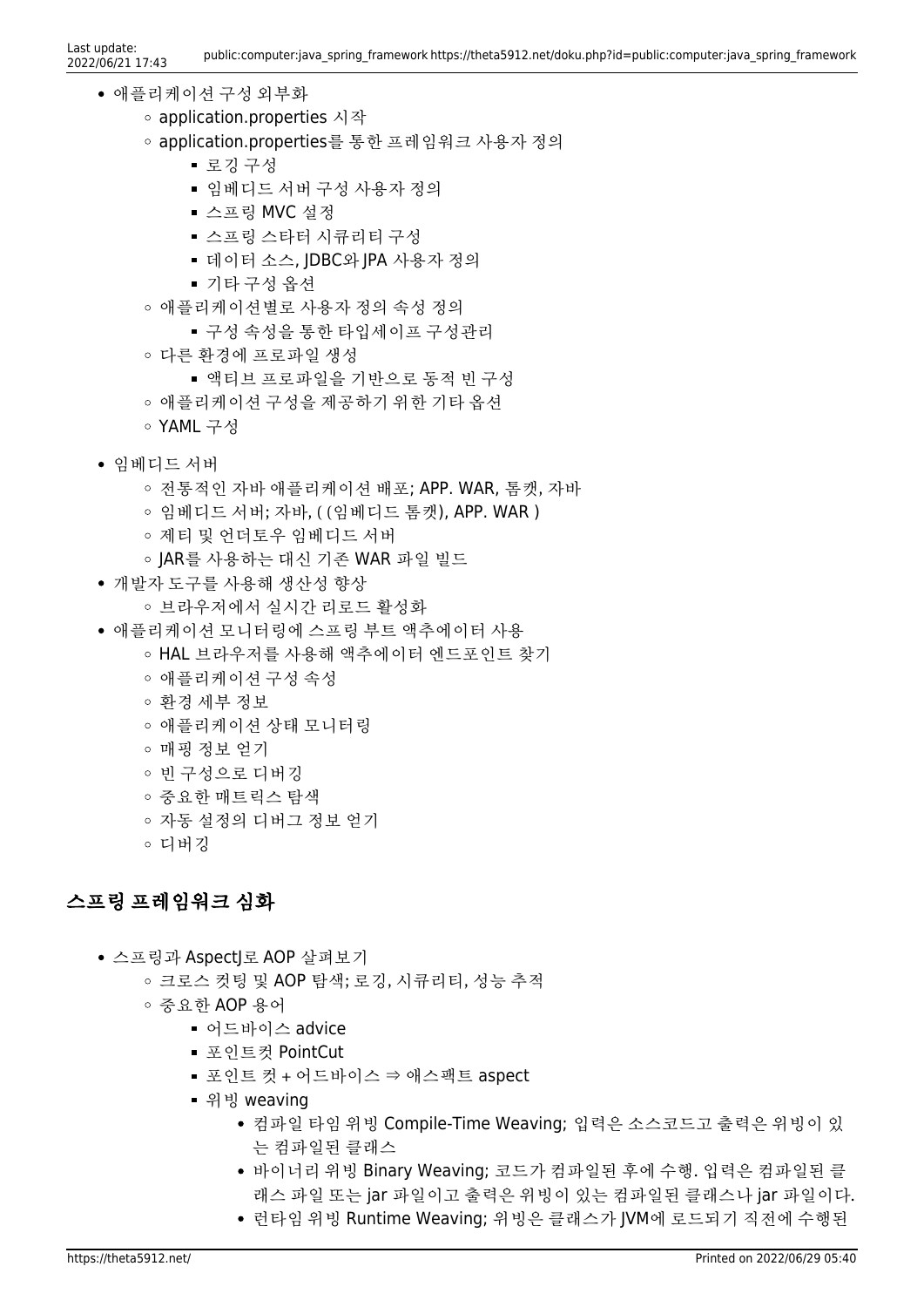- 애플리케이션 구성 외부화
    - application.properties 시작
    - application.properties를 통한 프레임워크 사용자 정의
        - 로깅 구성
        - 임베디드 서버 구성 사용자 정의
        - 스프링 MVC 설정
        - 스프링 스타터 시큐리티 구성
        - 데이터 소스, JDBC와 JPA 사용자 정의
        - 기타 구성 옵션
    - 애플리케이션별로 사용자 정의 속성 정의
        - 구성 속성을 통한 타입세이프 구성관리
    - 다른 환경에 프로파일 생성
        - 액티브 프로파일을 기반으로 동적 빈 구성
    - 애플리케이션 구성을 제공하기 위한 기타 옵션
    - YAML 구성
- 임베디드 서버
    - 전통적인 자바 애플리케이션 배포; APP. WAR, 톰캣, 자바
    - 임베디드 서버; 자바, ( (임베디드 톰캣), APP. WAR )
    - 제티 및 언더토우 임베디드 서버
    - JAR를 사용하는 대신 기존 WAR 파일 빌드
- 개발자 도구를 사용해 생산성 향상
    - 브라우저에서 실시간 리로드 활성화
- 애플리케이션 모니터링에 스프링 부트 액추에이터 사용
    - HAL 브라우저를 사용해 액추에이터 엔드포인트 찾기
    - 애플리케이션 구성 속성
    - 환경 세부 정보
    - 애플리케이션 상태 모니터링
    - 매핑 정보 얻기
    - 빈 구성으로 디버깅
    - 중요한 매트릭스 탐색
    - 자동 설정의 디버그 정보 얻기
    - 디버깅

## 스프링 프레임워크 심화

- 스프링과 AspectJ로 AOP 살펴보기
    - 크로스 컷팅 및 AOP 탐색; 로깅, 시큐리티, 성능 추적
    - 중요한 AOP 용어
        - 어드바이스 advice
        - 포인트컷 PointCut
        - 포인트 컷 + 어드바이스 ⇒ 애스팩트 aspect
        - 위빙 weaving
            - 컴파일 타임 위빙 Compile-Time Weaving; 입력은 소스코드고 출력은 위빙이 있는 컴파일된 클래스
            - 바이너리 위빙 Binary Weaving; 코드가 컴파일된 후에 수행. 입력은 컴파일된 클래스 파일 또는 jar 파일이고 출력은 위빙이 있는 컴파일된 클래스나 jar 파일이다.
            - 런타임 위빙 Runtime Weaving; 위빙은 클래스가 JVM에 로드되기 직전에 수행된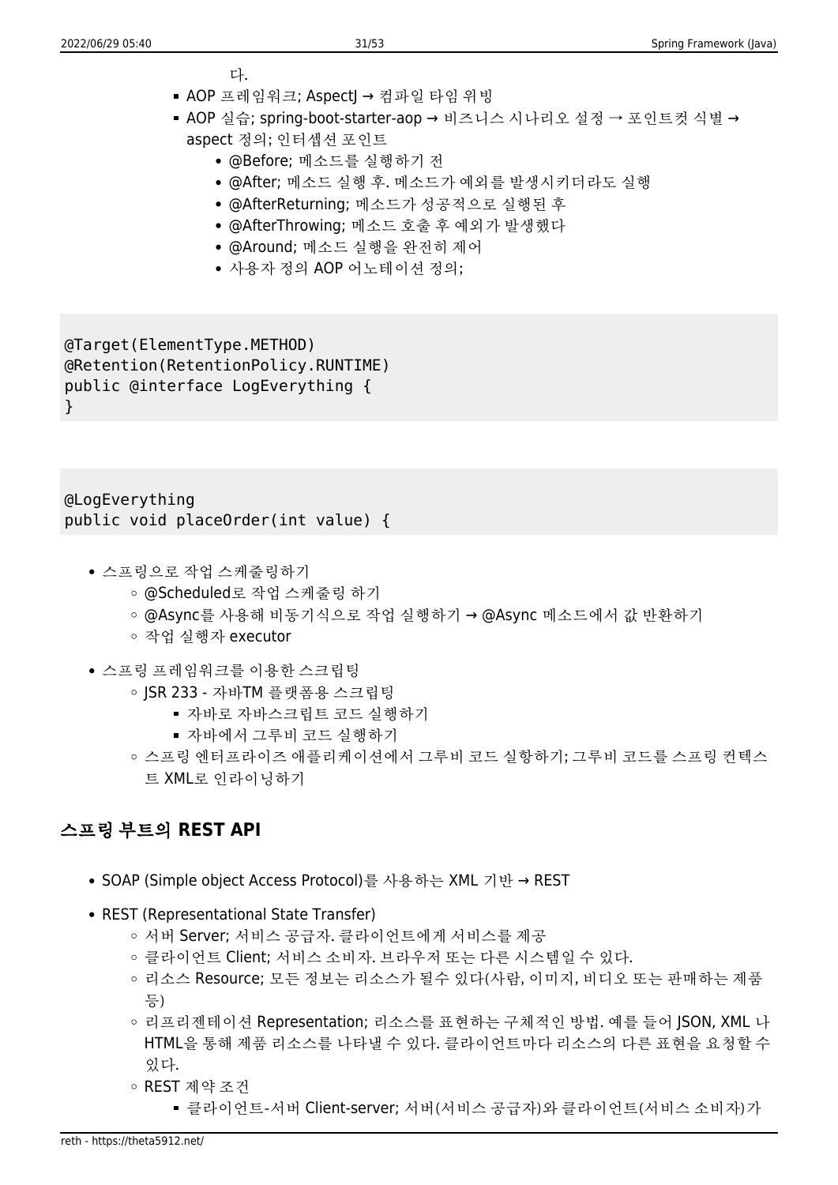다.

- AOP 프레임워크; AspectJ → 컴파일 타임 위빙
- AOP 실습; spring-boot-starter-aop → 비즈니스 시나리오 설정 → 포인트컷 식별 → aspect 정의; 인터셉션 포인트
  - @Before; 메소드를 실행하기 전
  - @After; 메소드 실행 후. 메소드가 예외를 발생시키더라도 실행
  - @AfterReturning; 메소드가 성공적으로 실행된 후
  - @AfterThrowing; 메소드 호출 후 예외가 발생했다
  - @Around; 메소드 실행을 완전히 제어
  - 사용자 정의 AOP 어노테이션 정의;

```
@Target(ElementType.METHOD)
@Retention(RetentionPolicy.RUNTIME)
public @interface LogEverything {
}
```

```
@LogEverything
public void placeOrder(int value) {
```

- 스프링으로 작업 스케줄링하기
  - @Scheduled로 작업 스케줄링 하기
  - @Async를 사용해 비동기식으로 작업 실행하기 → @Async 메소드에서 값 반환하기
  - 작업 실행자 executor
- 스프링 프레임워크를 이용한 스크립팅
  - JSR 233 - 자바TM 플랫폼용 스크립팅
    - 자바로 자바스크립트 코드 실행하기
    - 자바에서 그루비 코드 실행하기
  - 스프링 엔터프라이즈 애플리케이션에서 그루비 코드 실항하기; 그루비 코드를 스프링 컨텍스트 XML로 인라이닝하기

## 스프링 부트의 REST API

- SOAP (Simple object Access Protocol)를 사용하는 XML 기반 → REST
- REST (Representational State Transfer)
  - 서버 Server; 서비스 공급자. 클라이언트에게 서비스를 제공
  - 클라이언트 Client; 서비스 소비자. 브라우저 또는 다른 시스템일 수 있다.
  - 리소스 Resource; 모든 정보는 리소스가 될수 있다(사람, 이미지, 비디오 또는 판매하는 제품 등)
  - 리프리젠테이션 Representation; 리소스를 표현하는 구체적인 방법. 예를 들어 JSON, XML 나 HTML을 통해 제품 리소스를 나타낼 수 있다. 클라이언트마다 리소스의 다른 표현을 요청할 수 있다.
  - REST 제약 조건
    - 클라이언트-서버 Client-server; 서버(서비스 공급자)와 클라이언트(서비스 소비자)가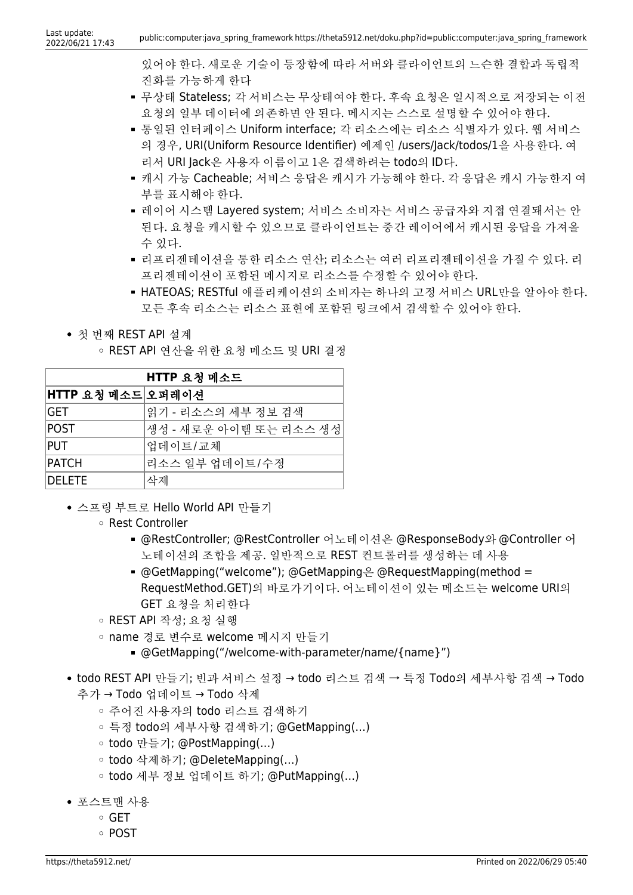있어야 한다. 새로운 기술이 등장함에 따라 서버와 클라이언트의 느슨한 결합과 독립적 진화를 가능하게 한다

    - 무상태 Stateless; 각 서비스는 무상태여야 한다. 후속 요청은 일시적으로 저장되는 이전 요청의 일부 데이터에 의존하면 안 된다. 메시지는 스스로 설명할 수 있어야 한다.
    - 통일된 인터페이스 Uniform interface; 각 리소스에는 리소스 식별자가 있다. 웹 서비스의 경우, URI(Uniform Resource Identifier) 예제인 /users/Jack/todos/1을 사용한다. 여기서 URI Jack은 사용자 이름이고 1은 검색하려는 todo의 ID다.
    - 캐시 가능 Cacheable; 서비스 응답은 캐시가 가능해야 한다. 각 응답은 캐시 가능한지 여부를 표시해야 한다.
    - 레이어 시스템 Layered system; 서비스 소비자는 서비스 공급자와 직접 연결돼서는 안된다. 요청을 캐시할 수 있으므로 클라이언트는 중간 레이어에서 캐시된 응답을 가져올 수 있다.
    - 리프리젠테이션을 통한 리소스 연산; 리소스는 여러 리프리젠테이션을 가질 수 있다. 리프리젠테이션이 포함된 메시지로 리소스를 수정할 수 있어야 한다.
    - HATEOAS; RESTful 애플리케이션의 소비자는 하나의 고정 서비스 URL만을 알아야 한다. 모든 후속 리소스는 리소스 표현에 포함된 링크에서 검색할 수 있어야 한다.

- 첫 번째 REST API 설계
  - REST API 연산을 위한 요청 메소드 및 URI 결정

| HTTP 요청 메소드 | |
|---|---|
| **HTTP 요청 메소드** | **오퍼레이션** |
| GET | 읽기 - 리소스의 세부 정보 검색 |
| POST | 생성 - 새로운 아이템 또는 리소스 생성 |
| PUT | 업데이트/교체 |
| PATCH | 리소스 일부 업데이트/수정 |
| DELETE | 삭제 |

  - 스프링 부트로 Hello World API 만들기
    - Rest Controller
      - @RestController; @RestController 어노테이션은 @ResponseBody와 @Controller 어노테이션의 조합을 제공. 일반적으로 REST 컨트롤러를 생성하는 데 사용
      - @GetMapping("welcome"); @GetMapping은 @RequestMapping(method = RequestMethod.GET)의 바로가기이다. 어노테이션이 있는 메소드는 welcome URI의 GET 요청을 처리한다
    - REST API 작성; 요청 실행
    - name 경로 변수로 welcome 메시지 만들기
      - @GetMapping("/welcome-with-parameter/name/{name}")
- todo REST API 만들기; 빈과 서비스 설정 → todo 리스트 검색 → 특정 Todo의 세부사항 검색 → Todo 추가 → Todo 업데이트 → Todo 삭제
  - 주어진 사용자의 todo 리스트 검색하기
  - 특정 todo의 세부사항 검색하기; @GetMapping(…)
  - todo 만들기; @PostMapping(…)
  - todo 삭제하기; @DeleteMapping(…)
  - todo 세부 정보 업데이트 하기; @PutMapping(…)
- 포스트맨 사용
  - GET
  - POST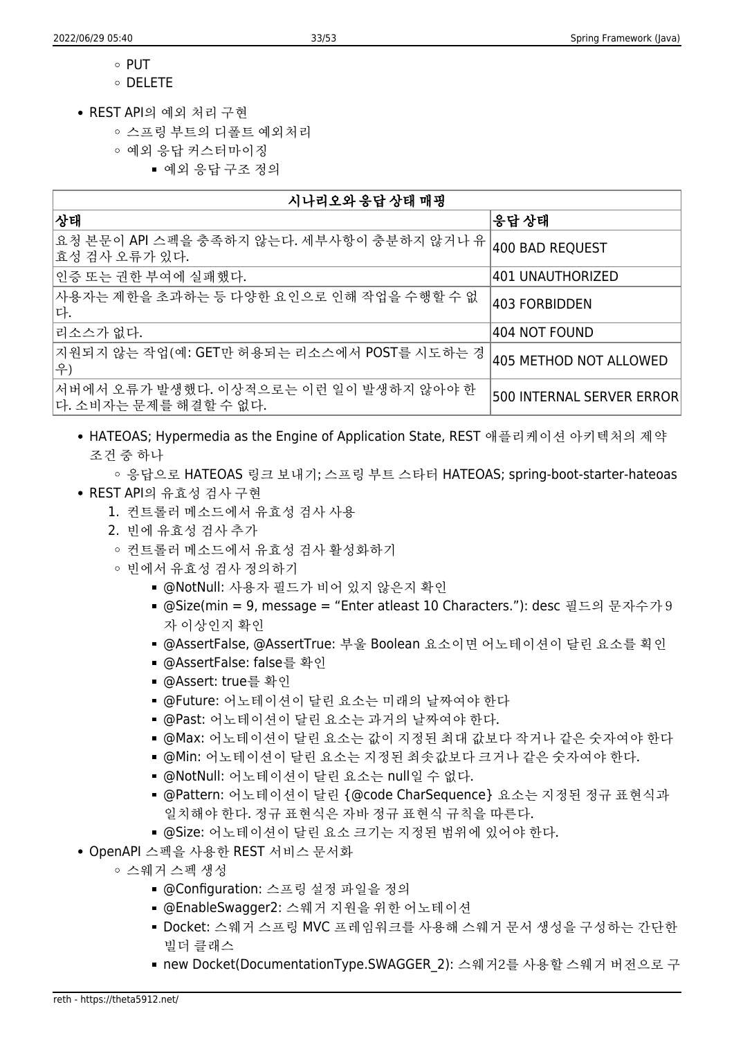- PUT
    - DELETE

- REST API의 예외 처리 구현
    - 스프링 부트의 디폴트 예외처리
    - 예외 응답 커스터마이징
        - 예외 응답 구조 정의

| 시나리오와 응답 상태 매핑 | |
|---|---|
| **상태** | **응답 상태** |
| 요청 본문이 API 스펙을 충족하지 않는다. 세부사항이 충분하지 않거나 유효성 검사 오류가 있다. | 400 BAD REQUEST |
| 인증 또는 권한 부여에 실패했다. | 401 UNAUTHORIZED |
| 사용자는 제한을 초과하는 등 다양한 요인으로 인해 작업을 수행할 수 없다. | 403 FORBIDDEN |
| 리소스가 없다. | 404 NOT FOUND |
| 지원되지 않는 작업(예: GET만 허용되는 리소스에서 POST를 시도하는 경우) | 405 METHOD NOT ALLOWED |
| 서버에서 오류가 발생했다. 이상적으로는 이런 일이 발생하지 않아야 한다. 소비자는 문제를 해결할 수 없다. | 500 INTERNAL SERVER ERROR |

- HATEOAS; Hypermedia as the Engine of Application State, REST 애플리케이션 아키텍처의 제약 조건 중 하나
    - 응답으로 HATEOAS 링크 보내기; 스프링 부트 스타터 HATEOAS; spring-boot-starter-hateoas
- REST API의 유효성 검사 구현
    1. 컨트롤러 메소드에서 유효성 검사 사용
    2. 빈에 유효성 검사 추가
    - 컨트롤러 메소드에서 유효성 검사 활성화하기
    - 빈에서 유효성 검사 정의하기
        - @NotNull: 사용자 필드가 비어 있지 않은지 확인
        - @Size(min = 9, message = “Enter atleast 10 Characters.”): desc 필드의 문자수가 9자 이상인지 확인
        - @AssertFalse, @AssertTrue: 부울 Boolean 요소이면 어노테이션이 달린 요소를 획인
        - @AssertFalse: false를 확인
        - @Assert: true를 확인
        - @Future: 어노테이션이 달린 요소는 미래의 날짜여야 한다
        - @Past: 어노테이션이 달린 요소는 과거의 날짜여야 한다.
        - @Max: 어노테이션이 달린 요소는 값이 지정된 최대 값보다 작거나 같은 숫자여야 한다
        - @Min: 어노테이션이 달린 요소는 지정된 최솟값보다 크거나 같은 숫자여야 한다.
        - @NotNull: 어노테이션이 달린 요소는 null일 수 없다.
        - @Pattern: 어노테이션이 달린 {@code CharSequence} 요소는 지정된 정규 표현식과 일치해야 한다. 정규 표현식은 자바 정규 표현식 규칙을 따른다.
        - @Size: 어노테이션이 달린 요소 크기는 지정된 범위에 있어야 한다.
- OpenAPI 스펙을 사용한 REST 서비스 문서화
    - 스웨거 스펙 생성
        - @Configuration: 스프링 설정 파일을 정의
        - @EnableSwagger2: 스웨거 지원을 위한 어노테이션
        - Docket: 스웨거 스프링 MVC 프레임워크를 사용해 스웨거 문서 생성을 구성하는 간단한 빌더 클래스
        - new Docket(DocumentationType.SWAGGER_2): 스웨거2를 사용할 스웨거 버전으로 구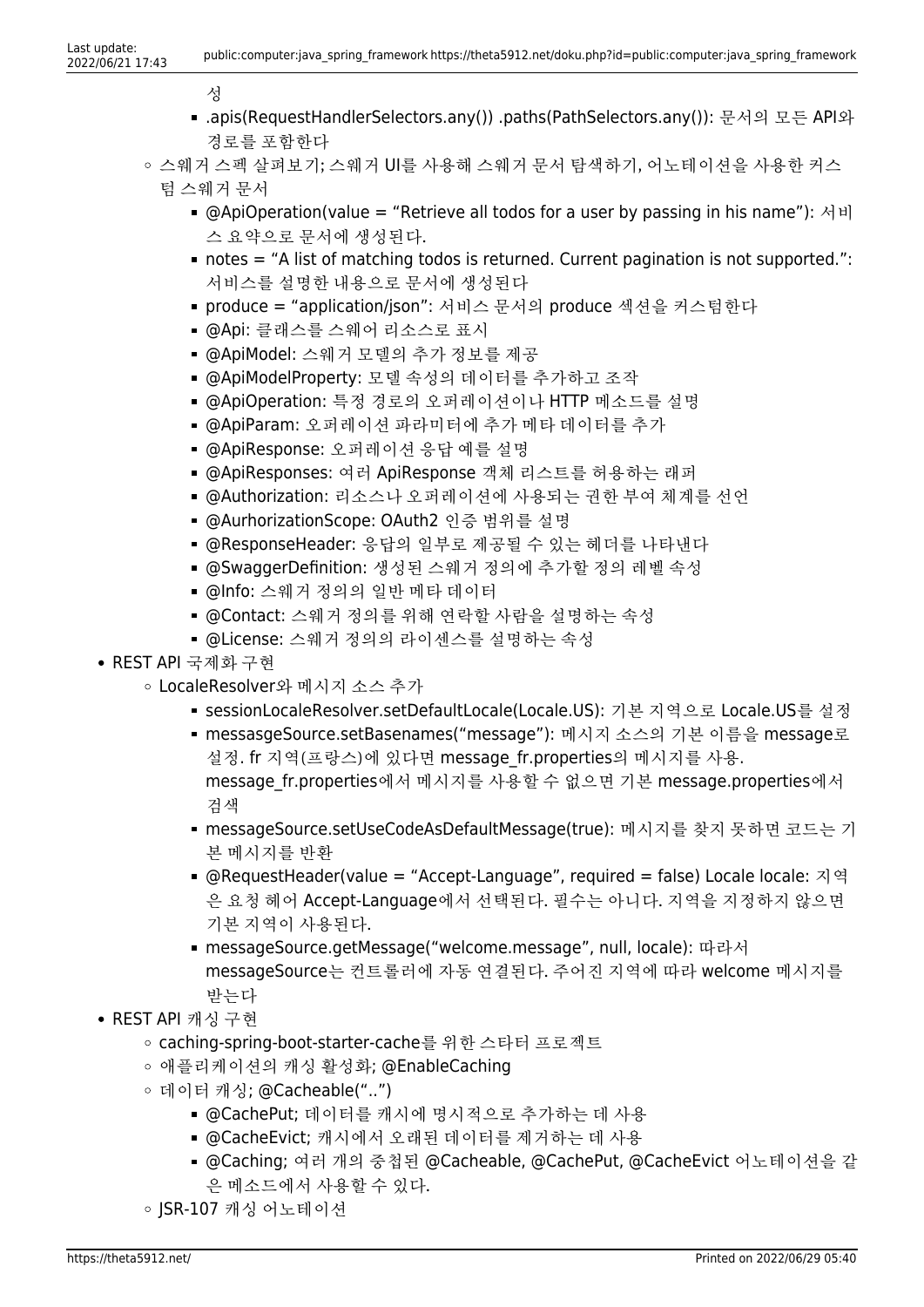성
        - .apis(RequestHandlerSelectors.any()) .paths(PathSelectors.any()): 문서의 모든 API와 경로를 포함한다
    - 스웨거 스펙 살펴보기; 스웨거 UI를 사용해 스웨거 문서 탐색하기, 어노테이션을 사용한 커스텀 스웨거 문서
        - @ApiOperation(value = “Retrieve all todos for a user by passing in his name”): 서비스 요약으로 문서에 생성된다.
        - notes = “A list of matching todos is returned. Current pagination is not supported.”: 서비스를 설명한 내용으로 문서에 생성된다
        - produce = “application/json”: 서비스 문서의 produce 섹션을 커스텀한다
        - @Api: 클래스를 스웨어 리소스로 표시
        - @ApiModel: 스웨거 모델의 추가 정보를 제공
        - @ApiModelProperty: 모델 속성의 데이터를 추가하고 조작
        - @ApiOperation: 특정 경로의 오퍼레이션이나 HTTP 메소드를 설명
        - @ApiParam: 오퍼레이션 파라미터에 추가 메타 데이터를 추가
        - @ApiResponse: 오퍼레이션 응답 예를 설명
        - @ApiResponses: 여러 ApiResponse 객체 리스트를 허용하는 래퍼
        - @Authorization: 리소스나 오퍼레이션에 사용되는 권한 부여 체계를 선언
        - @AurhorizationScope: OAuth2 인증 범위를 설명
        - @ResponseHeader: 응답의 일부로 제공될 수 있는 헤더를 나타낸다
        - @SwaggerDefinition: 생성된 스웨거 정의에 추가할 정의 레벨 속성
        - @Info: 스웨거 정의의 일반 메타 데이터
        - @Contact: 스웨거 정의를 위해 연락할 사람을 설명하는 속성
        - @License: 스웨거 정의의 라이센스를 설명하는 속성
- REST API 국제화 구현
    - LocaleResolver와 메시지 소스 추가
        - sessionLocaleResolver.setDefaultLocale(Locale.US): 기본 지역으로 Locale.US를 설정
        - messasgeSource.setBasenames(“message”): 메시지 소스의 기본 이름을 message로 설정. fr 지역(프랑스)에 있다면 message_fr.properties의 메시지를 사용. message_fr.properties에서 메시지를 사용할 수 없으면 기본 message.properties에서 검색
        - messageSource.setUseCodeAsDefaultMessage(true): 메시지를 찾지 못하면 코드는 기본 메시지를 반환
        - @RequestHeader(value = “Accept-Language”, required = false) Locale locale: 지역은 요청 헤어 Accept-Language에서 선택된다. 필수는 아니다. 지역을 지정하지 않으면 기본 지역이 사용된다.
        - messageSource.getMessage(“welcome.message”, null, locale): 따라서 messageSource는 컨트롤러에 자동 연결된다. 주어진 지역에 따라 welcome 메시지를 받는다
- REST API 캐싱 구현
    - caching-spring-boot-starter-cache를 위한 스타터 프로젝트
    - 애플리케이션의 캐싱 활성화; @EnableCaching
    - 데이터 캐싱; @Cacheable(“..”)
        - @CachePut; 데이터를 캐시에 명시적으로 추가하는 데 사용
        - @CacheEvict; 캐시에서 오래된 데이터를 제거하는 데 사용
        - @Caching; 여러 개의 중첩된 @Cacheable, @CachePut, @CacheEvict 어노테이션을 같은 메소드에서 사용할 수 있다.
    - JSR-107 캐싱 어노테이션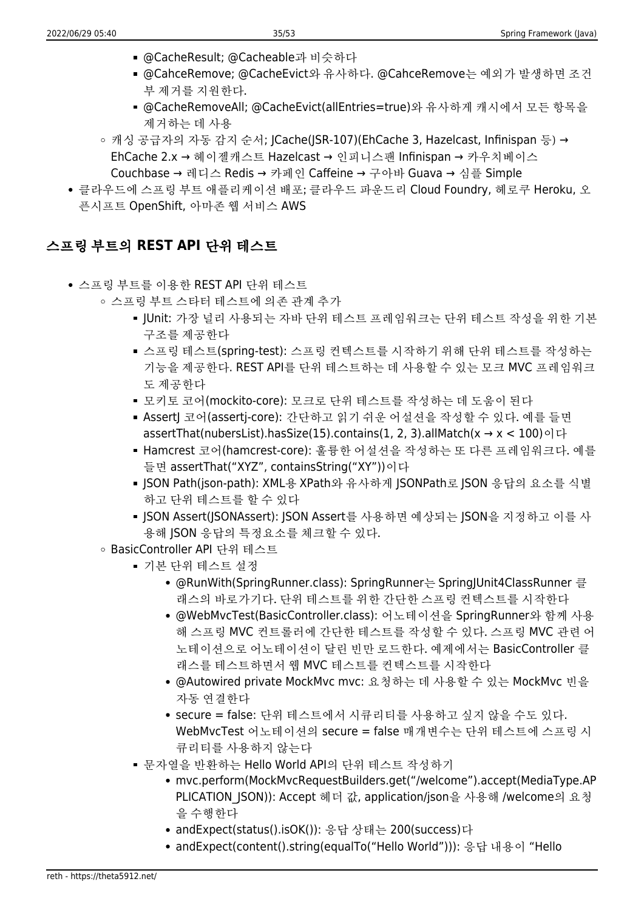- @CacheResult; @Cacheable과 비슷하다
        - @CahceRemove; @CacheEvict와 유사하다. @CahceRemove는 예외가 발생하면 조건부 제거를 지원한다.
        - @CacheRemoveAll; @CacheEvict(allEntries=true)와 유사하게 캐시에서 모든 항목을 제거하는 데 사용
    - 캐싱 공급자의 자동 감지 순서; JCache(JSR-107)(EhCache 3, Hazelcast, Infinispan 등) → EhCache 2.x → 헤이젤캐스트 Hazelcast → 인피니스팬 Infinispan → 카우치베이스 Couchbase → 레디스 Redis → 카페인 Caffeine → 구아바 Guava → 심플 Simple
- 클라우드에 스프링 부트 애플리케이션 배포; 클라우드 파운드리 Cloud Foundry, 헤로쿠 Heroku, 오픈시프트 OpenShift, 아마존 웹 서비스 AWS

## 스프링 부트의 REST API 단위 테스트

- 스프링 부트를 이용한 REST API 단위 테스트
    - 스프링 부트 스타터 테스트에 의존 관계 추가
        - JUnit: 가장 널리 사용되는 자바 단위 테스트 프레임워크는 단위 테스트 작성을 위한 기본 구조를 제공한다
        - 스프링 테스트(spring-test): 스프링 컨텍스트를 시작하기 위해 단위 테스트를 작성하는 기능을 제공한다. REST API를 단위 테스트하는 데 사용할 수 있는 모크 MVC 프레임워크도 제공한다
        - 모키토 코어(mockito-core): 모크로 단위 테스트를 작성하는 데 도움이 된다
        - AssertJ 코어(assertj-core): 간단하고 읽기 쉬운 어설션을 작성할 수 있다. 예를 들면 assertThat(nubersList).hasSize(15).contains(1, 2, 3).allMatch(x → x < 100)이다
        - Hamcrest 코어(hamcrest-core): 훌륭한 어설션을 작성하는 또 다른 프레임워크다. 예를 들면 assertThat("XYZ", containsString("XY"))이다
        - JSON Path(json-path): XML용 XPath와 유사하게 JSONPath로 JSON 응답의 요소를 식별하고 단위 테스트를 할 수 있다
        - JSON Assert(JSONAssert): JSON Assert를 사용하면 예상되는 JSON을 지정하고 이를 사용해 JSON 응답의 특정요소를 체크할 수 있다.
    - BasicController API 단위 테스트
        - 기본 단위 테스트 설정
            - @RunWith(SpringRunner.class): SpringRunner는 SpringJUnit4ClassRunner 클래스의 바로가기다. 단위 테스트를 위한 간단한 스프링 컨텍스트를 시작한다
            - @WebMvcTest(BasicController.class): 어노테이션을 SpringRunner와 함께 사용해 스프링 MVC 컨트롤러에 간단한 테스트를 작성할 수 있다. 스프링 MVC 관련 어노테이션으로 어노테이션이 달린 빈만 로드한다. 예제에서는 BasicController 클래스를 테스트하면서 웹 MVC 테스트를 컨텍스트를 시작한다
            - @Autowired private MockMvc mvc: 요청하는 데 사용할 수 있는 MockMvc 빈을 자동 연결한다
            - secure = false: 단위 테스트에서 시큐리티를 사용하고 싶지 않을 수도 있다. WebMvcTest 어노테이션의 secure = false 매개변수는 단위 테스트에 스프링 시큐리티를 사용하지 않는다
        - 문자열을 반환하는 Hello World API의 단위 테스트 작성하기
            - mvc.perform(MockMvcRequestBuilders.get("/welcome").accept(MediaType.APPLICATION_JSON)): Accept 헤더 값, application/json을 사용해 /welcome의 요청을 수행한다
            - andExpect(status().isOK()): 응답 상태는 200(success)다
            - andExpect(content().string(equalTo("Hello World"))): 응답 내용이 "Hello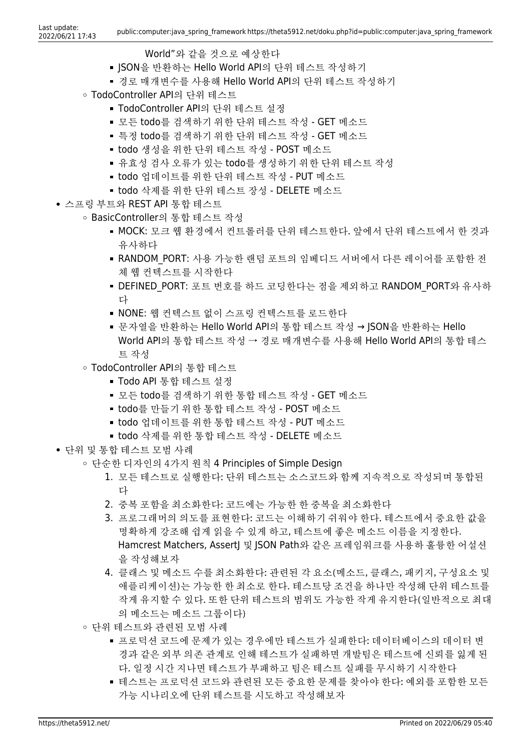World"와 같을 것으로 예상한다
      - JSON을 반환하는 Hello World API의 단위 테스트 작성하기
      - 경로 매개변수를 사용해 Hello World API의 단위 테스트 작성하기
  - TodoController API의 단위 테스트
      - TodoController API의 단위 테스트 설정
      - 모든 todo를 검색하기 위한 단위 테스트 작성 - GET 메소드
      - 특정 todo를 검색하기 위한 단위 테스트 작성 - GET 메소드
      - todo 생성을 위한 단위 테스트 작성 - POST 메소드
      - 유효성 검사 오류가 있는 todo를 생성하기 위한 단위 테스트 작성
      - todo 업데이트를 위한 단위 테스트 작성 - PUT 메소드
      - todo 삭제를 위한 단위 테스트 장성 - DELETE 메소드
- 스프링 부트와 REST API 통합 테스트
  - BasicController의 통합 테스트 작성
      - MOCK: 모크 웹 환경에서 컨트롤러를 단위 테스트한다. 앞에서 단위 테스트에서 한 것과 유사하다
      - RANDOM_PORT: 사용 가능한 랜덤 포트의 임베디드 서버에서 다른 레이어를 포함한 전체 웹 컨텍스트를 시작한다
      - DEFINED_PORT: 포트 번호를 하드 코딩한다는 점을 제외하고 RANDOM_PORT와 유사하다
      - NONE: 웹 컨텍스트 없이 스프링 컨텍스트를 로드한다
      - 문자열을 반환하는 Hello World API의 통합 테스트 작성 → JSON을 반환하는 Hello World API의 통합 테스트 작성 → 경로 매개변수를 사용해 Hello World API의 통합 테스트 작성
  - TodoController API의 통합 테스트
      - Todo API 통합 테스트 설정
      - 모든 todo를 검색하기 위한 통합 테스트 작성 - GET 메소드
      - todo를 만들기 위한 통합 테스트 작성 - POST 메소드
      - todo 업데이트를 위한 통합 테스트 작성 - PUT 메소드
      - todo 삭제를 위한 통합 테스트 작성 - DELETE 메소드
- 단위 및 통합 테스트 모범 사례
  - 단순한 디자인의 4가지 원칙 4 Principles of Simple Design
      1. 모든 테스트로 실행한다: 단위 테스트는 소스코드와 함께 지속적으로 작성되며 통합된다
      2. 중복 포함을 최소화한다: 코드에는 가능한 한 중복을 최소화한다
      3. 프로그래머의 의도를 표현한다: 코드는 이해하기 쉬워야 한다. 테스트에서 중요한 값을 명확하게 강조해 쉽게 읽을 수 있게 하고, 테스트에 좋은 메소드 이름을 지정한다. Hamcrest Matchers, AssertJ 및 JSON Path와 같은 프레임워크를 사용하 훌륭한 어설션을 작성해보자
      4. 클래스 및 메소드 수를 최소화한다: 관련된 각 요소(메소드, 클래스, 패키지, 구성요소 및 애플리케이션)는 가능한 한 최소로 한다. 테스트당 조건을 하나만 작성해 단위 테스트를 작게 유지할 수 있다. 또한 단위 테스트의 범위도 가능한 작게 유지한다(일반적으로 최대의 메소드는 메소드 그룹이다)
  - 단위 테스트와 관련된 모범 사례
      - 프로덕션 코드에 문제가 있는 경우에만 테스트가 실패한다: 데이터베이스의 데이터 변경과 같은 외부 의존 관계로 인해 테스트가 실패하면 개발팀은 테스트에 신뢰를 잃게 된다. 일정 시간 지나면 테스트가 부패하고 팀은 테스트 실패를 무시하기 시작한다
      - 테스트는 프로덕션 코드와 관련된 모든 중요한 문제를 찾아야 한다: 예외를 포함한 모든 가능 시나리오에 단위 테스트를 시도하고 작성해보자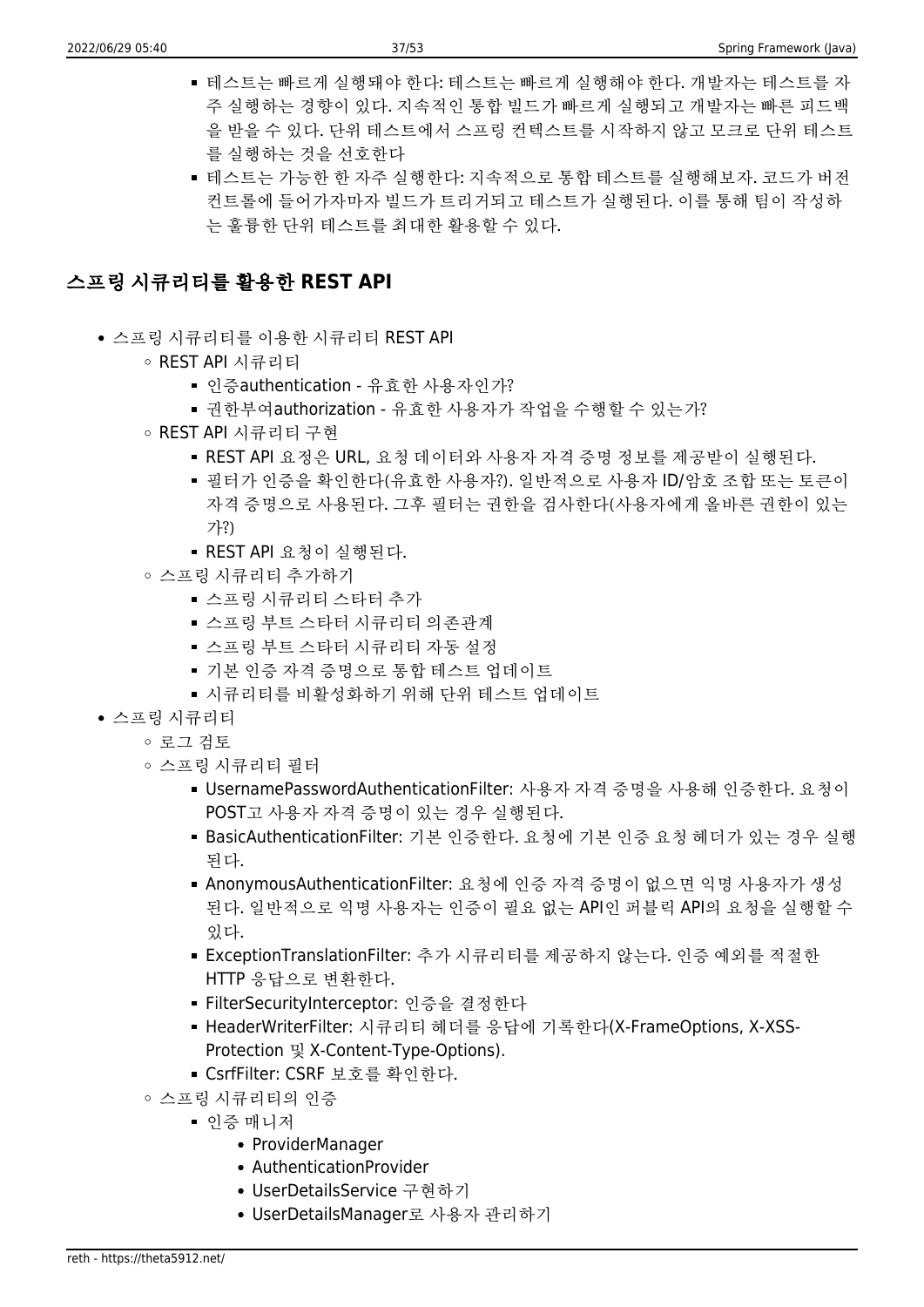- 테스트는 빠르게 실행돼야 한다: 테스트는 빠르게 실행해야 한다. 개발자는 테스트를 자주 실행하는 경향이 있다. 지속적인 통합 빌드가 빠르게 실행되고 개발자는 빠른 피드백을 받을 수 있다. 단위 테스트에서 스프링 컨텍스트를 시작하지 않고 모크로 단위 테스트를 실행하는 것을 선호한다
        - 테스트는 가능한 한 자주 실행한다: 지속적으로 통합 테스트를 실행해보자. 코드가 버전 컨트롤에 들어가자마자 빌드가 트리거되고 테스트가 실행된다. 이를 통해 팀이 작성하는 훌륭한 단위 테스트를 최대한 활용할 수 있다.

## 스프링 시큐리티를 활용한 REST API

- 스프링 시큐리티를 이용한 시큐리티 REST API
    - REST API 시큐리티
        - 인증authentication - 유효한 사용자인가?
        - 권한부여authorization - 유효한 사용자가 작업을 수행할 수 있는가?
    - REST API 시큐리티 구현
        - REST API 요청은 URL, 요청 데이터와 사용자 자격 증명 정보를 제공받아 실행된다.
        - 필터가 인증을 확인한다(유효한 사용자?). 일반적으로 사용자 ID/암호 조합 또는 토큰이 자격 증명으로 사용된다. 그후 필터는 권한을 검사한다(사용자에게 올바른 권한이 있는가?)
        - REST API 요청이 실행된다.
    - 스프링 시큐리티 추가하기
        - 스프링 시큐리티 스타터 추가
        - 스프링 부트 스타터 시큐리티 의존관계
        - 스프링 부트 스타터 시큐리티 자동 설정
        - 기본 인증 자격 증명으로 통합 테스트 업데이트
        - 시큐리티를 비활성화하기 위해 단위 테스트 업데이트
- 스프링 시큐리티
    - 로그 검토
    - 스프링 시큐리티 필터
        - UsernamePasswordAuthenticationFilter: 사용자 자격 증명을 사용해 인증한다. 요청이 POST고 사용자 자격 증명이 있는 경우 실행된다.
        - BasicAuthenticationFilter: 기본 인증한다. 요청에 기본 인증 요청 헤더가 있는 경우 실행된다.
        - AnonymousAuthenticationFilter: 요청에 인증 자격 증명이 없으면 익명 사용자가 생성된다. 일반적으로 익명 사용자는 인증이 필요 없는 API인 퍼블릭 API의 요청을 실행할 수 있다.
        - ExceptionTranslationFilter: 추가 시큐리티를 제공하지 않는다. 인증 예외를 적절한 HTTP 응답으로 변환한다.
        - FilterSecurityInterceptor: 인증을 결정한다
        - HeaderWriterFilter: 시큐리티 헤더를 응답에 기록한다(X-FrameOptions, X-XSS-Protection 및 X-Content-Type-Options).
        - CsrfFilter: CSRF 보호를 확인한다.
    - 스프링 시큐리티의 인증
        - 인증 매니저
            - ProviderManager
            - AuthenticationProvider
            - UserDetailsService 구현하기
            - UserDetailsManager로 사용자 관리하기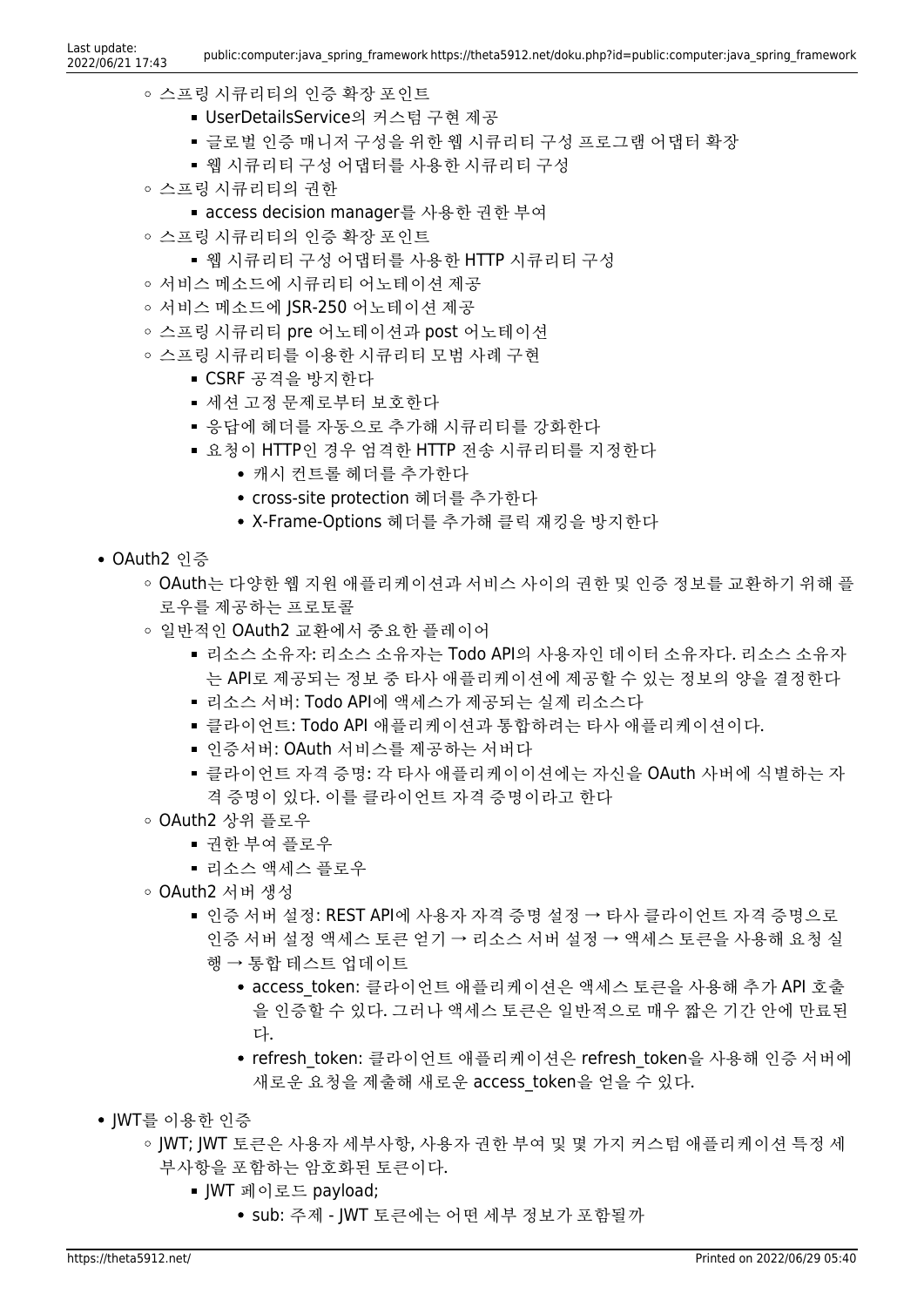- 스프링 시큐리티의 인증 확장 포인트
    - UserDetailsService의 커스텀 구현 제공
    - 글로벌 인증 매니저 구성을 위한 웹 시큐리티 구성 프로그램 어댑터 확장
    - 웹 시큐리티 구성 어댑터를 사용한 시큐리티 구성
- 스프링 시큐리티의 권한
    - access decision manager를 사용한 권한 부여
- 스프링 시큐리티의 인증 확장 포인트
    - 웹 시큐리티 구성 어댑터를 사용한 HTTP 시큐리티 구성
- 서비스 메소드에 시큐리티 어노테이션 제공
- 서비스 메소드에 JSR-250 어노테이션 제공
- 스프링 시큐리티 pre 어노테이션과 post 어노테이션
- 스프링 시큐리티를 이용한 시큐리티 모범 사례 구현
    - CSRF 공격을 방지한다
    - 세션 고정 문제로부터 보호한다
    - 응답에 헤더를 자동으로 추가해 시큐리티를 강화한다
    - 요청이 HTTP인 경우 엄격한 HTTP 전송 시큐리티를 지정한다
        - 캐시 컨트롤 헤더를 추가한다
        - cross-site protection 헤더를 추가한다
        - X-Frame-Options 헤더를 추가해 클릭 재킹을 방지한다

- OAuth2 인증
    - OAuth는 다양한 웹 지원 애플리케이션과 서비스 사이의 권한 및 인증 정보를 교환하기 위해 플로우를 제공하는 프로토콜
    - 일반적인 OAuth2 교환에서 중요한 플레이어
        - 리소스 소유자: 리소스 소유자는 Todo API의 사용자인 데이터 소유자다. 리소스 소유자는 API로 제공되는 정보 중 타사 애플리케이션에 제공할 수 있는 정보의 양을 결정한다
        - 리소스 서버: Todo API에 액세스가 제공되는 실제 리소스다
        - 클라이언트: Todo API 애플리케이션과 통합하려는 타사 애플리케이션이다.
        - 인증서버: OAuth 서비스를 제공하는 서버다
        - 클라이언트 자격 증명: 각 타사 애플리케이이션에는 자신을 OAuth 사버에 식별하는 자격 증명이 있다. 이를 클라이언트 자격 증명이라고 한다
    - OAuth2 상위 플로우
        - 권한 부여 플로우
        - 리소스 액세스 플로우
    - OAuth2 서버 생성
        - 인증 서버 설정: REST API에 사용자 자격 증명 설정 → 타사 클라이언트 자격 증명으로 인증 서버 설정 액세스 토큰 얻기 → 리소스 서버 설정 → 액세스 토큰을 사용해 요청 실행 → 통합 테스트 업데이트
            - access_token: 클라이언트 애플리케이션은 액세스 토큰을 사용해 추가 API 호출을 인증할 수 있다. 그러나 액세스 토큰은 일반적으로 매우 짧은 기간 안에 만료된다.
            - refresh_token: 클라이언트 애플리케이션은 refresh_token을 사용해 인증 서버에 새로운 요청을 제출해 새로운 access_token을 얻을 수 있다.

- JWT를 이용한 인증
    - JWT; JWT 토큰은 사용자 세부사항, 사용자 권한 부여 및 몇 가지 커스텀 애플리케이션 특정 세부사항을 포함하는 암호화된 토큰이다.
        - JWT 페이로드 payload;
            - sub: 주제 - JWT 토큰에는 어떤 세부 정보가 포함될까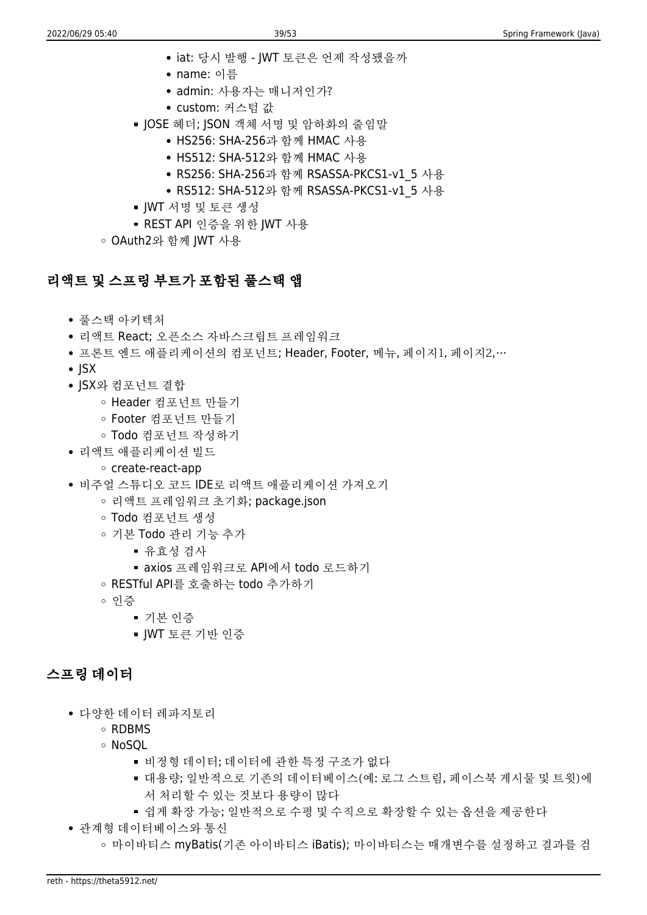- iat: 당시 발행 - JWT 토큰은 언제 작성됐을까
            - name: 이름
            - admin: 사용자는 매니저인가?
            - custom: 커스텀 값
        - JOSE 헤더; JSON 객체 서명 및 암하화의 줄임말
            - HS256: SHA-256과 함께 HMAC 사용
            - HS512: SHA-512와 함께 HMAC 사용
            - RS256: SHA-256과 함께 RSASSA-PKCS1-v1_5 사용
            - RS512: SHA-512와 함께 RSASSA-PKCS1-v1_5 사용
        - JWT 서명 및 토큰 생성
        - REST API 인증을 위한 JWT 사용
    - OAuth2와 함께 JWT 사용

## 리액트 및 스프링 부트가 포함된 풀스택 앱

- 풀스택 아키텍처
- 리액트 React; 오픈소스 자바스크립트 프레임워크
- 프론트 엔드 애플리케이션의 컴포넌트; Header, Footer, 메뉴, 페이지1, 페이지2,…
- JSX
- JSX와 컴포넌트 결합
    - Header 컴포넌트 만들기
    - Footer 컴포넌트 만들기
    - Todo 컴포넌트 작성하기
- 리액트 애플리케이션 빌드
    - create-react-app
- 비주얼 스튜디오 코드 IDE로 리액트 애플리케이션 가져오기
    - 리액트 프레임워크 초기화; package.json
    - Todo 컴포넌트 생성
    - 기본 Todo 관리 기능 추가
        - 유효성 검사
        - axios 프레임워크로 API에서 todo 로드하기
    - RESTful API를 호출하는 todo 추가하기
    - 인증
        - 기본 인증
        - JWT 토큰 기반 인증

## 스프링 데이터

- 다양한 데이터 레파지토리
    - RDBMS
    - NoSQL
        - 비정형 데이터; 데이터에 관한 특정 구조가 없다
        - 대용량; 일반적으로 기존의 데이터베이스(예: 로그 스트림, 페이스북 게시물 및 트윗)에서 처리할 수 있는 것보다 용량이 많다
        - 쉽게 확장 가능; 일반적으로 수평 및 수직으로 확장할 수 있는 옵션을 제공한다
- 관계형 데이터베이스와 통신
    - 마이바티스 myBatis(기존 아이바티스 iBatis); 마이바티스는 매개변수를 설정하고 결과를 검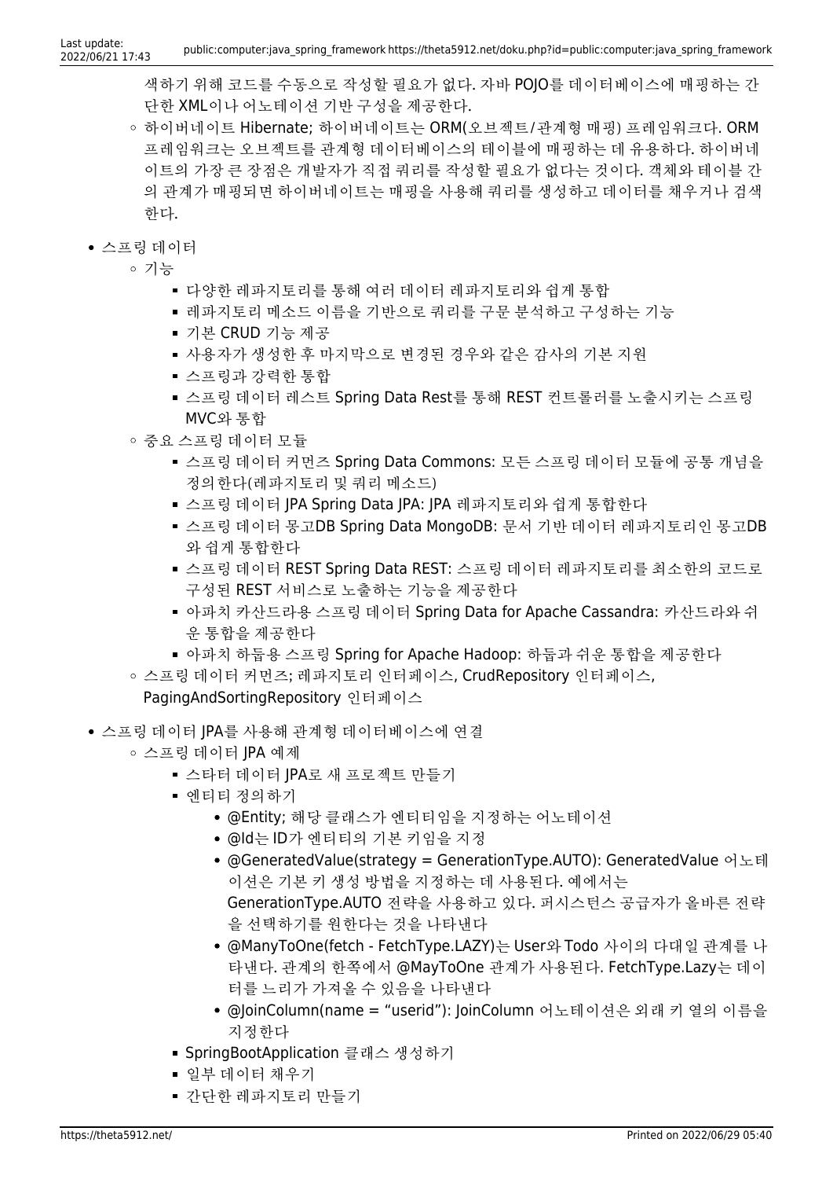색하기 위해 코드를 수동으로 작성할 필요가 없다. 자바 POJO를 데이터베이스에 매핑하는 간단한 XML이나 어노테이션 기반 구성을 제공한다.
    - 하이버네이트 Hibernate; 하이버네이트는 ORM(오브젝트/관계형 매핑) 프레임워크다. ORM 프레임워크는 오브젝트를 관계형 데이터베이스의 테이블에 매핑하는 데 유용하다. 하이버네이트의 가장 큰 장점은 개발자가 직접 쿼리를 작성할 필요가 없다는 것이다. 객체와 테이블 간의 관계가 매핑되면 하이버네이트는 매핑을 사용해 쿼리를 생성하고 데이터를 채우거나 검색한다.

- 스프링 데이터
    - 기능
        - 다양한 레파지토리를 통해 여러 데이터 레파지토리와 쉽게 통합
        - 레파지토리 메소드 이름을 기반으로 쿼리를 구문 분석하고 구성하는 기능
        - 기본 CRUD 기능 제공
        - 사용자가 생성한 후 마지막으로 변경된 경우와 같은 감사의 기본 지원
        - 스프링과 강력한 통합
        - 스프링 데이터 레스트 Spring Data Rest를 통해 REST 컨트롤러를 노출시키는 스프링 MVC와 통합
    - 중요 스프링 데이터 모듈
        - 스프링 데이터 커먼즈 Spring Data Commons: 모든 스프링 데이터 모듈에 공통 개념을 정의한다(레파지토리 및 쿼리 메소드)
        - 스프링 데이터 JPA Spring Data JPA: JPA 레파지토리와 쉽게 통합한다
        - 스프링 데이터 몽고DB Spring Data MongoDB: 문서 기반 데이터 레파지토리인 몽고DB와 쉽게 통합한다
        - 스프링 데이터 REST Spring Data REST: 스프링 데이터 레파지토리를 최소한의 코드로 구성된 REST 서비스로 노출하는 기능을 제공한다
        - 아파치 카산드라용 스프링 데이터 Spring Data for Apache Cassandra: 카산드라와 쉬운 통합을 제공한다
        - 아파치 하둡용 스프링 Spring for Apache Hadoop: 하둡과 쉬운 통합을 제공한다
    - 스프링 데이터 커먼즈; 레파지토리 인터페이스, CrudRepository 인터페이스, PagingAndSortingRepository 인터페이스

- 스프링 데이터 JPA를 사용해 관계형 데이터베이스에 연결
    - 스프링 데이터 JPA 예제
        - 스타터 데이터 JPA로 새 프로젝트 만들기
        - 엔티티 정의하기
            - @Entity; 해당 클래스가 엔티티임을 지정하는 어노테이션
            - @Id는 ID가 엔티티의 기본 키임을 지정
            - @GeneratedValue(strategy = GenerationType.AUTO): GeneratedValue 어노테이션은 기본 키 생성 방법을 지정하는 데 사용된다. 예에서는 GenerationType.AUTO 전략을 사용하고 있다. 퍼시스턴스 공급자가 올바른 전략을 선택하기를 원한다는 것을 나타낸다
            - @ManyToOne(fetch - FetchType.LAZY)는 User와 Todo 사이의 다대일 관계를 나타낸다. 관계의 한쪽에서 @MayToOne 관계가 사용된다. FetchType.Lazy는 데이터를 느리게 가져올 수 있음을 나타낸다
            - @JoinColumn(name = "userid"): JoinColumn 어노테이션은 외래 키 열의 이름을 지정한다
        - SpringBootApplication 클래스 생성하기
        - 일부 데이터 채우기
        - 간단한 레파지토리 만들기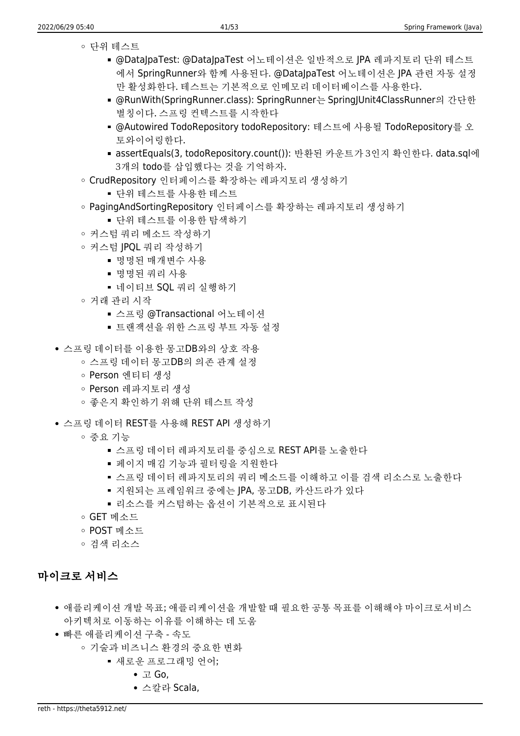- 단위 테스트
        - @DataJpaTest: @DataJpaTest 어노테이션은 일반적으로 JPA 레파지토리 단위 테스트에서 SpringRunner와 함께 사용된다. @DataJpaTest 어노테이션은 JPA 관련 자동 설정만 활성화한다. 테스트는 기본적으로 인메모리 데이터베이스를 사용한다.
        - @RunWith(SpringRunner.class): SpringRunner는 SpringJUnit4ClassRunner의 간단한 별칭이다. 스프링 컨텍스트를 시작한다
        - @Autowired TodoRepository todoRepository: 테스트에 사용될 TodoRepository를 오토와이어링한다.
        - assertEquals(3, todoRepository.count()): 반환된 카운트가 3인지 확인한다. data.sql에 3개의 todo를 삽입했다는 것을 기억하자.
    - CrudRepository 인터페이스를 확장하는 레파지토리 생성하기
        - 단위 테스트를 사용한 테스트
    - PagingAndSortingRepository 인터페이스를 확장하는 레파지토리 생성하기
        - 단위 테스트를 이용한 탐색하기
    - 커스텀 쿼리 메소드 작성하기
    - 커스텀 JPQL 쿼리 작성하기
        - 명명된 매개변수 사용
        - 명명된 쿼리 사용
        - 네이티브 SQL 쿼리 실행하기
    - 거래 관리 시작
        - 스프링 @Transactional 어노테이션
        - 트랜잭션을 위한 스프링 부트 자동 설정
- 스프링 데이터를 이용한 몽고DB와의 상호 작용
    - 스프링 데이터 몽고DB의 의존 관계 설정
    - Person 엔티티 생성
    - Person 레파지토리 생성
    - 좋은지 확인하기 위해 단위 테스트 작성
- 스프링 데이터 REST를 사용해 REST API 생성하기
    - 중요 기능
        - 스프링 데이터 레파지토리를 중심으로 REST API를 노출한다
        - 페이지 매김 기능과 필터링을 지원한다
        - 스프링 데이터 레파지토리의 쿼리 메소드를 이해하고 이를 검색 리소스로 노출한다
        - 지원되는 프레임워크 중에는 JPA, 몽고DB, 카산드라가 있다
        - 리소스를 커스텀하는 옵션이 기본적으로 표시된다
    - GET 메소드
    - POST 메소드
    - 검색 리소스

## 마이크로 서비스

- 애플리케이션 개발 목표; 애플리케이션을 개발할 때 필요한 공통 목표를 이해해야 마이크로서비스 아키텍처로 이동하는 이유를 이해하는 데 도움
- 빠른 애플리케이션 구축 - 속도
    - 기술과 비즈니스 환경의 중요한 변화
        - 새로운 프로그래밍 언어;
            - 고 Go,
            - 스칼라 Scala,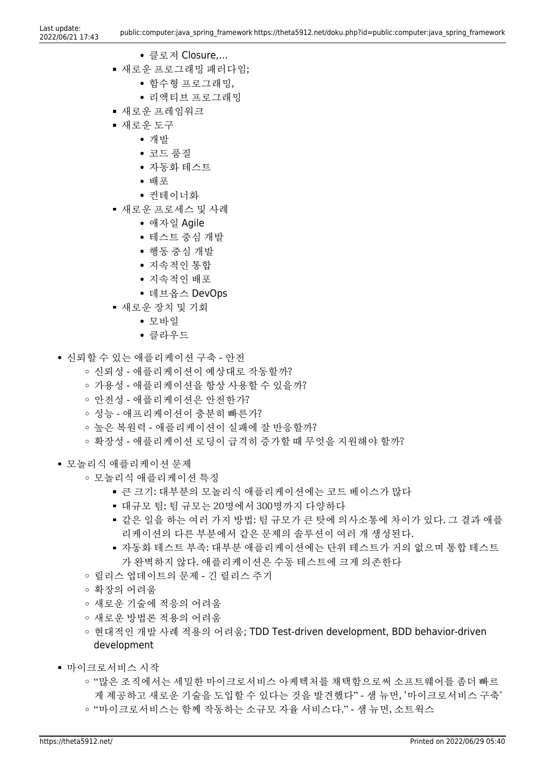- 클로저 Closure,…
      - 새로운 프로그래밍 패러다임;
        - 함수형 프로그래밍,
        - 리액티브 프로그래밍
      - 새로운 프레임워크
      - 새로운 도구
        - 개발
        - 코드 품질
        - 자동화 테스트
        - 배포
        - 컨테이너화
      - 새로운 프로세스 및 사례
        - 애자일 Agile
        - 테스트 중심 개발
        - 행동 중심 개발
        - 지속적인 통합
        - 지속적인 배포
        - 데브옵스 DevOps
      - 새로운 장치 및 기회
        - 모바일
        - 클라우드

- 신뢰할 수 있는 애플리케이션 구축 - 안전
  - 신뢰성 - 애플리케이션이 예상대로 작동할까?
  - 가용성 - 애플리케이션을 항상 사용할 수 있을까?
  - 안전성 - 애플리케이션은 안전한가?
  - 성능 - 애프리케이션이 충분히 빠른가?
  - 높은 복원력 - 애플리케이션이 실패에 잘 반응할까?
  - 확장성 - 애플리케이션 로딩이 급격히 증가할 때 무엇을 지원해야 할까?

- 모놀리식 애플리케이션 문제
  - 모놀리식 애플리케이션 특징
    - 큰 크기: 대부분의 모놀리식 애플리케이션에는 코드 베이스가 많다
    - 대규모 팀: 팀 규모는 20명에서 300명까지 다양하다
    - 같은 일을 하는 여러 가지 방법: 팀 규모가 큰 탓에 의사소통에 차이가 있다. 그 결과 애플리케이션의 다른 부분에서 같은 문제의 솔루션이 여러 개 생성된다.
    - 자동화 테스트 부족: 대부분 애플리케이션에는 단위 테스트가 거의 없으며 통합 테스트가 완벽하지 않다. 애플리케이션은 수동 테스트에 크게 의존한다
  - 릴리스 업데이트의 문제 - 긴 릴리스 주기
  - 확장의 어려움
  - 새로운 기술에 적응의 어려움
  - 새로운 방법론 적용의 어려움
  - 현대적인 개발 사례 적용의 어려움; TDD Test-driven development, BDD behavior-driven development

- 마이크로서비스 시작
  - "많은 조직에서는 세밀한 마이크로서비스 아케텍처를 채택함으로써 소프트웨어를 좀더 빠르게 제공하고 새로운 기술을 도입할 수 있다는 것을 발견했다" - 샘 뉴먼, '마이크로서비스 구축'
  - "마이크로서비스는 함께 작동하는 소규모 자율 서비스다." - 샘 뉴먼, 소트웍스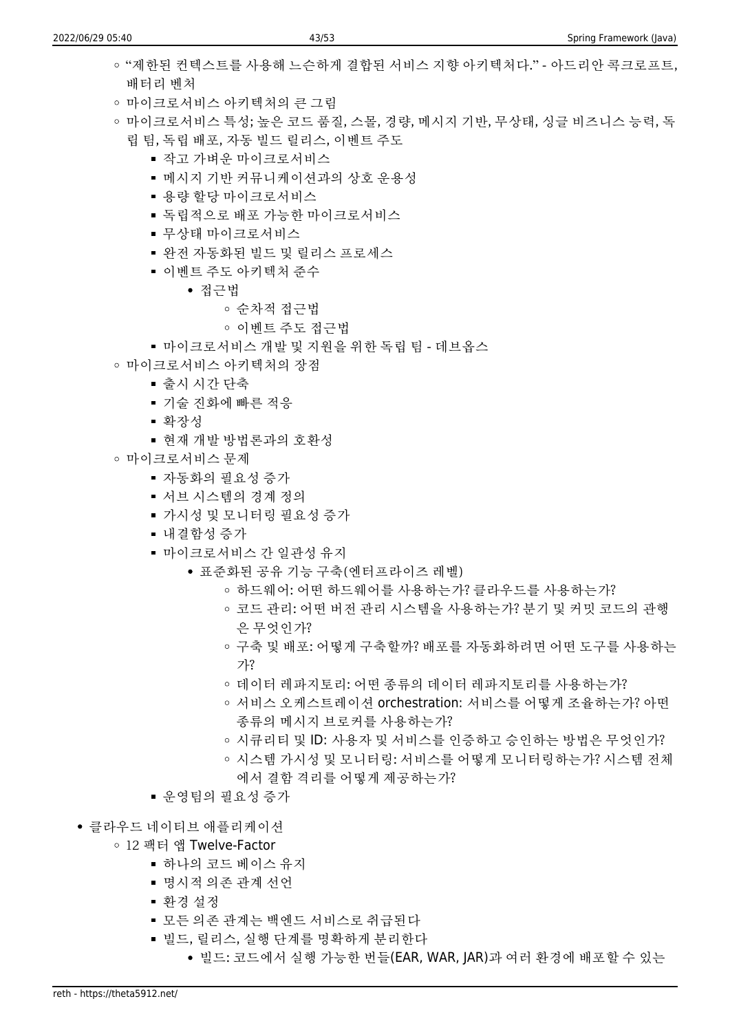- "제한된 컨텍스트를 사용해 느슨하게 결합된 서비스 지향 아키텍처다." - 아드리안 콕크로프트, 배터리 벤처
    - 마이크로서비스 아키텍처의 큰 그림
    - 마이크로서비스 특성; 높은 코드 품질, 스몰, 경량, 메시지 기반, 무상태, 싱글 비즈니스 능력, 독립 팀, 독립 배포, 자동 빌드 릴리스, 이벤트 주도
      - 작고 가벼운 마이크로서비스
      - 메시지 기반 커뮤니케이션과의 상호 운용성
      - 용량 할당 마이크로서비스
      - 독립적으로 배포 가능한 마이크로서비스
      - 무상태 마이크로서비스
      - 완전 자동화된 빌드 및 릴리스 프로세스
      - 이벤트 주도 아키텍처 준수
        - 접근법
          - 순차적 접근법
          - 이벤트 주도 접근법
      - 마이크로서비스 개발 및 지원을 위한 독립 팀 - 데브옵스
    - 마이크로서비스 아키텍처의 장점
      - 출시 시간 단축
      - 기술 진화에 빠른 적응
      - 확장성
      - 현재 개발 방법론과의 호환성
    - 마이크로서비스 문제
      - 자동화의 필요성 증가
      - 서브 시스템의 경계 정의
      - 가시성 및 모니터링 필요성 증가
      - 내결함성 증가
      - 마이크로서비스 간 일관성 유지
        - 표준화된 공유 기능 구축(엔터프라이즈 레벨)
          - 하드웨어: 어떤 하드웨어를 사용하는가? 클라우드를 사용하는가?
          - 코드 관리: 어떤 버전 관리 시스템을 사용하는가? 분기 및 커밋 코드의 관행은 무엇인가?
          - 구축 및 배포: 어떻게 구축할까? 배포를 자동화하려면 어떤 도구를 사용하는가?
          - 데이터 레파지토리: 어떤 종류의 데이터 레파지토리를 사용하는가?
          - 서비스 오케스트레이션 orchestration: 서비스를 어떻게 조율하는가? 아떤 종류의 메시지 브로커를 사용하는가?
          - 시큐리티 및 ID: 사용자 및 서비스를 인증하고 승인하는 방법은 무엇인가?
          - 시스템 가시성 및 모니터링: 서비스를 어떻게 모니터링하는가? 시스템 전체에서 결함 격리를 어떻게 제공하는가?
      - 운영팀의 필요성 증가
- 클라우드 네이티브 애플리케이션
  - 12 팩터 앱 Twelve-Factor
    - 하나의 코드 베이스 유지
    - 명시적 의존 관계 선언
    - 환경 설정
    - 모든 의존 관계는 백엔드 서비스로 취급된다
    - 빌드, 릴리스, 실행 단계를 명확하게 분리한다
      - 빌드: 코드에서 실행 가능한 번들(EAR, WAR, JAR)과 여러 환경에 배포할 수 있는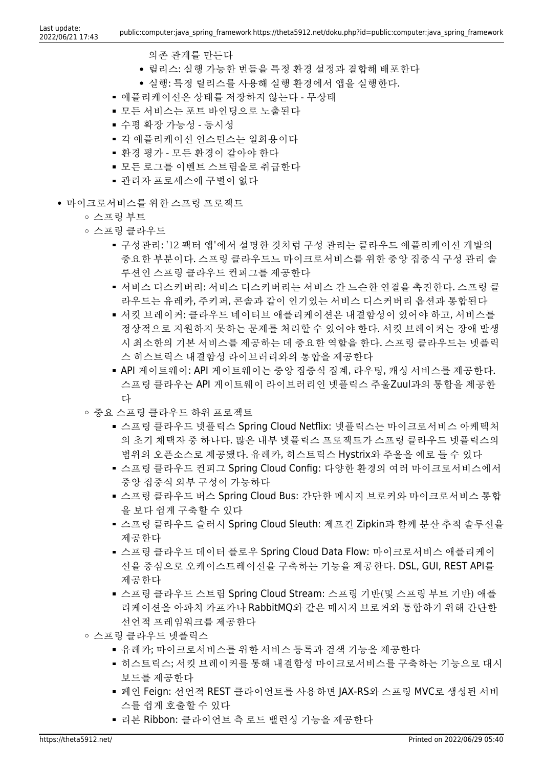의존 관계를 만든다
    - 릴리스: 실행 가능한 번들을 특정 환경 설정과 결합해 배포한다
    - 실행: 특정 릴리스를 사용해 실행 환경에서 앱을 실행한다.
  - 애플리케이션은 상태를 저장하지 않는다 - 무상태
  - 모든 서비스는 포트 바인딩으로 노출된다
  - 수평 확장 가능성 - 동시성
  - 각 애플리케이션 인스턴스는 일회용이다
  - 환경 평가 - 모든 환경이 같아야 한다
  - 모든 로그를 이벤트 스트림을로 취급한다
  - 관리자 프로세스에 구별이 없다

- 마이크로서비스를 위한 스프링 프로젝트
  - 스프링 부트
  - 스프링 클라우드
    - 구성관리: '12 팩터 앱'에서 설명한 것처럼 구성 관리는 클라우드 애플리케이션 개발의 중요한 부분이다. 스프링 클라우드느 마이크로서비스를 위한 중앙 집중식 구성 관리 솔루션인 스프링 클라우드 컨피그를 제공한다
    - 서비스 디스커버리: 서비스 디스커버리는 서비스 간 느슨한 연결을 촉진한다. 스프링 클라우드는 유레카, 주키퍼, 콘솔과 같이 인기있는 서비스 디스커버리 옵션과 통합된다
    - 서킷 브레이커: 클라우드 네이티브 애플리케이션은 내결함성이 있어야 하고, 서비스를 정상적으로 지원하지 못하는 문제를 처리할 수 있어야 한다. 서킷 브레이커는 장애 발생시 최소한의 기본 서비스를 제공하는 데 중요한 역할을 한다. 스프링 클라우드는 넷플릭스 히스트릭스 내결함성 라이브러리와의 통합을 제공한다
    - API 게이트웨이: API 게이트웨이는 중앙 집중식 집계, 라우팅, 캐싱 서비스를 제공한다. 스프링 클라우는 API 게이트웨이 라이브러리인 넷플릭스 주울Zuul과의 통합을 제공한다
  - 중요 스프링 클라우드 하위 프로젝트
    - 스프링 클라우드 넷플릭스 Spring Cloud Netflix: 넷플릭스는 마이크로서비스 아케텍처의 초기 채택자 중 하나다. 많은 내부 넷플릭스 프로젝트가 스프링 클라우드 넷플릭스의 범위의 오픈소스로 제공됐다. 유레카, 히스트릭스 Hystrix와 주울을 예로 들 수 있다
    - 스프링 클라우드 컨피그 Spring Cloud Config: 다양한 환경의 여러 마이크로서비스에서 중앙 집중식 외부 구성이 가능하다
    - 스프링 클라우드 버스 Spring Cloud Bus: 간단한 메시지 브로커와 마이크로서비스 통합을 보다 쉽게 구축할 수 있다
    - 스프링 클라우드 슬러시 Spring Cloud Sleuth: 제프킨 Zipkin과 함께 분산 추적 솔루션을 제공한다
    - 스프링 클라우드 데이터 플로우 Spring Cloud Data Flow: 마이크로서비스 애플리케이션을 중심으로 오케이스트레이션을 구축하는 기능을 제공한다. DSL, GUI, REST API를 제공한다
    - 스프링 클라우드 스트림 Spring Cloud Stream: 스프링 기반(및 스프링 부트 기반) 애플리케이션을 아파치 카프카나 RabbitMQ와 같은 메시지 브로커와 통합하기 위해 간단한 선언적 프레임워크를 제공한다
  - 스프링 클라우드 넷플릭스
    - 유레카; 마이크로서비스를 위한 서비스 등록과 검색 기능을 제공한다
    - 히스트릭스; 서킷 브레이커를 통해 내결함성 마이크로서비스를 구축하는 기능으로 대시보드를 제공한다
    - 페인 Feign: 선언적 REST 클라이언트를 사용하면 JAX-RS와 스프링 MVC로 생성된 서비스를 쉽게 호출할 수 있다
    - 리본 Ribbon: 클라이언트 측 로드 밸런싱 기능을 제공한다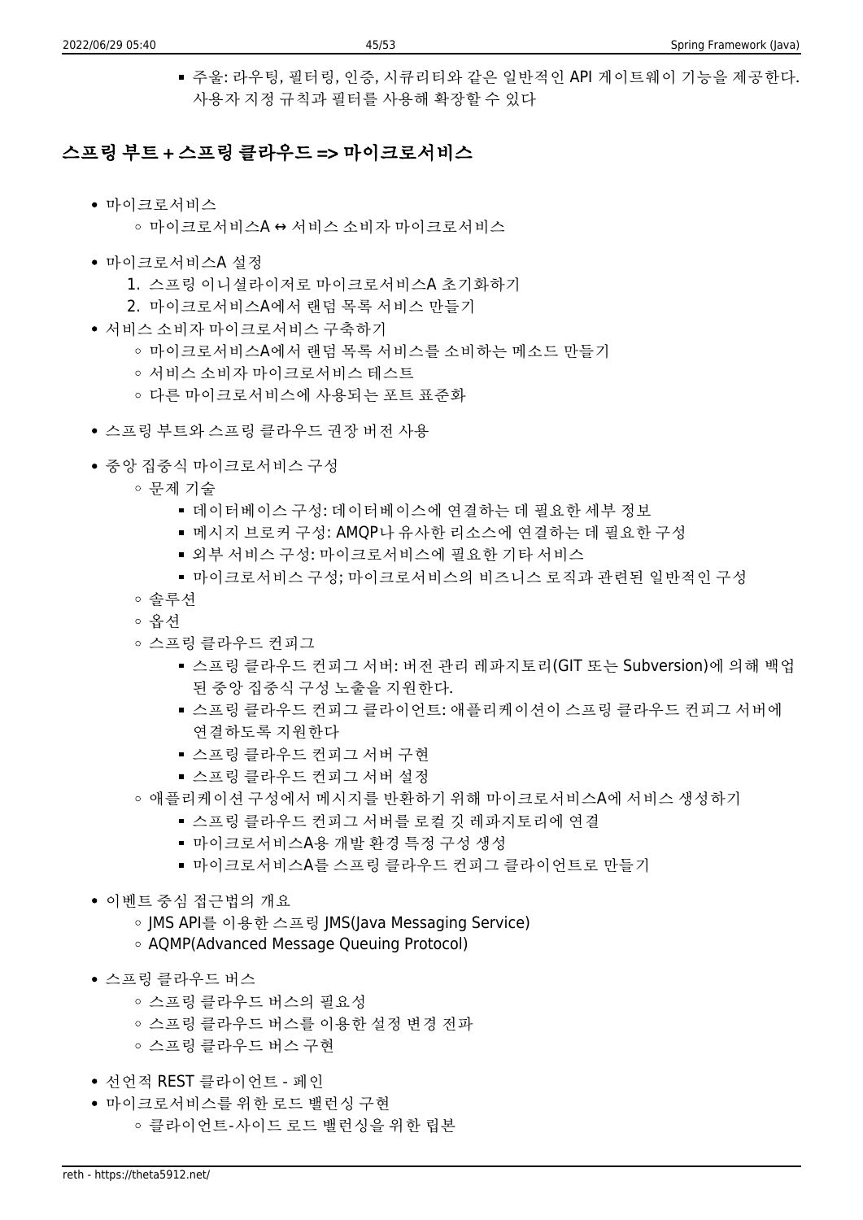- 주울: 라우팅, 필터링, 인증, 시큐리티와 같은 일반적인 API 게이트웨이 기능을 제공한다. 사용자 지정 규칙과 필터를 사용해 확장할 수 있다

## 스프링 부트 + 스프링 클라우드 => 마이크로서비스

- 마이크로서비스
    - 마이크로서비스A ↔ 서비스 소비자 마이크로서비스
- 마이크로서비스A 설정
    1. 스프링 이니셜라이저로 마이크로서비스A 초기화하기
    2. 마이크로서비스A에서 랜덤 목록 서비스 만들기
- 서비스 소비자 마이크로서비스 구축하기
    - 마이크로서비스A에서 랜덤 목록 서비스를 소비하는 메소드 만들기
    - 서비스 소비자 마이크로서비스 테스트
    - 다른 마이크로서비스에 사용되는 포트 표준화
- 스프링 부트와 스프링 클라우드 권장 버전 사용
- 중앙 집중식 마이크로서비스 구성
    - 문제 기술
        - 데이터베이스 구성: 데이터베이스에 연결하는 데 필요한 세부 정보
        - 메시지 브로커 구성: AMQP나 유사한 리소스에 연결하는 데 필요한 구성
        - 외부 서비스 구성: 마이크로서비스에 필요한 기타 서비스
        - 마이크로서비스 구성; 마이크로서비스의 비즈니스 로직과 관련된 일반적인 구성
    - 솔루션
    - 옵션
    - 스프링 클라우드 컨피그
        - 스프링 클라우드 컨피그 서버: 버전 관리 레파지토리(GIT 또는 Subversion)에 의해 백업된 중앙 집중식 구성 노출을 지원한다.
        - 스프링 클라우드 컨피그 클라이언트: 애플리케이션이 스프링 클라우드 컨피그 서버에 연결하도록 지원한다
        - 스프링 클라우드 컨피그 서버 구현
        - 스프링 클라우드 컨피그 서버 설정
    - 애플리케이션 구성에서 메시지를 반환하기 위해 마이크로서비스A에 서비스 생성하기
        - 스프링 클라우드 컨피그 서버를 로컬 깃 레파지토리에 연결
        - 마이크로서비스A용 개발 환경 특정 구성 생성
        - 마이크로서비스A를 스프링 클라우드 컨피그 클라이언트로 만들기
- 이벤트 중심 접근법의 개요
    - JMS API를 이용한 스프링 JMS(Java Messaging Service)
    - AQMP(Advanced Message Queuing Protocol)
- 스프링 클라우드 버스
    - 스프링 클라우드 버스의 필요성
    - 스프링 클라우드 버스를 이용한 설정 변경 전파
    - 스프링 클라우드 버스 구현
- 선언적 REST 클라이언트 - 페인
- 마이크로서비스를 위한 로드 밸런싱 구현
    - 클라이언트-사이드 로드 밸런싱을 위한 립본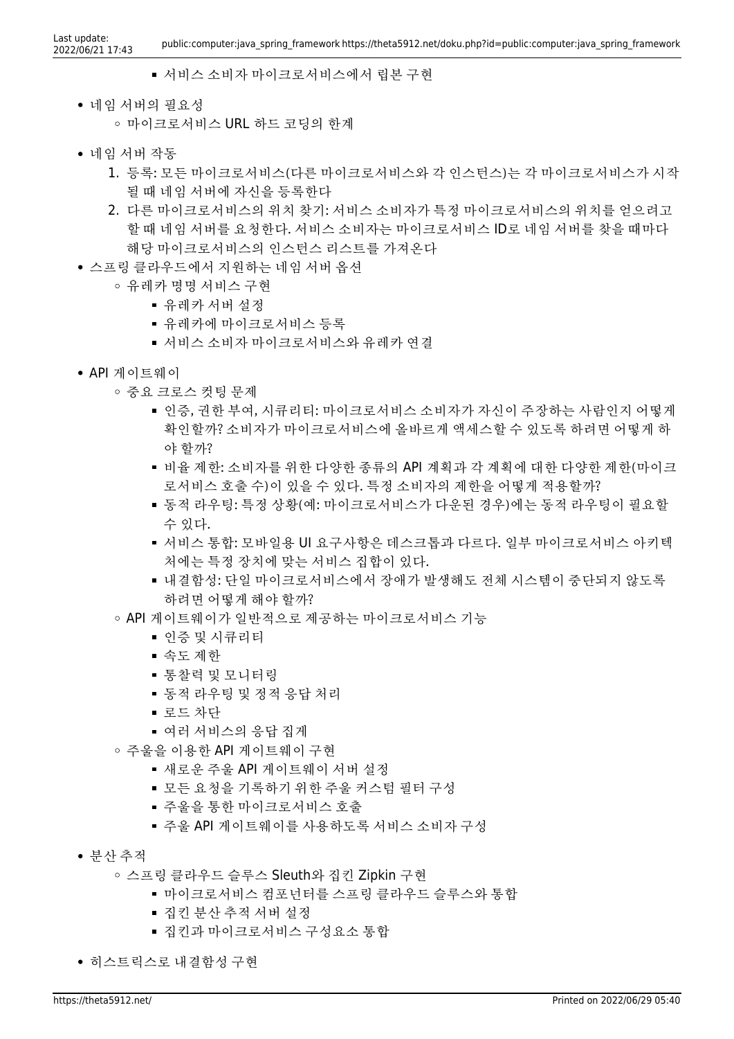- 서비스 소비자 마이크로서비스에서 립본 구현

- 네임 서버의 필요성
    - 마이크로서비스 URL 하드 코딩의 한계
- 네임 서버 작동
    1. 등록: 모든 마이크로서비스(다른 마이크로서비스와 각 인스턴스)는 각 마이크로서비스가 시작될 때 네임 서버에 자신을 등록한다
    2. 다른 마이크로서비스의 위치 찾기: 서비스 소비자가 특정 마이크로서비스의 위치를 얻으려고 할 때 네임 서버를 요청한다. 서비스 소비자는 마이크로서비스 ID로 네임 서버를 찾을 때마다 해당 마이크로서비스의 인스턴스 리스트를 가져온다
- 스프링 클라우드에서 지원하는 네임 서버 옵션
    - 유레카 명명 서비스 구현
        - 유레카 서버 설정
        - 유레카에 마이크로서비스 등록
        - 서비스 소비자 마이크로서비스와 유레카 연결
- API 게이트웨이
    - 중요 크로스 컷팅 문제
        - 인증, 권한 부여, 시큐리티: 마이크로서비스 소비자가 자신이 주장하는 사람인지 어떻게 확인할까? 소비자가 마이크로서비스에 올바르게 액세스할 수 있도록 하려면 어떻게 하야 할까?
        - 비율 제한: 소비자를 위한 다양한 종류의 API 계획과 각 계획에 대한 다양한 제한(마이크로서비스 호출 수)이 있을 수 있다. 특정 소비자의 제한을 어떻게 적용할까?
        - 동적 라우팅: 특정 상황(예: 마이크로서비스가 다운된 경우)에는 동적 라우팅이 필요할 수 있다.
        - 서비스 통합: 모바일용 UI 요구사항은 데스크톱과 다르다. 일부 마이크로서비스 아키텍처에는 특정 장치에 맞는 서비스 집합이 있다.
        - 내결함성: 단일 마이크로서비스에서 장애가 발생해도 전체 시스템이 중단되지 않도록 하려면 어떻게 해야 할까?
    - API 게이트웨이가 일반적으로 제공하는 마이크로서비스 기능
        - 인증 및 시큐리티
        - 속도 제한
        - 통찰력 및 모니터링
        - 동적 라우팅 및 정적 응답 처리
        - 로드 차단
        - 여러 서비스의 응답 집계
    - 주울을 이용한 API 게이트웨이 구현
        - 새로운 주울 API 게이트웨이 서버 설정
        - 모든 요청을 기록하기 위한 주울 커스텀 필터 구성
        - 주울을 통한 마이크로서비스 호출
        - 주울 API 게이트웨이를 사용하도록 서비스 소비자 구성
- 분산 추적
    - 스프링 클라우드 슬루스 Sleuth와 집킨 Zipkin 구현
        - 마이크로서비스 컴포넌트를 스프링 클라우드 슬루스와 통합
        - 집킨 분산 추적 서버 설정
        - 집킨과 마이크로서비스 구성요소 통합
- 히스트릭스로 내결함성 구현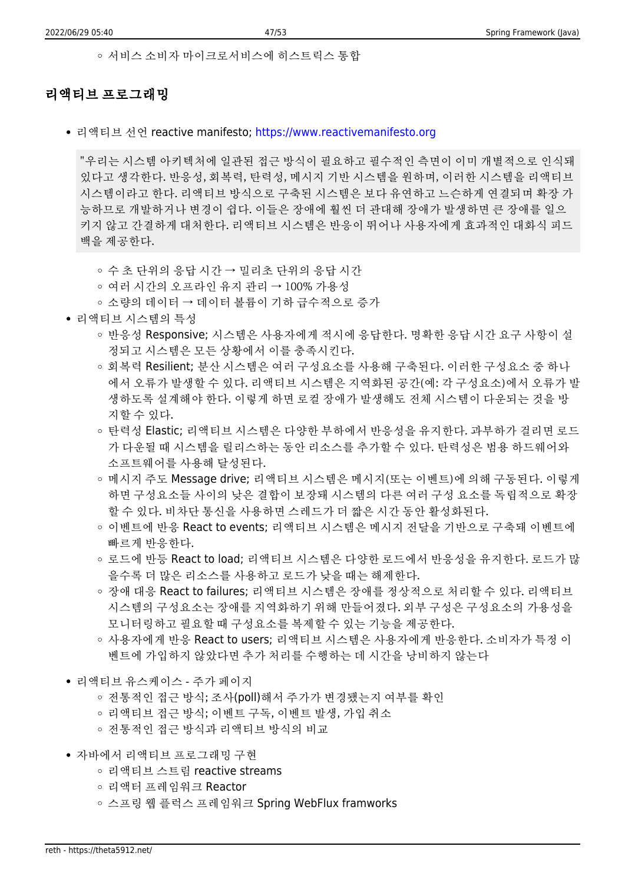- 서비스 소비자 마이크로서비스에 히스트릭스 통합

## 리액티브 프로그래밍

- 리액티브 선언 reactive manifesto; https://www.reactivemanifesto.org

> "우리는 시스템 아키텍처에 일관된 접근 방식이 필요하고 필수적인 측면이 이미 개별적으로 인식돼 있다고 생각한다. 반응성, 회복력, 탄력성, 메시지 기반 시스템을 원하며, 이러한 시스템을 리액티브 시스템이라고 한다. 리액티브 방식으로 구축된 시스템은 보다 유연하고 느슨하게 연결되며 확장 가능하므로 개발하거나 변경이 쉽다. 이들은 장애에 훨씬 더 관대해 장애가 발생하면 큰 장애를 일으키지 않고 간결하게 대처한다. 리액티브 시스템은 반응이 뛰어나 사용자에게 효과적인 대화식 피드백을 제공한다.

  - 수 초 단위의 응답 시간 → 밀리초 단위의 응답 시간
  - 여러 시간의 오프라인 유지 관리 → 100% 가용성
  - 소량의 데이터 → 데이터 볼륨이 기하 급수적으로 증가
- 리액티브 시스템의 특성
  - 반응성 Responsive; 시스템은 사용자에게 적시에 응답한다. 명확한 응답 시간 요구 사항이 설정되고 시스템은 모든 상황에서 이를 충족시킨다.
  - 회복력 Resilient; 분산 시스템은 여러 구성요소를 사용해 구축된다. 이러한 구성요소 중 하나에서 오류가 발생할 수 있다. 리액티브 시스템은 지역화된 공간(예: 각 구성요소)에서 오류가 발생하도록 설계해야 한다. 이렇게 하면 로컬 장애가 발생해도 전체 시스템이 다운되는 것을 방지할 수 있다.
  - 탄력성 Elastic; 리액티브 시스템은 다양한 부하에서 반응성을 유지한다. 과부하가 걸리면 로드가 다운될 때 시스템을 릴리스하는 동안 리소스를 추가할 수 있다. 탄력성은 범용 하드웨어와 소프트웨어를 사용해 달성된다.
  - 메시지 주도 Message drive; 리액티브 시스템은 메시지(또는 이벤트)에 의해 구동된다. 이렇게 하면 구성요소들 사이의 낮은 결합이 보장돼 시스템의 다른 여러 구성 요소를 독립적으로 확장할 수 있다. 비차단 통신을 사용하면 스레드가 더 짧은 시간 동안 활성화된다.
  - 이벤트에 반응 React to events; 리액티브 시스템은 메시지 전달을 기반으로 구축돼 이벤트에 빠르게 반응한다.
  - 로드에 반등 React to load; 리액티브 시스템은 다양한 로드에서 반응성을 유지한다. 로드가 많을수록 더 많은 리소스를 사용하고 로드가 낮을 때는 해제한다.
  - 장애 대응 React to failures; 리액티브 시스템은 장애를 정상적으로 처리할 수 있다. 리액티브 시스템의 구성요소는 장애를 지역화하기 위해 만들어졌다. 외부 구성은 구성요소의 가용성을 모니터링하고 필요할 때 구성요소를 복제할 수 있는 기능을 제공한다.
  - 사용자에게 반응 React to users; 리액티브 시스템은 사용자에게 반응한다. 소비자가 특정 이벤트에 가입하지 않았다면 추가 처리를 수행하는 데 시간을 낭비하지 않는다
- 리액티브 유스케이스 - 주가 페이지
  - 전통적인 접근 방식; 조사(poll)해서 주가가 변경됐는지 여부를 확인
  - 리액티브 접근 방식; 이벤트 구독, 이벤트 발생, 가입 취소
  - 전통적인 접근 방식과 리액티브 방식의 비교
- 자바에서 리액티브 프로그래밍 구현
  - 리액티브 스트림 reactive streams
  - 리액터 프레임워크 Reactor
  - 스프링 웹 플럭스 프레임워크 Spring WebFlux framworks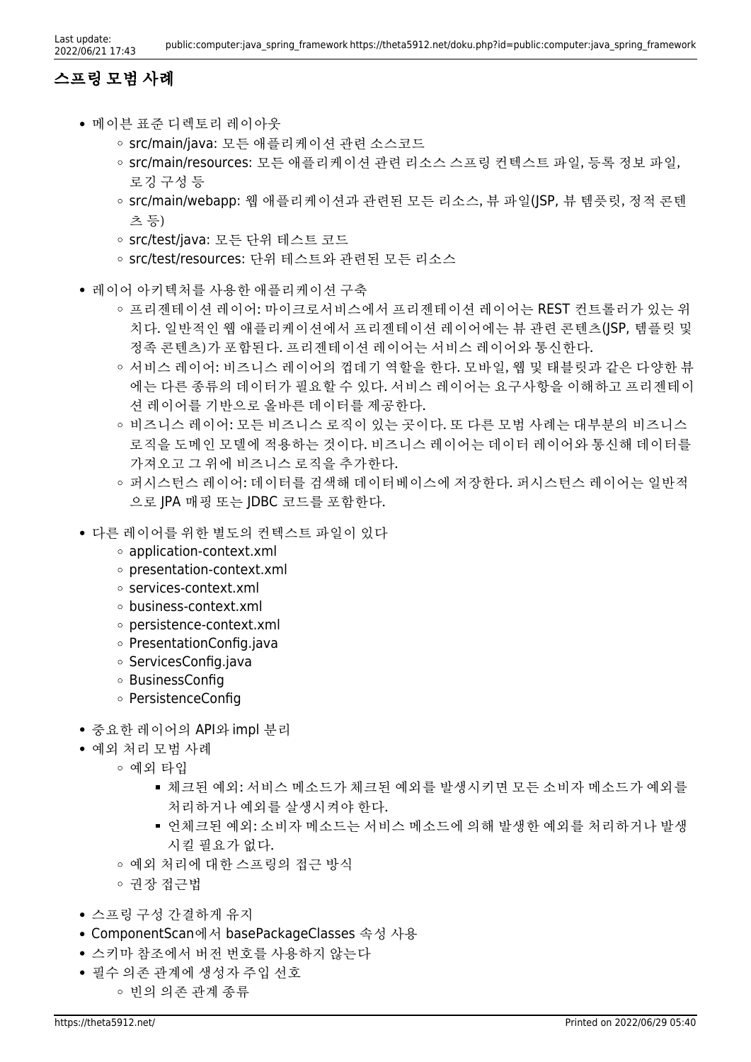## 스프링 모범 사례

- 메이븐 표준 디렉토리 레이아웃
  - src/main/java: 모든 애플리케이션 관련 소스코드
  - src/main/resources: 모든 애플리케이션 관련 리소스 스프링 컨텍스트 파일, 등록 정보 파일, 로깅 구성 등
  - src/main/webapp: 웹 애플리케이션과 관련된 모든 리소스, 뷰 파일(JSP, 뷰 템플릿, 정적 콘텐츠 등)
  - src/test/java: 모든 단위 테스트 코드
  - src/test/resources: 단위 테스트와 관련된 모든 리소스
- 레이어 아키텍처를 사용한 애플리케이션 구축
  - 프리젠테이션 레이어: 마이크로서비스에서 프리젠테이션 레이어는 REST 컨트롤러가 있는 위치다. 일반적인 웹 애플리케이션에서 프리젠테이션 레이어에는 뷰 관련 콘텐츠(JSP, 템플릿 및 정족 콘텐츠)가 포함된다. 프리젠테이션 레이어는 서비스 레이어와 통신한다.
  - 서비스 레이어: 비즈니스 레이어의 껍데기 역할을 한다. 모바일, 웹 및 태블릿과 같은 다양한 뷰에는 다른 종류의 데이터가 필요할 수 있다. 서비스 레이어는 요구사항을 이해하고 프리젠테이션 레이어를 기반으로 올바른 데이터를 제공한다.
  - 비즈니스 레이어: 모든 비즈니스 로직이 있는 곳이다. 또 다른 모범 사례는 대부분의 비즈니스 로직을 도메인 모델에 적용하는 것이다. 비즈니스 레이어는 데이터 레이어와 통신해 데이터를 가져오고 그 위에 비즈니스 로직을 추가한다.
  - 퍼시스턴스 레이어: 데이터를 검색해 데이터베이스에 저장한다. 퍼시스턴스 레이어는 일반적으로 JPA 매핑 또는 JDBC 코드를 포함한다.
- 다른 레이어를 위한 별도의 컨텍스트 파일이 있다
  - application-context.xml
  - presentation-context.xml
  - services-context.xml
  - business-context.xml
  - persistence-context.xml
  - PresentationConfig.java
  - ServicesConfig.java
  - BusinessConfig
  - PersistenceConfig
- 중요한 레이어의 API와 impl 분리
- 예외 처리 모범 사례
  - 예외 타입
    - 체크된 예외: 서비스 메소드가 체크된 예외를 발생시키면 모든 소비자 메소드가 예외를 처리하거나 예외를 살생시켜야 한다.
    - 언체크된 예외: 소비자 메소드는 서비스 메소드에 의해 발생한 예외를 처리하거나 발생시킬 필요가 없다.
  - 예외 처리에 대한 스프링의 접근 방식
  - 권장 접근법
- 스프링 구성 간결하게 유지
- ComponentScan에서 basePackageClasses 속성 사용
- 스키마 참조에서 버전 번호를 사용하지 않는다
- 필수 의존 관계에 생성자 주입 선호
  - 빈의 의존 관계 종류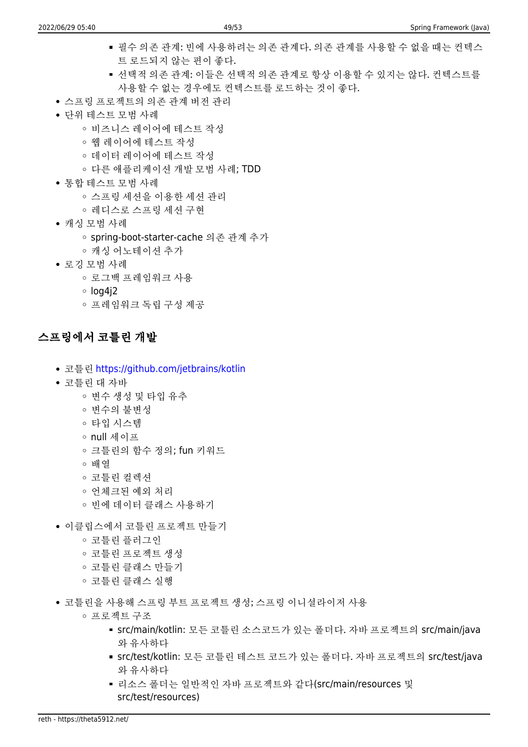- 필수 의존 관계: 빈에 사용하려는 의존 관계다. 의존 관계를 사용할 수 없을 때는 컨텍스트 로드되지 않는 편이 좋다.
        - 선택적 의존 관계: 이들은 선택적 의존 관계로 항상 이용할 수 있지는 않다. 컨텍스트를 사용할 수 없는 경우에도 컨텍스트를 로드하는 것이 좋다.
- 스프링 프로젝트의 의존 관계 버전 관리
- 단위 테스트 모범 사례
    - 비즈니스 레이어에 테스트 작성
    - 웹 레이어에 테스트 작성
    - 데이터 레이어에 테스트 작성
    - 다른 애플리케이션 개발 모범 사례; TDD
- 통합 테스트 모범 사례
    - 스프링 세션을 이용한 세션 관리
    - 레디스로 스프링 세션 구현
- 캐싱 모범 사례
    - spring-boot-starter-cache 의존 관계 추가
    - 캐싱 어노테이션 추가
- 로깅 모범 사례
    - 로그백 프레임워크 사용
    - log4j2
    - 프레임워크 독립 구성 제공

## 스프링에서 코틀린 개발

- 코틀린 https://github.com/jetbrains/kotlin
- 코틀린 대 자바
    - 변수 생성 및 타입 유추
    - 변수의 불변성
    - 타입 시스템
    - null 세이프
    - 크틀린의 함수 정의; fun 키워드
    - 배열
    - 코틀린 컬렉션
    - 언체크된 예외 처리
    - 빈에 데이터 클래스 사용하기
- 이클립스에서 코틀린 프로젝트 만들기
    - 코틀린 플러그인
    - 코틀린 프로젝트 생성
    - 코틀린 클래스 만들기
    - 코틀린 클래스 실행
- 코틀린을 사용해 스프링 부트 프로젝트 생성; 스프링 이니셜라이저 사용
    - 프로젝트 구조
        - src/main/kotlin: 모든 코틀린 소스코드가 있는 폴더다. 자바 프로젝트의 src/main/java 와 유사하다
        - src/test/kotlin: 모든 코틀린 테스트 코드가 있는 폴더다. 자바 프로젝트의 src/test/java 와 유사하다
        - 리소스 폴더는 일반적인 자바 프로젝트와 같다(src/main/resources 및 src/test/resources)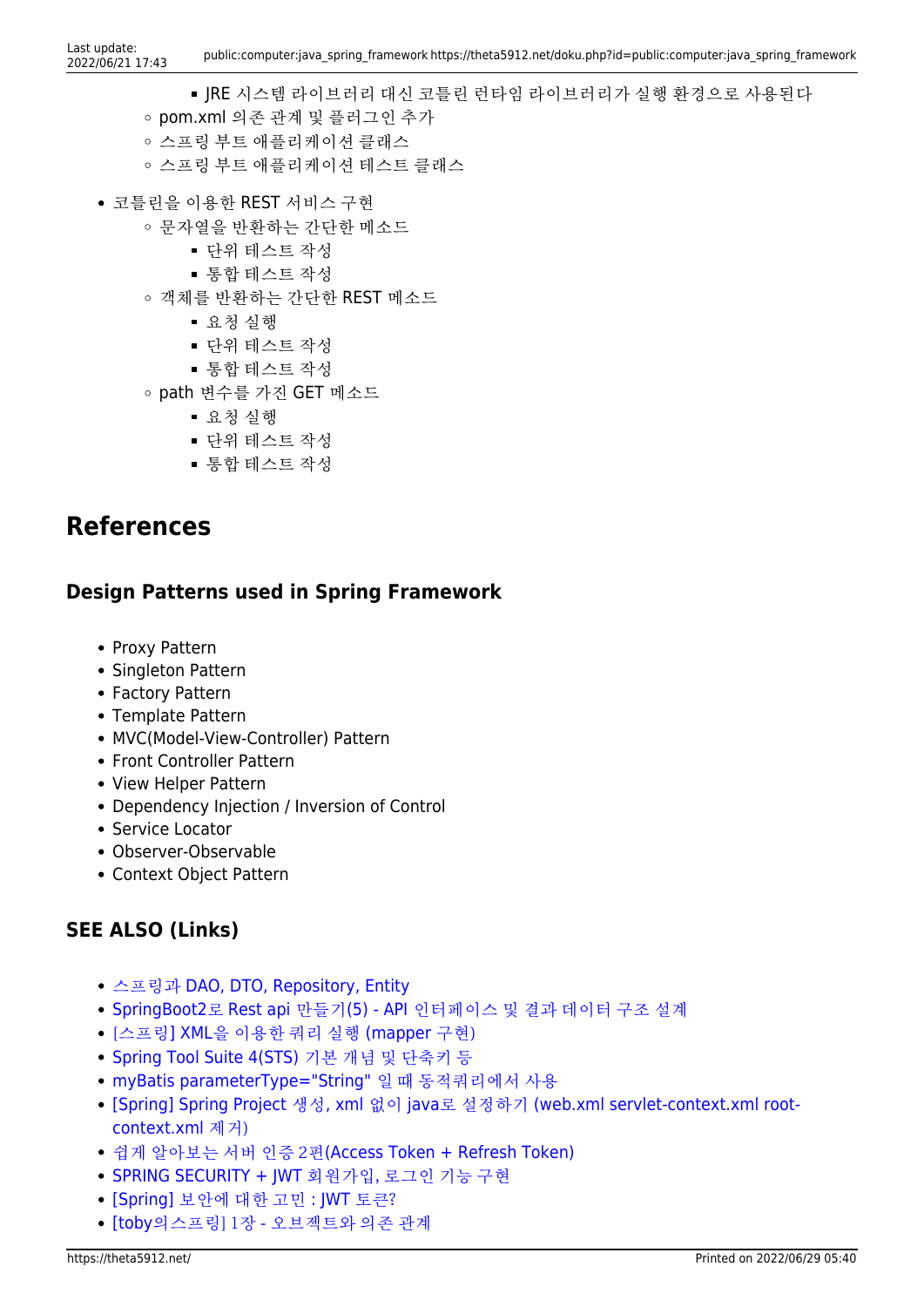- JRE 시스템 라이브러리 대신 코틀린 런타임 라이브러리가 실행 환경으로 사용된다
    - pom.xml 의존 관계 및 플러그인 추가
    - 스프링 부트 애플리케이션 클래스
    - 스프링 부트 애플리케이션 테스트 클래스
- 코틀린을 이용한 REST 서비스 구현
    - 문자열을 반환하는 간단한 메소드
        - 단위 테스트 작성
        - 통합 테스트 작성
    - 객체를 반환하는 간단한 REST 메소드
        - 요청 실행
        - 단위 테스트 작성
        - 통합 테스트 작성
    - path 변수를 가진 GET 메소드
        - 요청 실행
        - 단위 테스트 작성
        - 통합 테스트 작성

## References

### Design Patterns used in Spring Framework

- Proxy Pattern
- Singleton Pattern
- Factory Pattern
- Template Pattern
- MVC(Model-View-Controller) Pattern
- Front Controller Pattern
- View Helper Pattern
- Dependency Injection / Inversion of Control
- Service Locator
- Observer-Observable
- Context Object Pattern

### SEE ALSO (Links)

- 스프링과 DAO, DTO, Repository, Entity
- SpringBoot2로 Rest api 만들기(5) - API 인터페이스 및 결과 데이터 구조 설계
- [스프링] XML을 이용한 쿼리 실행 (mapper 구현)
- Spring Tool Suite 4(STS) 기본 개념 및 단축키 등
- myBatis parameterType="String" 일 때 동적쿼리에서 사용
- [Spring] Spring Project 생성, xml 없이 java로 설정하기 (web.xml servlet-context.xml root-context.xml 제거)
- 쉽게 알아보는 서버 인증 2편(Access Token + Refresh Token)
- SPRING SECURITY + JWT 회원가입, 로그인 기능 구현
- [Spring] 보안에 대한 고민 : JWT 토큰?
- [toby의스프링] 1장 - 오브젝트와 의존 관계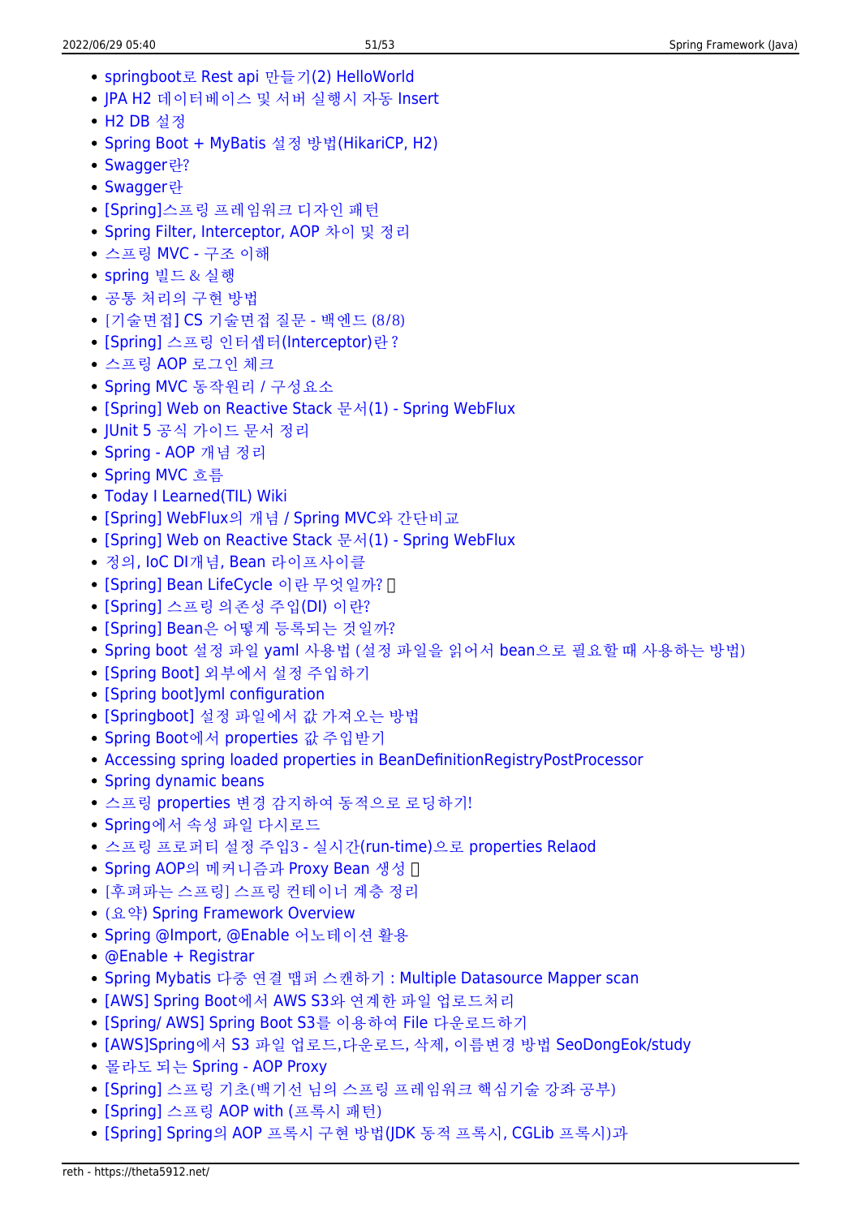- springboot로 Rest api 만들기(2) HelloWorld
- JPA H2 데이터베이스 및 서버 실행시 자동 Insert
- H2 DB 설정
- Spring Boot + MyBatis 설정 방법(HikariCP, H2)
- Swagger란?
- Swagger란
- [Spring]스프링 프레임워크 디자인 패턴
- Spring Filter, Interceptor, AOP 차이 및 정리
- 스프링 MVC - 구조 이해
- spring 빌드 & 실행
- 공통 처리의 구현 방법
- [기술면접] CS 기술면접 질문 - 백엔드 (8/8)
- [Spring] 스프링 인터셉터(Interceptor)란 ?
- 스프링 AOP 로그인 체크
- Spring MVC 동작원리 / 구성요소
- [Spring] Web on Reactive Stack 문서(1) - Spring WebFlux
- JUnit 5 공식 가이드 문서 정리
- Spring - AOP 개념 정리
- Spring MVC 흐름
- Today I Learned(TIL) Wiki
- [Spring] WebFlux의 개념 / Spring MVC와 간단비교
- [Spring] Web on Reactive Stack 문서(1) - Spring WebFlux
- 정의, IoC DI개념, Bean 라이프사이클
- [Spring] Bean LifeCycle 이란 무엇일까? 
- [Spring] 스프링 의존성 주입(DI) 이란?
- [Spring] Bean은 어떻게 등록되는 것일까?
- Spring boot 설정 파일 yaml 사용법 (설정 파일을 읽어서 bean으로 필요할 때 사용하는 방법)
- [Spring Boot] 외부에서 설정 주입하기
- [Spring boot]yml configuration
- [Springboot] 설정 파일에서 값 가져오는 방법
- Spring Boot에서 properties 값 주입받기
- Accessing spring loaded properties in BeanDefinitionRegistryPostProcessor
- Spring dynamic beans
- 스프링 properties 변경 감지하여 동적으로 로딩하기!
- Spring에서 속성 파일 다시로드
- 스프링 프로퍼티 설정 주입3 - 실시간(run-time)으로 properties Relaod
- Spring AOP의 메커니즘과 Proxy Bean 생성 
- [후퍼파는 스프링] 스프링 컨테이너 계층 정리
- (요약) Spring Framework Overview
- Spring @Import, @Enable 어노테이션 활용
- @Enable + Registrar
- Spring Mybatis 다중 연결 맵퍼 스캔하기 : Multiple Datasource Mapper scan
- [AWS] Spring Boot에서 AWS S3와 연계한 파일 업로드처리
- [Spring/ AWS] Spring Boot S3를 이용하여 File 다운로드하기
- [AWS]Spring에서 S3 파일 업로드,다운로드, 삭제, 이름변경 방법 SeoDongEok/study
- 몰라도 되는 Spring - AOP Proxy
- [Spring] 스프링 기초(백기선 님의 스프링 프레임워크 핵심기술 강좌 공부)
- [Spring] 스프링 AOP with (프록시 패턴)
- [Spring] Spring의 AOP 프록시 구현 방법(JDK 동적 프록시, CGLib 프록시)과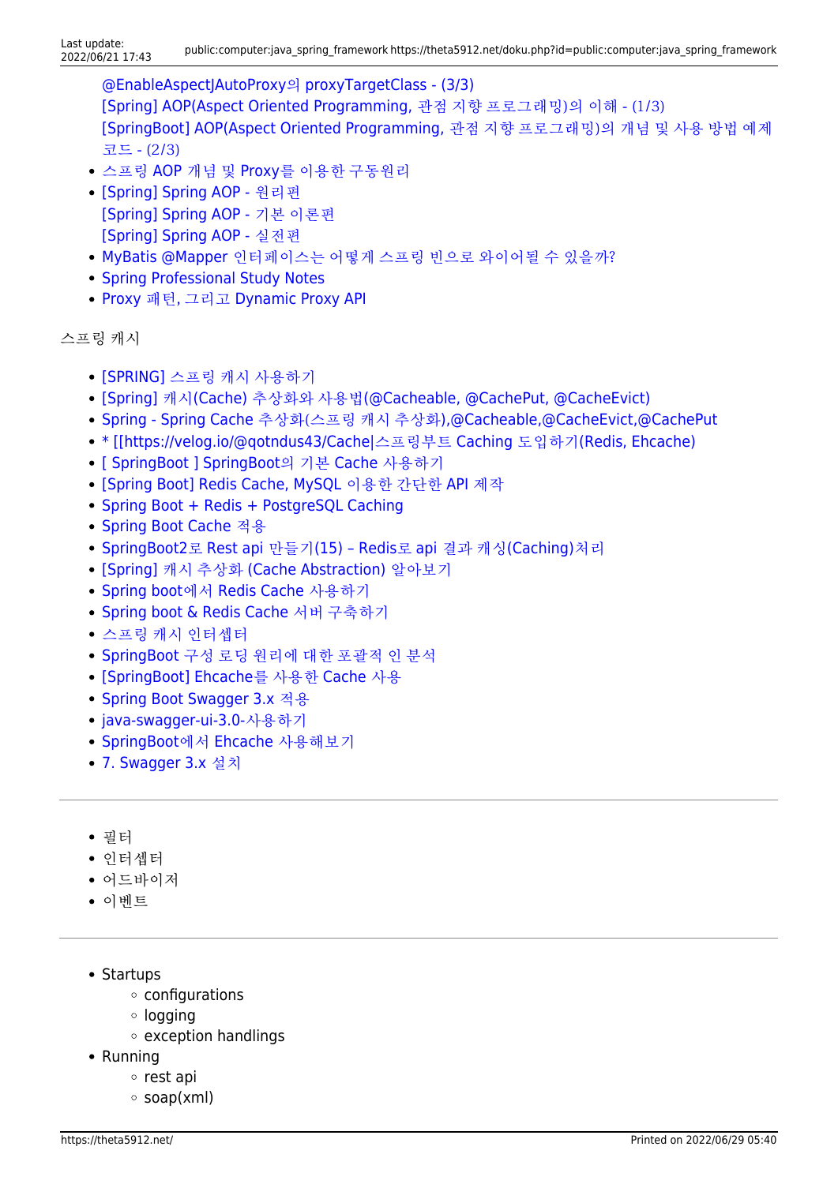@EnableAspectJAutoProxy의 proxyTargetClass - (3/3)
  [Spring] AOP(Aspect Oriented Programming, 관점 지향 프로그래밍)의 이해 - (1/3)
  [SpringBoot] AOP(Aspect Oriented Programming, 관점 지향 프로그래밍)의 개념 및 사용 방법 예제 코드 - (2/3)
- 스프링 AOP 개념 및 Proxy를 이용한 구동원리
- [Spring] Spring AOP - 원리편
  [Spring] Spring AOP - 기본 이론편
  [Spring] Spring AOP - 실전편
- MyBatis @Mapper 인터페이스는 어떻게 스프링 빈으로 와이어될 수 있을까?
- Spring Professional Study Notes
- Proxy 패턴, 그리고 Dynamic Proxy API

스프링 캐시

- [SPRING] 스프링 캐시 사용하기
- [Spring] 캐시(Cache) 추상화와 사용법(@Cacheable, @CachePut, @CacheEvict)
- Spring - Spring Cache 추상화(스프링 캐시 추상화),@Cacheable,@CacheEvict,@CachePut
- * [[https://velog.io/@qotndus43/Cache|스프링부트 Caching 도입하기(Redis, Ehcache)
- [ SpringBoot ] SpringBoot의 기본 Cache 사용하기
- [Spring Boot] Redis Cache, MySQL 이용한 간단한 API 제작
- Spring Boot + Redis + PostgreSQL Caching
- Spring Boot Cache 적용
- SpringBoot2로 Rest api 만들기(15) – Redis로 api 결과 캐싱(Caching)처리
- [Spring] 캐시 추상화 (Cache Abstraction) 알아보기
- Spring boot에서 Redis Cache 사용하기
- Spring boot & Redis Cache 서버 구축하기
- 스프링 캐시 인터셉터
- SpringBoot 구성 로딩 원리에 대한 포괄적 인 분석
- [SpringBoot] Ehcache를 사용한 Cache 사용
- Spring Boot Swagger 3.x 적용
- java-swagger-ui-3.0-사용하기
- SpringBoot에서 Ehcache 사용해보기
- 7. Swagger 3.x 설치

---

- 필터
- 인터셉터
- 어드바이저
- 이벤트

---

- Startups
  - configurations
  - logging
  - exception handlings
- Running
  - rest api
  - soap(xml)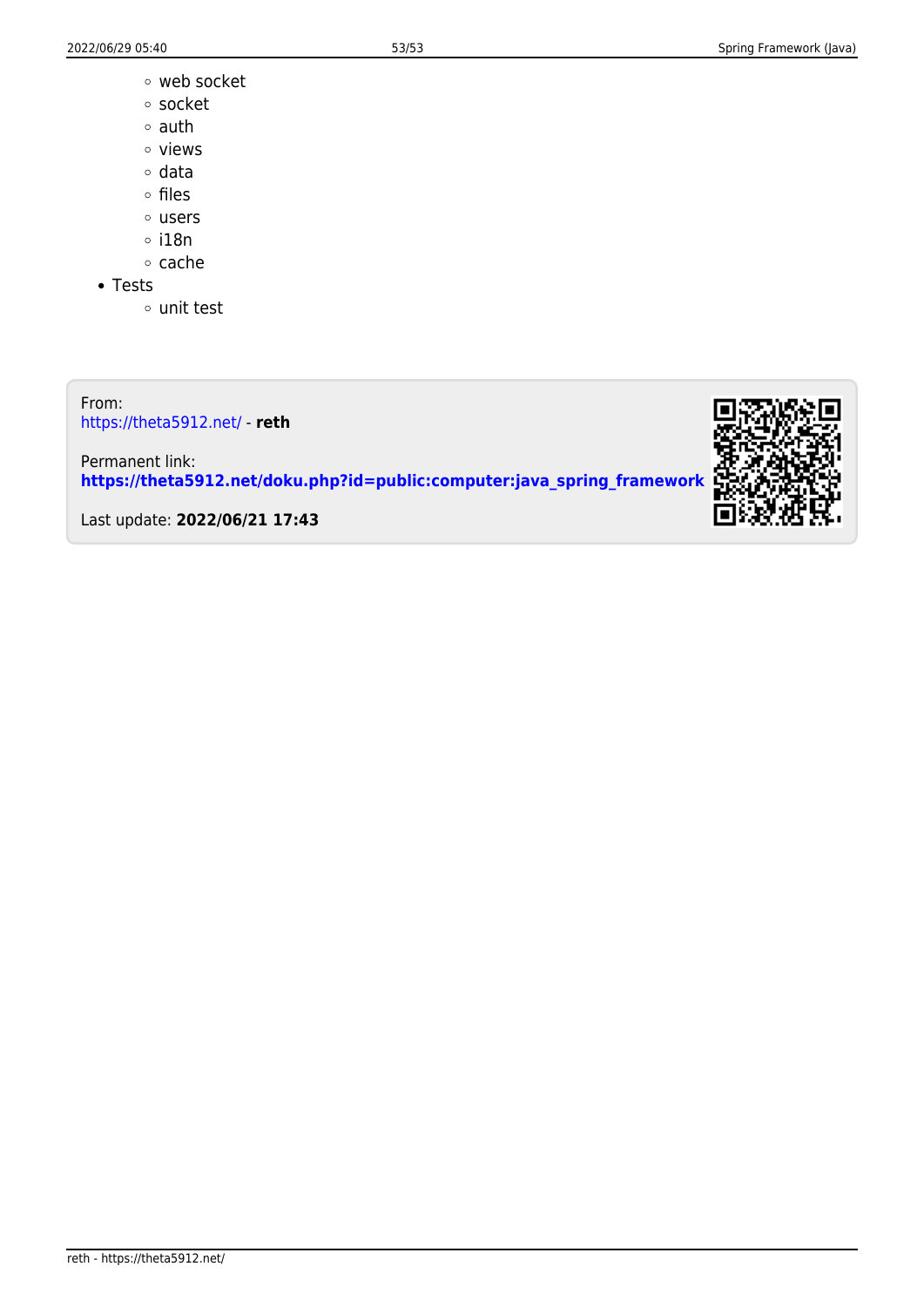- web socket
    - socket
    - auth
    - views
    - data
    - files
    - users
    - i18n
    - cache
- Tests
    - unit test

From:
https://theta5912.net/ - **reth**

Permanent link:
**https://theta5912.net/doku.php?id=public:computer:java_spring_framework**

Last update: **2022/06/21 17:43**